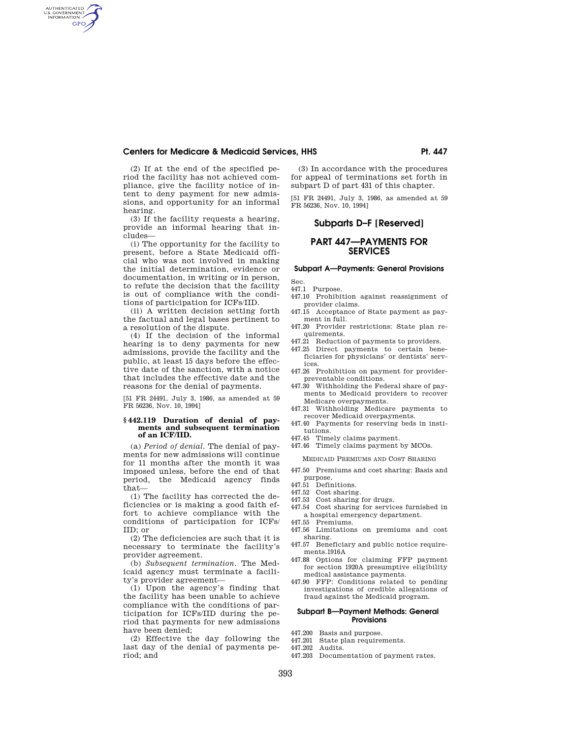(2) If at the end of the specified period the facility has not achieved compliance, give the facility notice of intent to deny payment for new admissions, and opportunity for an informal hearing.

(3) If the facility requests a hearing, provide an informal hearing that includes—

(i) The opportunity for the facility to present, before a State Medicaid official who was not involved in making the initial determination, evidence or documentation, in writing or in person, to refute the decision that the facility is out of compliance with the conditions of participation for ICFs/IID.

(ii) A written decision setting forth the factual and legal bases pertinent to a resolution of the dispute.

(4) If the decision of the informal hearing is to deny payments for new admissions, provide the facility and the public, at least 15 days before the effective date of the sanction, with a notice that includes the effective date and the reasons for the denial of payments.

[51 FR 24491, July 3, 1986, as amended at 59 FR 56236, Nov. 10, 1994]

### § 442.119 Duration of denial of payments and subsequent termination of an ICF/IID.

(a) *Period of denial.* The denial of payments for new admissions will continue for 11 months after the month it was imposed unless, before the end of that period, the Medicaid agency finds that—

(1) The facility has corrected the deficiencies or is making a good faith effort to achieve compliance with the conditions of participation for ICFs/IID; or

(2) The deficiencies are such that it is necessary to terminate the facility's provider agreement.

(b) *Subsequent termination.* The Medicaid agency must terminate a facility's provider agreement—

(1) Upon the agency's finding that the facility has been unable to achieve compliance with the conditions of participation for ICFs/IID during the period that payments for new admissions have been denied;

(2) Effective the day following the last day of the denial of payments period; and

(3) In accordance with the procedures for appeal of terminations set forth in subpart D of part 431 of this chapter.

[51 FR 24491, July 3, 1986, as amended at 59 FR 56236, Nov. 10, 1994]

## Subparts D–F [Reserved]

# PART 447—PAYMENTS FOR SERVICES

### Subpart A—Payments: General Provisions

Sec.
447.1 Purpose.
447.10 Prohibition against reassignment of provider claims.
447.15 Acceptance of State payment as payment in full.
447.20 Provider restrictions: State plan requirements.
447.21 Reduction of payments to providers.
447.25 Direct payments to certain beneficiaries for physicians' or dentists' services.
447.26 Prohibition on payment for provider-preventable conditions.
447.30 Withholding the Federal share of payments to Medicaid providers to recover Medicare overpayments.
447.31 Withholding Medicare payments to recover Medicaid overpayments.
447.40 Payments for reserving beds in institutions.
447.45 Timely claims payment.
447.46 Timely claims payment by MCOs.

MEDICAID PREMIUMS AND COST SHARING

447.50 Premiums and cost sharing: Basis and purpose.
447.51 Definitions.
447.52 Cost sharing.
447.53 Cost sharing for drugs.
447.54 Cost sharing for services furnished in a hospital emergency department.
447.55 Premiums.
447.56 Limitations on premiums and cost sharing.
447.57 Beneficiary and public notice requirements.1916A
447.88 Options for claiming FFP payment for section 1920A presumptive eligibility medical assistance payments.
447.90 FFP: Conditions related to pending investigations of credible allegations of fraud against the Medicaid program.

### Subpart B—Payment Methods: General Provisions

447.200 Basis and purpose.
447.201 State plan requirements.
447.202 Audits.
447.203 Documentation of payment rates.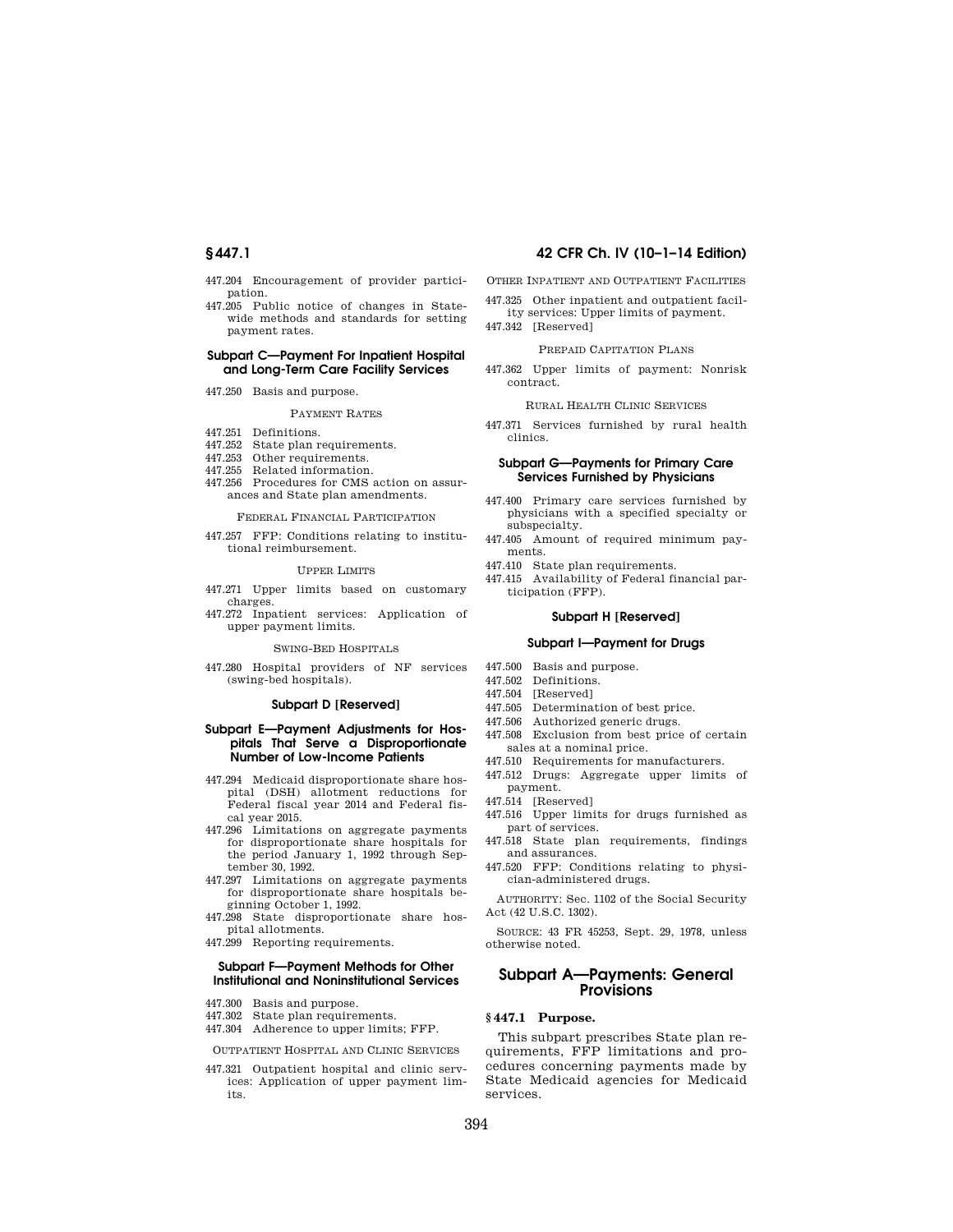447.204 Encouragement of provider participation.
447.205 Public notice of changes in Statewide methods and standards for setting payment rates.

### Subpart C—Payment For Inpatient Hospital and Long-Term Care Facility Services

447.250 Basis and purpose.

PAYMENT RATES

447.251 Definitions.
447.252 State plan requirements.
447.253 Other requirements.
447.255 Related information.
447.256 Procedures for CMS action on assurances and State plan amendments.

FEDERAL FINANCIAL PARTICIPATION

447.257 FFP: Conditions relating to institutional reimbursement.

UPPER LIMITS

447.271 Upper limits based on customary charges.
447.272 Inpatient services: Application of upper payment limits.

SWING-BED HOSPITALS

447.280 Hospital providers of NF services (swing-bed hospitals).

### Subpart D [Reserved]

### Subpart E—Payment Adjustments for Hospitals That Serve a Disproportionate Number of Low-Income Patients

447.294 Medicaid disproportionate share hospital (DSH) allotment reductions for Federal fiscal year 2014 and Federal fiscal year 2015.
447.296 Limitations on aggregate payments for disproportionate share hospitals for the period January 1, 1992 through September 30, 1992.
447.297 Limitations on aggregate payments for disproportionate share hospitals beginning October 1, 1992.
447.298 State disproportionate share hospital allotments.
447.299 Reporting requirements.

### Subpart F—Payment Methods for Other Institutional and Noninstitutional Services

447.300 Basis and purpose.
447.302 State plan requirements.
447.304 Adherence to upper limits; FFP.

OUTPATIENT HOSPITAL AND CLINIC SERVICES

447.321 Outpatient hospital and clinic services: Application of upper payment limits.

OTHER INPATIENT AND OUTPATIENT FACILITIES

447.325 Other inpatient and outpatient facility services: Upper limits of payment.
447.342 [Reserved]

PREPAID CAPITATION PLANS

447.362 Upper limits of payment: Nonrisk contract.

RURAL HEALTH CLINIC SERVICES

447.371 Services furnished by rural health clinics.

### Subpart G—Payments for Primary Care Services Furnished by Physicians

447.400 Primary care services furnished by physicians with a specified specialty or subspecialty.
447.405 Amount of required minimum payments.
447.410 State plan requirements.
447.415 Availability of Federal financial participation (FFP).

### Subpart H [Reserved]

### Subpart I—Payment for Drugs

447.500 Basis and purpose.
447.502 Definitions.
447.504 [Reserved]
447.505 Determination of best price.
447.506 Authorized generic drugs.
447.508 Exclusion from best price of certain sales at a nominal price.
447.510 Requirements for manufacturers.
447.512 Drugs: Aggregate upper limits of payment.
447.514 [Reserved]
447.516 Upper limits for drugs furnished as part of services.
447.518 State plan requirements, findings and assurances.
447.520 FFP: Conditions relating to physician-administered drugs.

AUTHORITY: Sec. 1102 of the Social Security Act (42 U.S.C. 1302).

SOURCE: 43 FR 45253, Sept. 29, 1978, unless otherwise noted.

## Subpart A—Payments: General Provisions

### § 447.1 Purpose.

This subpart prescribes State plan requirements, FFP limitations and procedures concerning payments made by State Medicaid agencies for Medicaid services.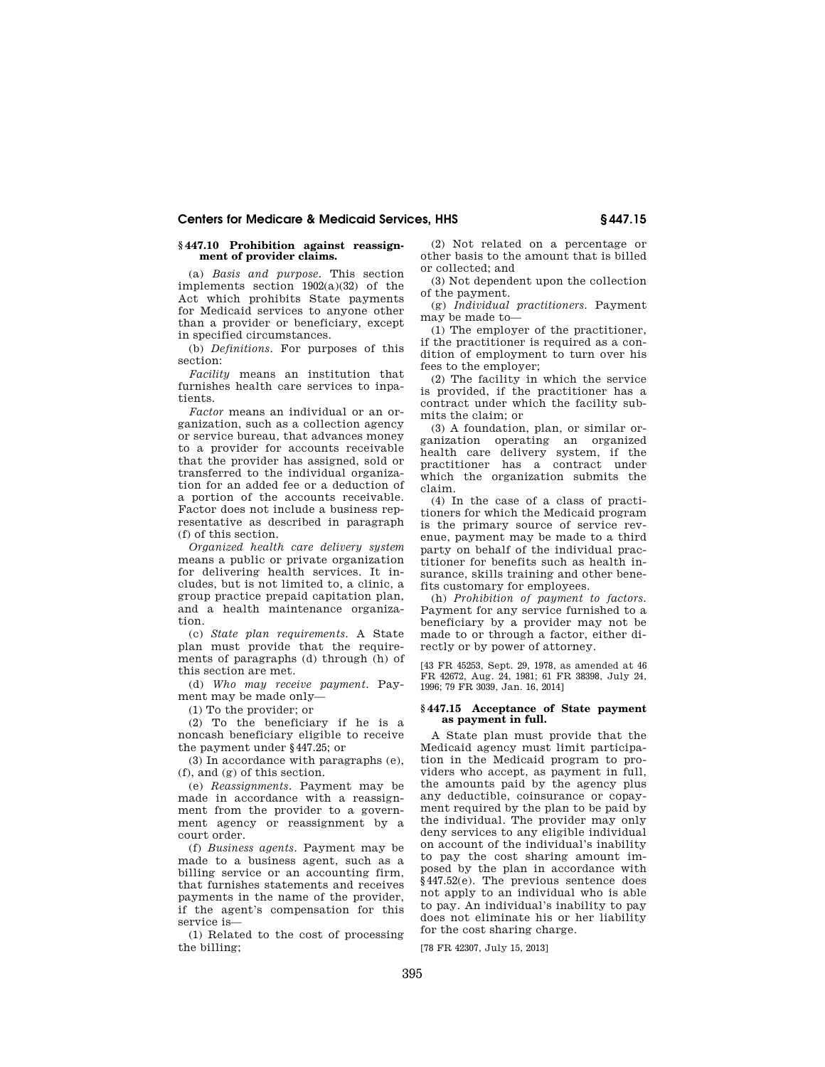## § 447.10 Prohibition against reassignment of provider claims.

(a) *Basis and purpose.* This section implements section 1902(a)(32) of the Act which prohibits State payments for Medicaid services to anyone other than a provider or beneficiary, except in specified circumstances.

(b) *Definitions.* For purposes of this section:

*Facility* means an institution that furnishes health care services to inpatients.

*Factor* means an individual or an organization, such as a collection agency or service bureau, that advances money to a provider for accounts receivable that the provider has assigned, sold or transferred to the individual organization for an added fee or a deduction of a portion of the accounts receivable. Factor does not include a business representative as described in paragraph (f) of this section.

*Organized health care delivery system* means a public or private organization for delivering health services. It includes, but is not limited to, a clinic, a group practice prepaid capitation plan, and a health maintenance organization.

(c) *State plan requirements.* A State plan must provide that the requirements of paragraphs (d) through (h) of this section are met.

(d) *Who may receive payment.* Payment may be made only—

(1) To the provider; or

(2) To the beneficiary if he is a noncash beneficiary eligible to receive the payment under § 447.25; or

(3) In accordance with paragraphs (e), (f), and (g) of this section.

(e) *Reassignments.* Payment may be made in accordance with a reassignment from the provider to a government agency or reassignment by a court order.

(f) *Business agents.* Payment may be made to a business agent, such as a billing service or an accounting firm, that furnishes statements and receives payments in the name of the provider, if the agent's compensation for this service is—

(1) Related to the cost of processing the billing;

(2) Not related on a percentage or other basis to the amount that is billed or collected; and

(3) Not dependent upon the collection of the payment.

(g) *Individual practitioners.* Payment may be made to—

(1) The employer of the practitioner, if the practitioner is required as a condition of employment to turn over his fees to the employer;

(2) The facility in which the service is provided, if the practitioner has a contract under which the facility submits the claim; or

(3) A foundation, plan, or similar organization operating an organized health care delivery system, if the practitioner has a contract under which the organization submits the claim.

(4) In the case of a class of practitioners for which the Medicaid program is the primary source of service revenue, payment may be made to a third party on behalf of the individual practitioner for benefits such as health insurance, skills training and other benefits customary for employees.

(h) *Prohibition of payment to factors.* Payment for any service furnished to a beneficiary by a provider may not be made to or through a factor, either directly or by power of attorney.

[43 FR 45253, Sept. 29, 1978, as amended at 46 FR 42672, Aug. 24, 1981; 61 FR 38398, July 24, 1996; 79 FR 3039, Jan. 16, 2014]

## § 447.15 Acceptance of State payment as payment in full.

A State plan must provide that the Medicaid agency must limit participation in the Medicaid program to providers who accept, as payment in full, the amounts paid by the agency plus any deductible, coinsurance or copayment required by the plan to be paid by the individual. The provider may only deny services to any eligible individual on account of the individual's inability to pay the cost sharing amount imposed by the plan in accordance with § 447.52(e). The previous sentence does not apply to an individual who is able to pay. An individual's inability to pay does not eliminate his or her liability for the cost sharing charge.

[78 FR 42307, July 15, 2013]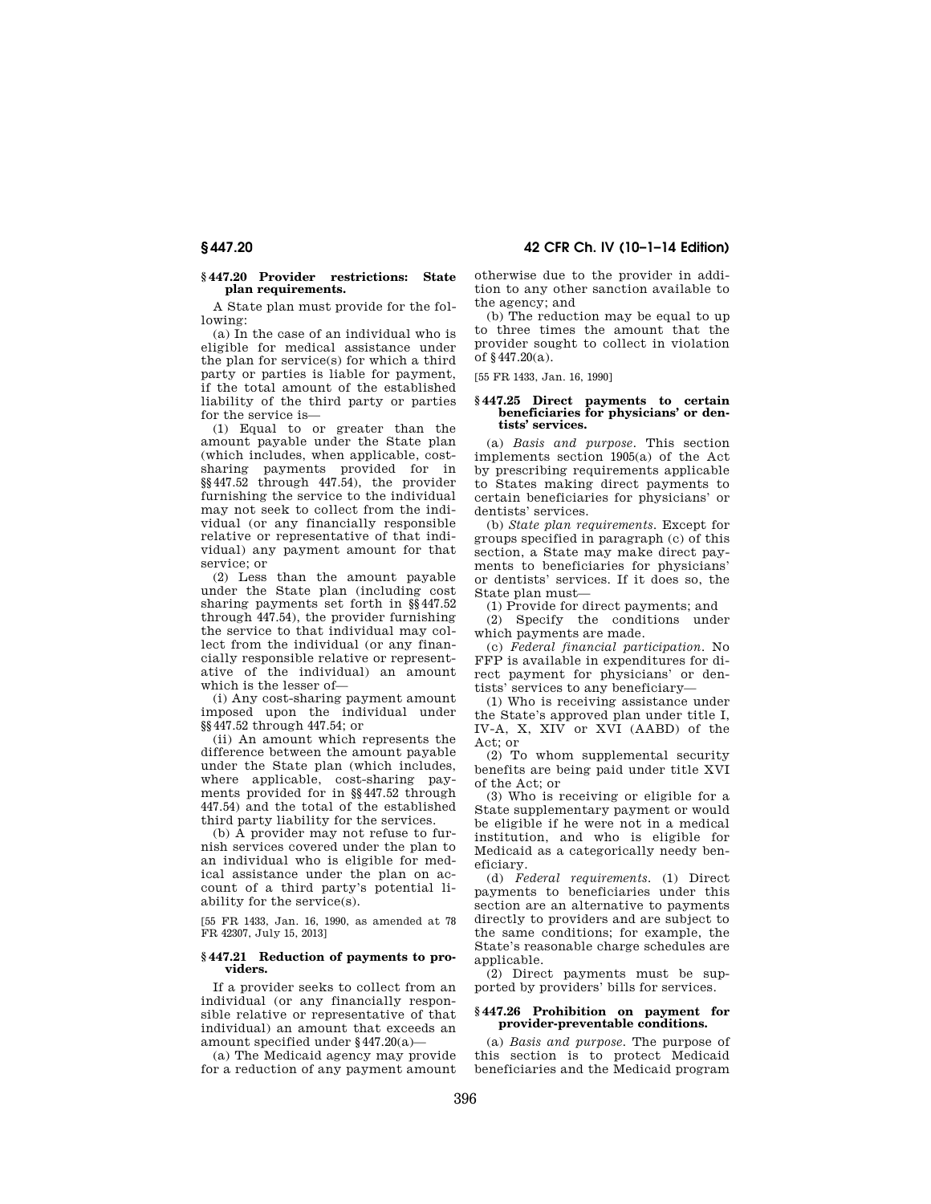### § 447.20 Provider restrictions: State plan requirements.

A State plan must provide for the following:

(a) In the case of an individual who is eligible for medical assistance under the plan for service(s) for which a third party or parties is liable for payment, if the total amount of the established liability of the third party or parties for the service is—

(1) Equal to or greater than the amount payable under the State plan (which includes, when applicable, cost-sharing payments provided for in §§ 447.52 through 447.54), the provider furnishing the service to the individual may not seek to collect from the individual (or any financially responsible relative or representative of that individual) any payment amount for that service; or

(2) Less than the amount payable under the State plan (including cost sharing payments set forth in §§ 447.52 through 447.54), the provider furnishing the service to that individual may collect from the individual (or any financially responsible relative or representative of the individual) an amount which is the lesser of—

(i) Any cost-sharing payment amount imposed upon the individual under §§ 447.52 through 447.54; or

(ii) An amount which represents the difference between the amount payable under the State plan (which includes, where applicable, cost-sharing payments provided for in §§ 447.52 through 447.54) and the total of the established third party liability for the services.

(b) A provider may not refuse to furnish services covered under the plan to an individual who is eligible for medical assistance under the plan on account of a third party's potential liability for the service(s).

[55 FR 1433, Jan. 16, 1990, as amended at 78 FR 42307, July 15, 2013]

### § 447.21 Reduction of payments to providers.

If a provider seeks to collect from an individual (or any financially responsible relative or representative of that individual) an amount that exceeds an amount specified under § 447.20(a)—

(a) The Medicaid agency may provide for a reduction of any payment amount otherwise due to the provider in addition to any other sanction available to the agency; and

(b) The reduction may be equal to up to three times the amount that the provider sought to collect in violation of § 447.20(a).

[55 FR 1433, Jan. 16, 1990]

### § 447.25 Direct payments to certain beneficiaries for physicians' or dentists' services.

(a) *Basis and purpose.* This section implements section 1905(a) of the Act by prescribing requirements applicable to States making direct payments to certain beneficiaries for physicians' or dentists' services.

(b) *State plan requirements.* Except for groups specified in paragraph (c) of this section, a State may make direct payments to beneficiaries for physicians' or dentists' services. If it does so, the State plan must—

(1) Provide for direct payments; and

(2) Specify the conditions under which payments are made.

(c) *Federal financial participation.* No FFP is available in expenditures for direct payment for physicians' or dentists' services to any beneficiary—

(1) Who is receiving assistance under the State's approved plan under title I, IV-A, X, XIV or XVI (AABD) of the Act; or

(2) To whom supplemental security benefits are being paid under title XVI of the Act; or

(3) Who is receiving or eligible for a State supplementary payment or would be eligible if he were not in a medical institution, and who is eligible for Medicaid as a categorically needy beneficiary.

(d) *Federal requirements.* (1) Direct payments to beneficiaries under this section are an alternative to payments directly to providers and are subject to the same conditions; for example, the State's reasonable charge schedules are applicable.

(2) Direct payments must be supported by providers' bills for services.

### § 447.26 Prohibition on payment for provider-preventable conditions.

(a) *Basis and purpose.* The purpose of this section is to protect Medicaid beneficiaries and the Medicaid program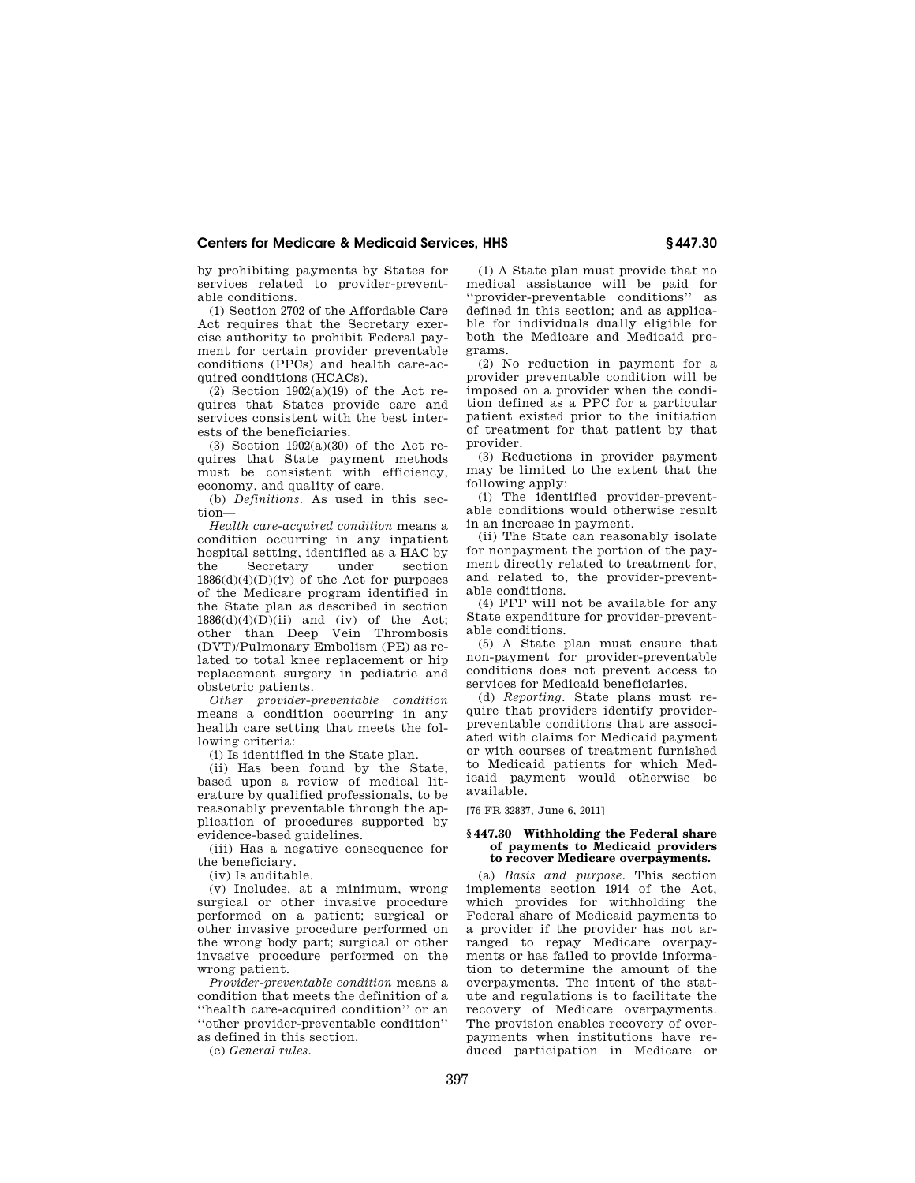by prohibiting payments by States for services related to provider-preventable conditions.

(1) Section 2702 of the Affordable Care Act requires that the Secretary exercise authority to prohibit Federal payment for certain provider preventable conditions (PPCs) and health care-acquired conditions (HCACs).

(2) Section 1902(a)(19) of the Act requires that States provide care and services consistent with the best interests of the beneficiaries.

(3) Section 1902(a)(30) of the Act requires that State payment methods must be consistent with efficiency, economy, and quality of care.

(b) *Definitions.* As used in this section—

*Health care-acquired condition* means a condition occurring in any inpatient hospital setting, identified as a HAC by the Secretary under section 1886(d)(4)(D)(iv) of the Act for purposes of the Medicare program identified in the State plan as described in section 1886(d)(4)(D)(ii) and (iv) of the Act; other than Deep Vein Thrombosis (DVT)/Pulmonary Embolism (PE) as related to total knee replacement or hip replacement surgery in pediatric and obstetric patients.

*Other provider-preventable condition* means a condition occurring in any health care setting that meets the following criteria:

(i) Is identified in the State plan.

(ii) Has been found by the State, based upon a review of medical literature by qualified professionals, to be reasonably preventable through the application of procedures supported by evidence-based guidelines.

(iii) Has a negative consequence for the beneficiary.

(iv) Is auditable.

(v) Includes, at a minimum, wrong surgical or other invasive procedure performed on a patient; surgical or other invasive procedure performed on the wrong body part; surgical or other invasive procedure performed on the wrong patient.

*Provider-preventable condition* means a condition that meets the definition of a "health care-acquired condition" or an "other provider-preventable condition" as defined in this section.

(c) *General rules.*

(1) A State plan must provide that no medical assistance will be paid for "provider-preventable conditions" as defined in this section; and as applicable for individuals dually eligible for both the Medicare and Medicaid programs.

(2) No reduction in payment for a provider preventable condition will be imposed on a provider when the condition defined as a PPC for a particular patient existed prior to the initiation of treatment for that patient by that provider.

(3) Reductions in provider payment may be limited to the extent that the following apply:

(i) The identified provider-preventable conditions would otherwise result in an increase in payment.

(ii) The State can reasonably isolate for nonpayment the portion of the payment directly related to treatment for, and related to, the provider-preventable conditions.

(4) FFP will not be available for any State expenditure for provider-preventable conditions.

(5) A State plan must ensure that non-payment for provider-preventable conditions does not prevent access to services for Medicaid beneficiaries.

(d) *Reporting.* State plans must require that providers identify provider-preventable conditions that are associated with claims for Medicaid payment or with courses of treatment furnished to Medicaid patients for which Medicaid payment would otherwise be available.

[76 FR 32837, June 6, 2011]

### § 447.30 Withholding the Federal share of payments to Medicaid providers to recover Medicare overpayments.

(a) *Basis and purpose.* This section implements section 1914 of the Act, which provides for withholding the Federal share of Medicaid payments to a provider if the provider has not arranged to repay Medicare overpayments or has failed to provide information to determine the amount of the overpayments. The intent of the statute and regulations is to facilitate the recovery of Medicare overpayments. The provision enables recovery of overpayments when institutions have reduced participation in Medicare or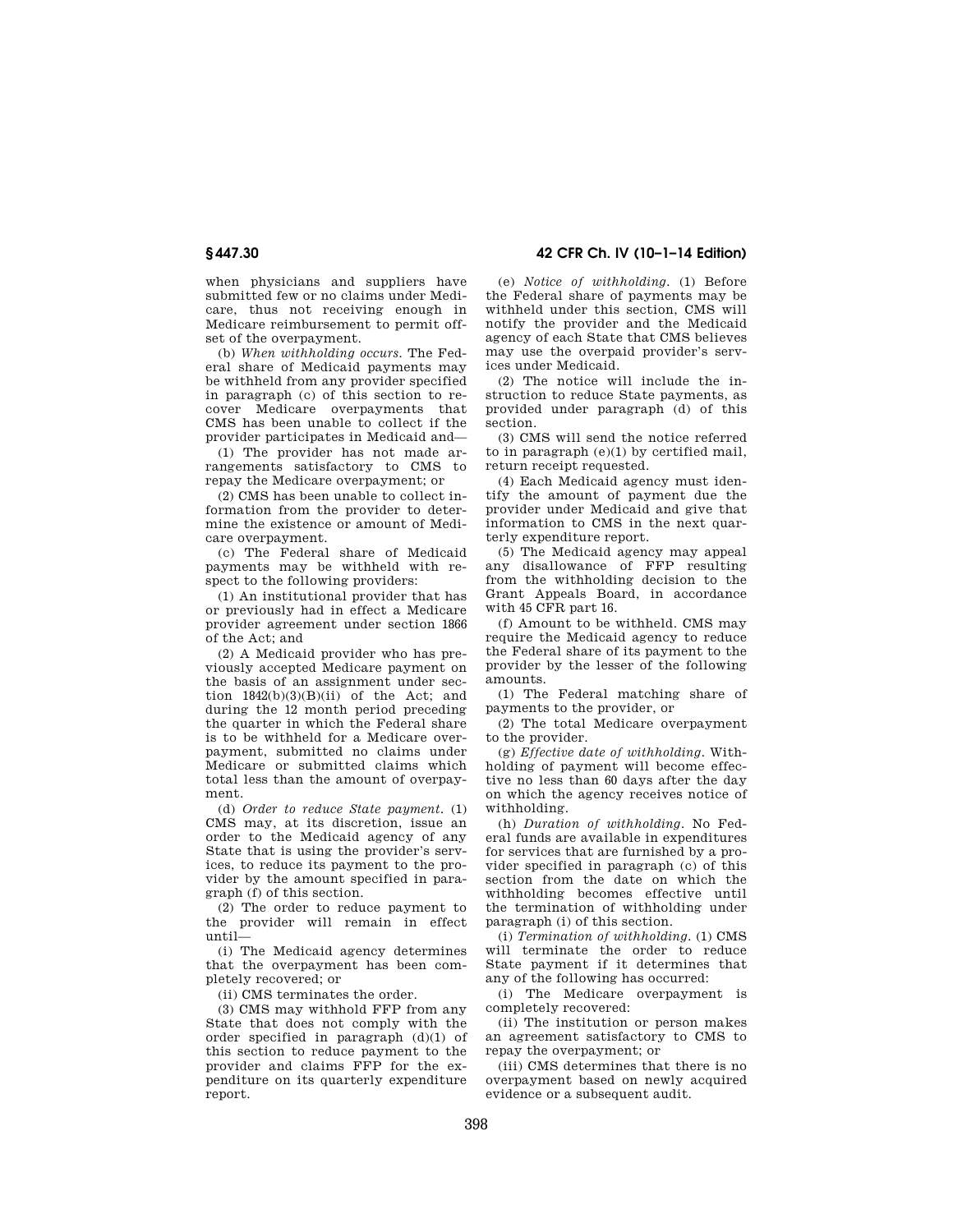when physicians and suppliers have submitted few or no claims under Medicare, thus not receiving enough in Medicare reimbursement to permit offset of the overpayment.

(b) *When withholding occurs.* The Federal share of Medicaid payments may be withheld from any provider specified in paragraph (c) of this section to recover Medicare overpayments that CMS has been unable to collect if the provider participates in Medicaid and—

(1) The provider has not made arrangements satisfactory to CMS to repay the Medicare overpayment; or

(2) CMS has been unable to collect information from the provider to determine the existence or amount of Medicare overpayment.

(c) The Federal share of Medicaid payments may be withheld with respect to the following providers:

(1) An institutional provider that has or previously had in effect a Medicare provider agreement under section 1866 of the Act; and

(2) A Medicaid provider who has previously accepted Medicare payment on the basis of an assignment under section 1842(b)(3)(B)(ii) of the Act; and during the 12 month period preceding the quarter in which the Federal share is to be withheld for a Medicare overpayment, submitted no claims under Medicare or submitted claims which total less than the amount of overpayment.

(d) *Order to reduce State payment.* (1) CMS may, at its discretion, issue an order to the Medicaid agency of any State that is using the provider's services, to reduce its payment to the provider by the amount specified in paragraph (f) of this section.

(2) The order to reduce payment to the provider will remain in effect until—

(i) The Medicaid agency determines that the overpayment has been completely recovered; or

(ii) CMS terminates the order.

(3) CMS may withhold FFP from any State that does not comply with the order specified in paragraph (d)(1) of this section to reduce payment to the provider and claims FFP for the expenditure on its quarterly expenditure report.

(e) *Notice of withholding.* (1) Before the Federal share of payments may be withheld under this section, CMS will notify the provider and the Medicaid agency of each State that CMS believes may use the overpaid provider's services under Medicaid.

(2) The notice will include the instruction to reduce State payments, as provided under paragraph (d) of this section.

(3) CMS will send the notice referred to in paragraph (e)(1) by certified mail, return receipt requested.

(4) Each Medicaid agency must identify the amount of payment due the provider under Medicaid and give that information to CMS in the next quarterly expenditure report.

(5) The Medicaid agency may appeal any disallowance of FFP resulting from the withholding decision to the Grant Appeals Board, in accordance with 45 CFR part 16.

(f) *Amount to be withheld.* CMS may require the Medicaid agency to reduce the Federal share of its payment to the provider by the lesser of the following amounts.

(1) The Federal matching share of payments to the provider, or

(2) The total Medicare overpayment to the provider.

(g) *Effective date of withholding.* Withholding of payment will become effective no less than 60 days after the day on which the agency receives notice of withholding.

(h) *Duration of withholding.* No Federal funds are available in expenditures for services that are furnished by a provider specified in paragraph (c) of this section from the date on which the withholding becomes effective until the termination of withholding under paragraph (i) of this section.

(i) *Termination of withholding.* (1) CMS will terminate the order to reduce State payment if it determines that any of the following has occurred:

(i) The Medicare overpayment is completely recovered:

(ii) The institution or person makes an agreement satisfactory to CMS to repay the overpayment; or

(iii) CMS determines that there is no overpayment based on newly acquired evidence or a subsequent audit.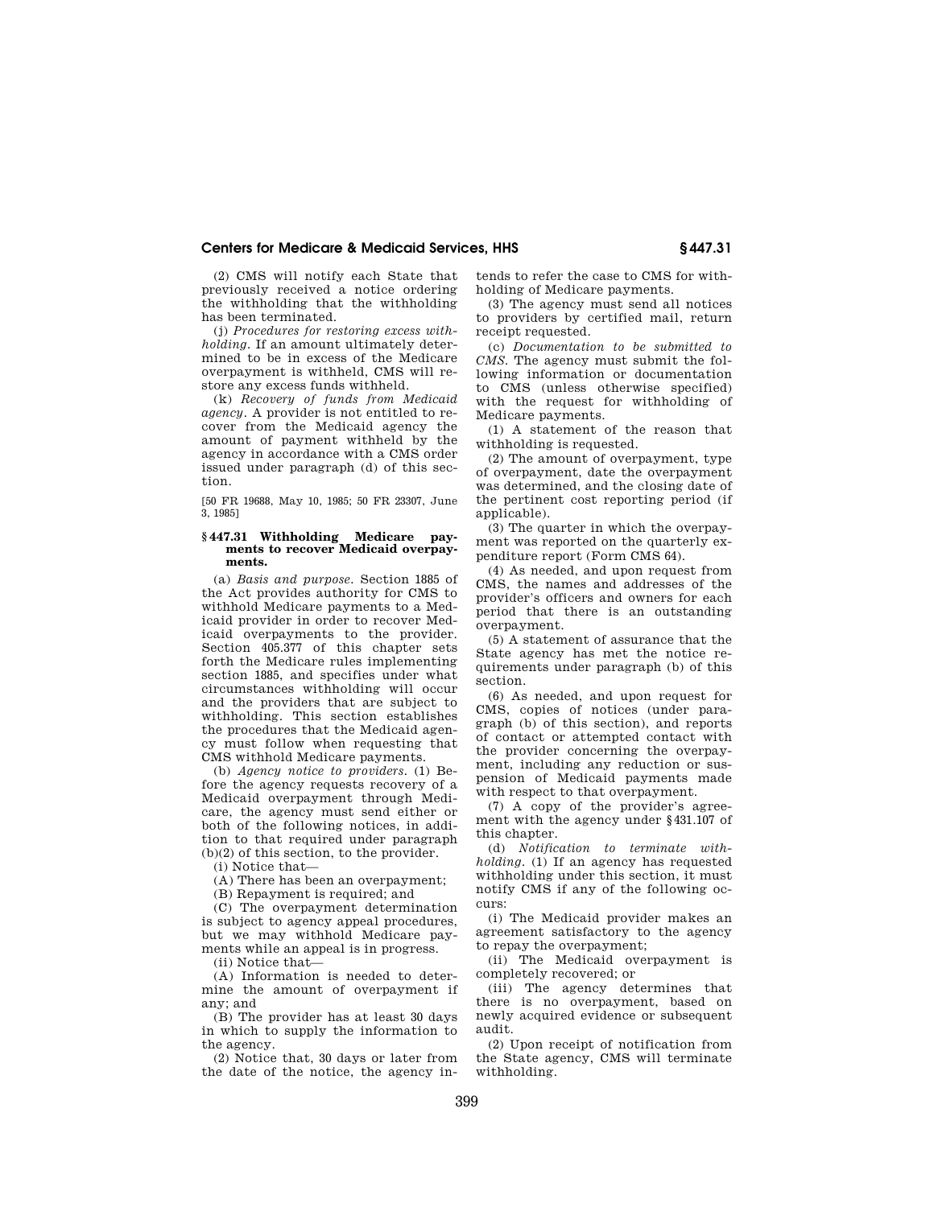(2) CMS will notify each State that previously received a notice ordering the withholding that the withholding has been terminated.

(j) *Procedures for restoring excess withholding.* If an amount ultimately determined to be in excess of the Medicare overpayment is withheld, CMS will restore any excess funds withheld.

(k) *Recovery of funds from Medicaid agency.* A provider is not entitled to recover from the Medicaid agency the amount of payment withheld by the agency in accordance with a CMS order issued under paragraph (d) of this section.

[50 FR 19688, May 10, 1985; 50 FR 23307, June 3, 1985]

### § 447.31 Withholding Medicare payments to recover Medicaid overpayments.

(a) *Basis and purpose.* Section 1885 of the Act provides authority for CMS to withhold Medicare payments to a Medicaid provider in order to recover Medicaid overpayments to the provider. Section 405.377 of this chapter sets forth the Medicare rules implementing section 1885, and specifies under what circumstances withholding will occur and the providers that are subject to withholding. This section establishes the procedures that the Medicaid agency must follow when requesting that CMS withhold Medicare payments.

(b) *Agency notice to providers.* (1) Before the agency requests recovery of a Medicaid overpayment through Medicare, the agency must send either or both of the following notices, in addition to that required under paragraph (b)(2) of this section, to the provider.

(i) Notice that—

(A) There has been an overpayment;

(B) Repayment is required; and

(C) The overpayment determination is subject to agency appeal procedures, but we may withhold Medicare payments while an appeal is in progress.

(ii) Notice that—

(A) Information is needed to determine the amount of overpayment if any; and

(B) The provider has at least 30 days in which to supply the information to the agency.

(2) Notice that, 30 days or later from the date of the notice, the agency intends to refer the case to CMS for withholding of Medicare payments.

(3) The agency must send all notices to providers by certified mail, return receipt requested.

(c) *Documentation to be submitted to CMS.* The agency must submit the following information or documentation to CMS (unless otherwise specified) with the request for withholding of Medicare payments.

(1) A statement of the reason that withholding is requested.

(2) The amount of overpayment, type of overpayment, date the overpayment was determined, and the closing date of the pertinent cost reporting period (if applicable).

(3) The quarter in which the overpayment was reported on the quarterly expenditure report (Form CMS 64).

(4) As needed, and upon request from CMS, the names and addresses of the provider's officers and owners for each period that there is an outstanding overpayment.

(5) A statement of assurance that the State agency has met the notice requirements under paragraph (b) of this section.

(6) As needed, and upon request for CMS, copies of notices (under paragraph (b) of this section), and reports of contact or attempted contact with the provider concerning the overpayment, including any reduction or suspension of Medicaid payments made with respect to that overpayment.

(7) A copy of the provider's agreement with the agency under § 431.107 of this chapter.

(d) *Notification to terminate withholding.* (1) If an agency has requested withholding under this section, it must notify CMS if any of the following occurs:

(i) The Medicaid provider makes an agreement satisfactory to the agency to repay the overpayment;

(ii) The Medicaid overpayment is completely recovered; or

(iii) The agency determines that there is no overpayment, based on newly acquired evidence or subsequent audit.

(2) Upon receipt of notification from the State agency, CMS will terminate withholding.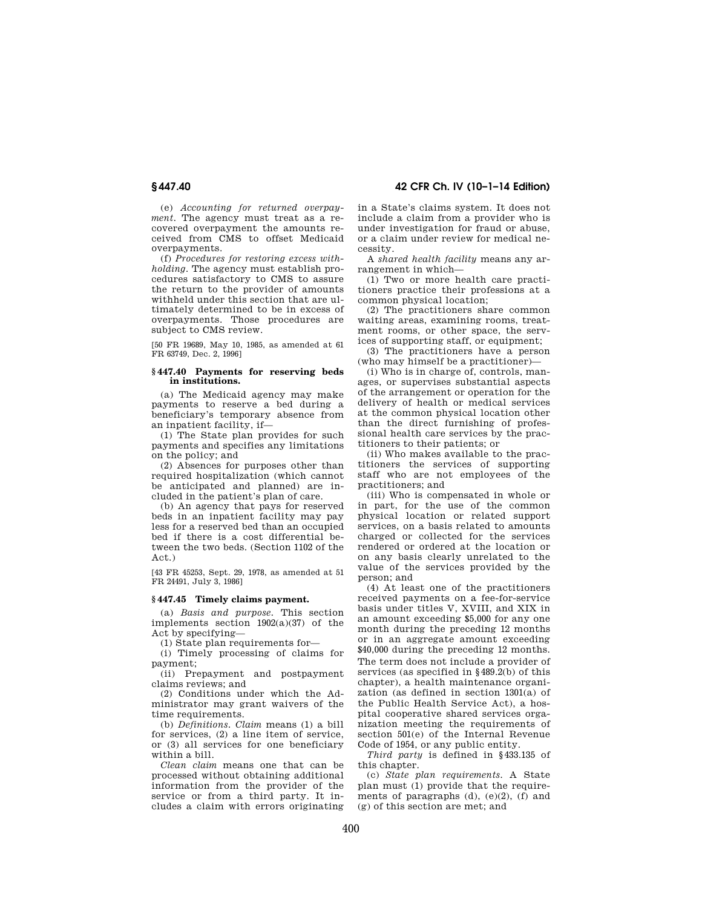(e) *Accounting for returned overpayment.* The agency must treat as a recovered overpayment the amounts received from CMS to offset Medicaid overpayments.

(f) *Procedures for restoring excess withholding.* The agency must establish procedures satisfactory to CMS to assure the return to the provider of amounts withheld under this section that are ultimately determined to be in excess of overpayments. Those procedures are subject to CMS review.

[50 FR 19689, May 10, 1985, as amended at 61 FR 63749, Dec. 2, 1996]

## § 447.40 Payments for reserving beds in institutions.

(a) The Medicaid agency may make payments to reserve a bed during a beneficiary's temporary absence from an inpatient facility, if—

(1) The State plan provides for such payments and specifies any limitations on the policy; and

(2) Absences for purposes other than required hospitalization (which cannot be anticipated and planned) are included in the patient's plan of care.

(b) An agency that pays for reserved beds in an inpatient facility may pay less for a reserved bed than an occupied bed if there is a cost differential between the two beds. (Section 1102 of the Act.)

[43 FR 45253, Sept. 29, 1978, as amended at 51 FR 24491, July 3, 1986]

## § 447.45 Timely claims payment.

(a) *Basis and purpose.* This section implements section 1902(a)(37) of the Act by specifying—

(1) State plan requirements for—

(i) Timely processing of claims for payment;

(ii) Prepayment and postpayment claims reviews; and

(2) Conditions under which the Administrator may grant waivers of the time requirements.

(b) *Definitions. Claim* means (1) a bill for services, (2) a line item of service, or (3) all services for one beneficiary within a bill.

*Clean claim* means one that can be processed without obtaining additional information from the provider of the service or from a third party. It includes a claim with errors originating in a State's claims system. It does not include a claim from a provider who is under investigation for fraud or abuse, or a claim under review for medical necessity.

A *shared health facility* means any arrangement in which—

(1) Two or more health care practitioners practice their professions at a common physical location;

(2) The practitioners share common waiting areas, examining rooms, treatment rooms, or other space, the services of supporting staff, or equipment;

(3) The practitioners have a person (who may himself be a practitioner)—

(i) Who is in charge of, controls, manages, or supervises substantial aspects of the arrangement or operation for the delivery of health or medical services at the common physical location other than the direct furnishing of professional health care services by the practitioners to their patients; or

(ii) Who makes available to the practitioners the services of supporting staff who are not employees of the practitioners; and

(iii) Who is compensated in whole or in part, for the use of the common physical location or related support services, on a basis related to amounts charged or collected for the services rendered or ordered at the location or on any basis clearly unrelated to the value of the services provided by the person; and

(4) At least one of the practitioners received payments on a fee-for-service basis under titles V, XVIII, and XIX in an amount exceeding $5,000 for any one month during the preceding 12 months or in an aggregate amount exceeding $40,000 during the preceding 12 months.

The term does not include a provider of services (as specified in § 489.2(b) of this chapter), a health maintenance organization (as defined in section 1301(a) of the Public Health Service Act), a hospital cooperative shared services organization meeting the requirements of section 501(e) of the Internal Revenue Code of 1954, or any public entity.

*Third party* is defined in § 433.135 of this chapter.

(c) *State plan requirements.* A State plan must (1) provide that the requirements of paragraphs (d), (e)(2), (f) and (g) of this section are met; and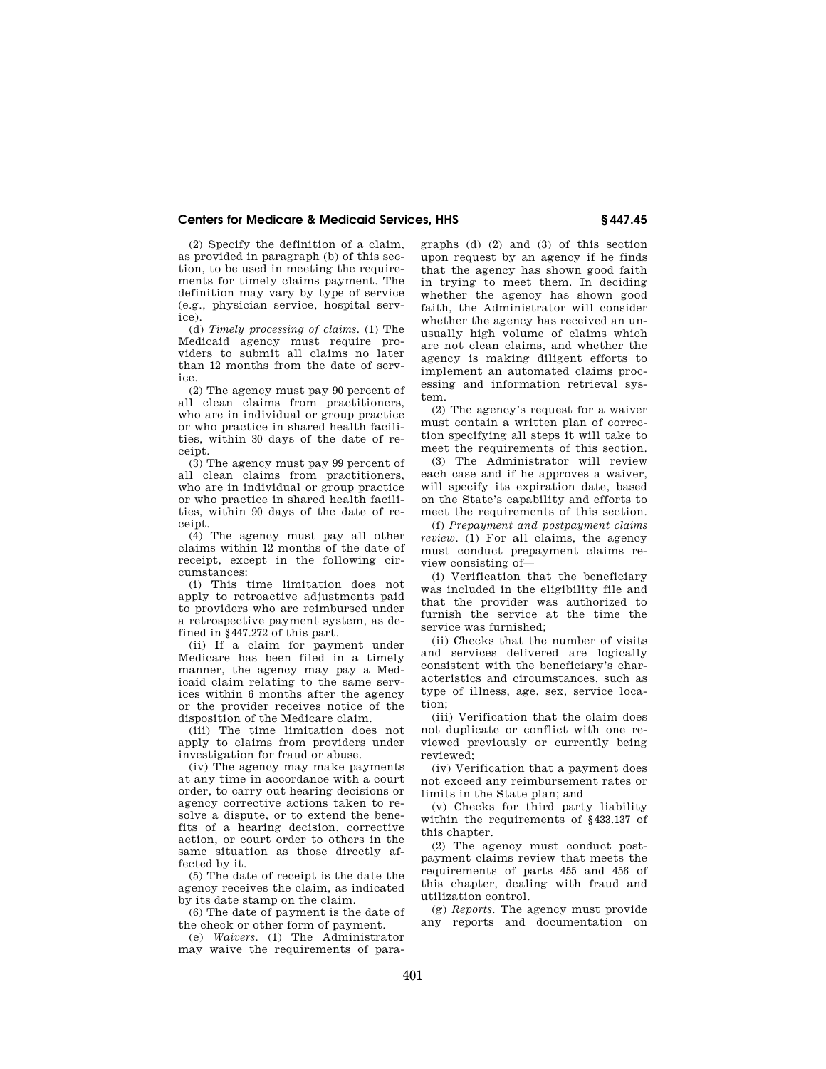(2) Specify the definition of a claim, as provided in paragraph (b) of this section, to be used in meeting the requirements for timely claims payment. The definition may vary by type of service (e.g., physician service, hospital service).

(d) *Timely processing of claims.* (1) The Medicaid agency must require providers to submit all claims no later than 12 months from the date of service.

(2) The agency must pay 90 percent of all clean claims from practitioners, who are in individual or group practice or who practice in shared health facilities, within 30 days of the date of receipt.

(3) The agency must pay 99 percent of all clean claims from practitioners, who are in individual or group practice or who practice in shared health facilities, within 90 days of the date of receipt.

(4) The agency must pay all other claims within 12 months of the date of receipt, except in the following circumstances:

(i) This time limitation does not apply to retroactive adjustments paid to providers who are reimbursed under a retrospective payment system, as defined in §447.272 of this part.

(ii) If a claim for payment under Medicare has been filed in a timely manner, the agency may pay a Medicaid claim relating to the same services within 6 months after the agency or the provider receives notice of the disposition of the Medicare claim.

(iii) The time limitation does not apply to claims from providers under investigation for fraud or abuse.

(iv) The agency may make payments at any time in accordance with a court order, to carry out hearing decisions or agency corrective actions taken to resolve a dispute, or to extend the benefits of a hearing decision, corrective action, or court order to others in the same situation as those directly affected by it.

(5) The date of receipt is the date the agency receives the claim, as indicated by its date stamp on the claim.

(6) The date of payment is the date of the check or other form of payment.

(e) *Waivers.* (1) The Administrator may waive the requirements of paragraphs (d) (2) and (3) of this section upon request by an agency if he finds that the agency has shown good faith in trying to meet them. In deciding whether the agency has shown good faith, the Administrator will consider whether the agency has received an unusually high volume of claims which are not clean claims, and whether the agency is making diligent efforts to implement an automated claims processing and information retrieval system.

(2) The agency's request for a waiver must contain a written plan of correction specifying all steps it will take to meet the requirements of this section.

(3) The Administrator will review each case and if he approves a waiver, will specify its expiration date, based on the State's capability and efforts to meet the requirements of this section.

(f) *Prepayment and postpayment claims review.* (1) For all claims, the agency must conduct prepayment claims review consisting of—

(i) Verification that the beneficiary was included in the eligibility file and that the provider was authorized to furnish the service at the time the service was furnished;

(ii) Checks that the number of visits and services delivered are logically consistent with the beneficiary's characteristics and circumstances, such as type of illness, age, sex, service location;

(iii) Verification that the claim does not duplicate or conflict with one reviewed previously or currently being reviewed;

(iv) Verification that a payment does not exceed any reimbursement rates or limits in the State plan; and

(v) Checks for third party liability within the requirements of §433.137 of this chapter.

(2) The agency must conduct postpayment claims review that meets the requirements of parts 455 and 456 of this chapter, dealing with fraud and utilization control.

(g) *Reports.* The agency must provide any reports and documentation on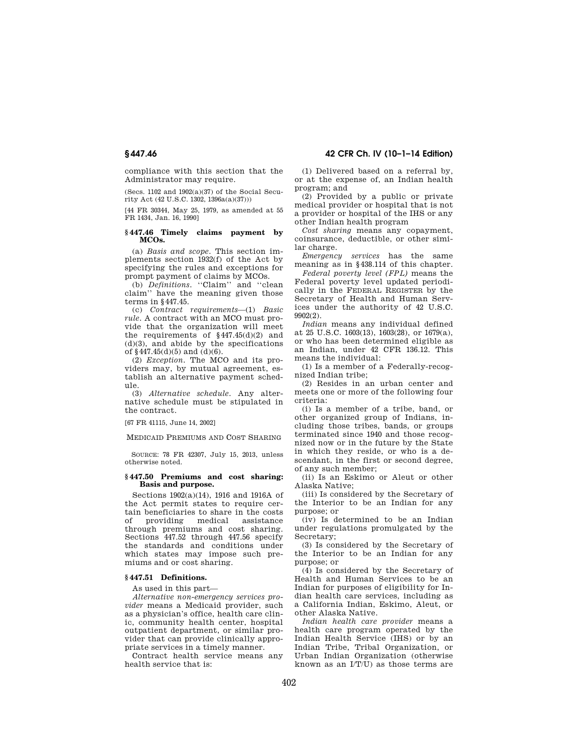compliance with this section that the Administrator may require.

(Secs. 1102 and 1902(a)(37) of the Social Security Act (42 U.S.C. 1302, 1396a(a)(37)))

[44 FR 30344, May 25, 1979, as amended at 55 FR 1434, Jan. 16, 1990]

### § 447.46 Timely claims payment by MCOs.

(a) *Basis and scope.* This section implements section 1932(f) of the Act by specifying the rules and exceptions for prompt payment of claims by MCOs.

(b) *Definitions.* "Claim" and "clean claim" have the meaning given those terms in § 447.45.

(c) *Contract requirements*—(1) *Basic rule.* A contract with an MCO must provide that the organization will meet the requirements of § 447.45(d)(2) and (d)(3), and abide by the specifications of § 447.45(d)(5) and (d)(6).

(2) *Exception.* The MCO and its providers may, by mutual agreement, establish an alternative payment schedule.

(3) *Alternative schedule.* Any alternative schedule must be stipulated in the contract.

[67 FR 41115, June 14, 2002]

## MEDICAID PREMIUMS AND COST SHARING

SOURCE: 78 FR 42307, July 15, 2013, unless otherwise noted.

### § 447.50 Premiums and cost sharing: Basis and purpose.

Sections 1902(a)(14), 1916 and 1916A of the Act permit states to require certain beneficiaries to share in the costs of providing medical assistance through premiums and cost sharing. Sections 447.52 through 447.56 specify the standards and conditions under which states may impose such premiums and or cost sharing.

### § 447.51 Definitions.

As used in this part—

*Alternative non-emergency services provider* means a Medicaid provider, such as a physician's office, health care clinic, community health center, hospital outpatient department, or similar provider that can provide clinically appropriate services in a timely manner.

Contract health service means any health service that is:

(1) Delivered based on a referral by, or at the expense of, an Indian health program; and

(2) Provided by a public or private medical provider or hospital that is not a provider or hospital of the IHS or any other Indian health program

*Cost sharing* means any copayment, coinsurance, deductible, or other similar charge.

*Emergency services* has the same meaning as in § 438.114 of this chapter.

*Federal poverty level (FPL)* means the Federal poverty level updated periodically in the FEDERAL REGISTER by the Secretary of Health and Human Services under the authority of 42 U.S.C. 9902(2).

*Indian* means any individual defined at 25 U.S.C. 1603(13), 1603(28), or 1679(a), or who has been determined eligible as an Indian, under 42 CFR 136.12. This means the individual:

(1) Is a member of a Federally-recognized Indian tribe;

(2) Resides in an urban center and meets one or more of the following four criteria:

(i) Is a member of a tribe, band, or other organized group of Indians, including those tribes, bands, or groups terminated since 1940 and those recognized now or in the future by the State in which they reside, or who is a descendant, in the first or second degree, of any such member;

(ii) Is an Eskimo or Aleut or other Alaska Native;

(iii) Is considered by the Secretary of the Interior to be an Indian for any purpose; or

(iv) Is determined to be an Indian under regulations promulgated by the Secretary;

(3) Is considered by the Secretary of the Interior to be an Indian for any purpose; or

(4) Is considered by the Secretary of Health and Human Services to be an Indian for purposes of eligibility for Indian health care services, including as a California Indian, Eskimo, Aleut, or other Alaska Native.

*Indian health care provider* means a health care program operated by the Indian Health Service (IHS) or by an Indian Tribe, Tribal Organization, or Urban Indian Organization (otherwise known as an I/T/U) as those terms are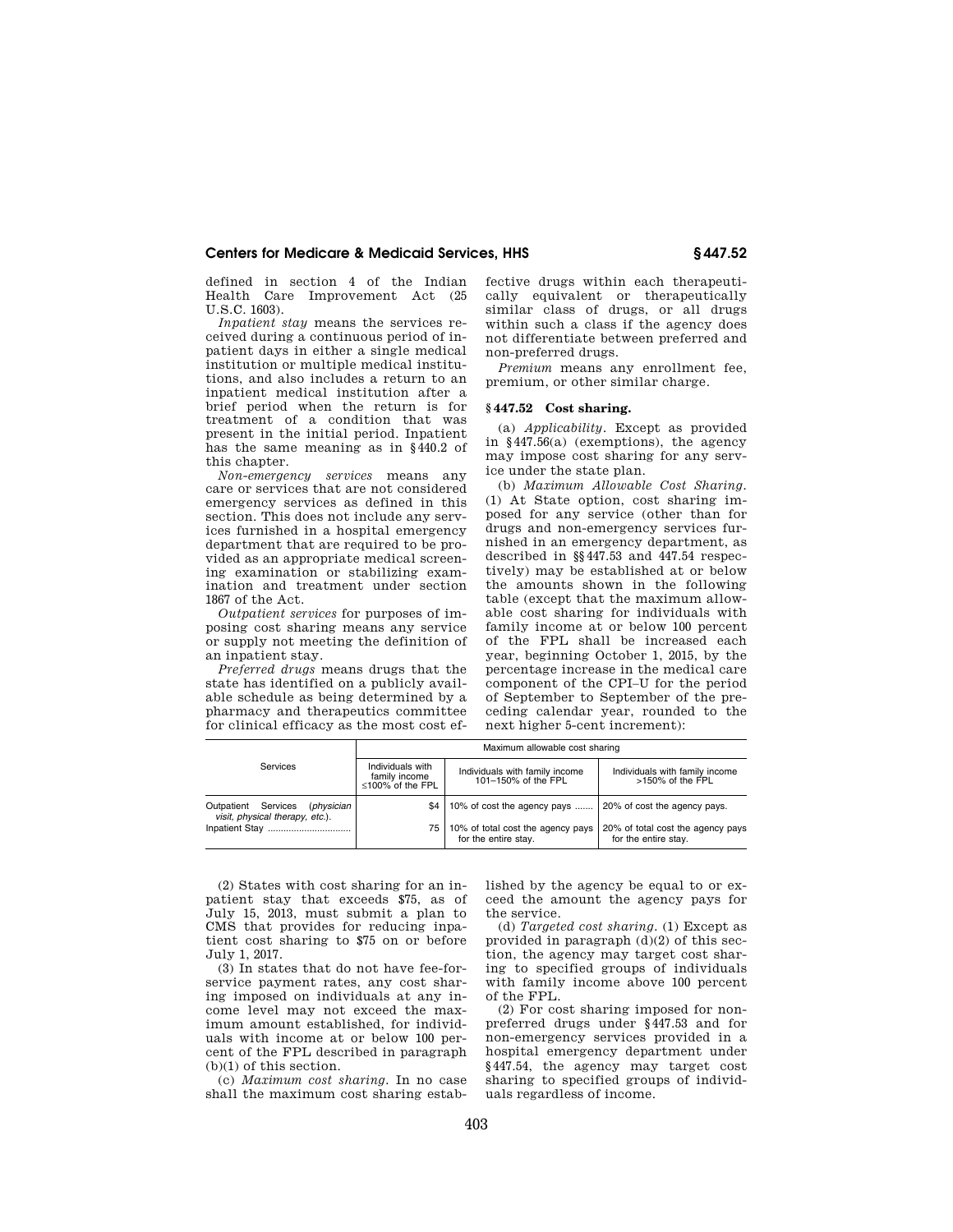defined in section 4 of the Indian Health Care Improvement Act (25 U.S.C. 1603).

*Inpatient stay* means the services received during a continuous period of inpatient days in either a single medical institution or multiple medical institutions, and also includes a return to an inpatient medical institution after a brief period when the return is for treatment of a condition that was present in the initial period. Inpatient has the same meaning as in §440.2 of this chapter.

*Non-emergency services* means any care or services that are not considered emergency services as defined in this section. This does not include any services furnished in a hospital emergency department that are required to be provided as an appropriate medical screening examination or stabilizing examination and treatment under section 1867 of the Act.

*Outpatient services* for purposes of imposing cost sharing means any service or supply not meeting the definition of an inpatient stay.

*Preferred drugs* means drugs that the state has identified on a publicly available schedule as being determined by a pharmacy and therapeutics committee for clinical efficacy as the most cost effective drugs within each therapeutically equivalent or therapeutically similar class of drugs, or all drugs within such a class if the agency does not differentiate between preferred and non-preferred drugs.

*Premium* means any enrollment fee, premium, or other similar charge.

## § 447.52 Cost sharing.

(a) *Applicability*. Except as provided in §447.56(a) (exemptions), the agency may impose cost sharing for any service under the state plan.

(b) *Maximum Allowable Cost Sharing*. (1) At State option, cost sharing imposed for any service (other than for drugs and non-emergency services furnished in an emergency department, as described in §§447.53 and 447.54 respectively) may be established at or below the amounts shown in the following table (except that the maximum allowable cost sharing for individuals with family income at or below 100 percent of the FPL shall be increased each year, beginning October 1, 2015, by the percentage increase in the medical care component of the CPI–U for the period of September to September of the preceding calendar year, rounded to the next higher 5-cent increment):

| Services | Maximum allowable cost sharing | | |
|---|---|---|---|
| | Individuals with family income ≤100% of the FPL | Individuals with family income 101–150% of the FPL | Individuals with family income >150% of the FPL |
| Outpatient Services (*physician visit, physical therapy, etc.*). | $4 | 10% of cost the agency pays | 20% of cost the agency pays. |
| Inpatient Stay | 75 | 10% of total cost the agency pays for the entire stay. | 20% of total cost the agency pays for the entire stay. |

(2) States with cost sharing for an inpatient stay that exceeds $75, as of July 15, 2013, must submit a plan to CMS that provides for reducing inpatient cost sharing to $75 on or before July 1, 2017.

(3) In states that do not have fee-for-service payment rates, any cost sharing imposed on individuals at any income level may not exceed the maximum amount established, for individuals with income at or below 100 percent of the FPL described in paragraph (b)(1) of this section.

(c) *Maximum cost sharing*. In no case shall the maximum cost sharing established by the agency be equal to or exceed the amount the agency pays for the service.

(d) *Targeted cost sharing*. (1) Except as provided in paragraph (d)(2) of this section, the agency may target cost sharing to specified groups of individuals with family income above 100 percent of the FPL.

(2) For cost sharing imposed for non-preferred drugs under §447.53 and for non-emergency services provided in a hospital emergency department under §447.54, the agency may target cost sharing to specified groups of individuals regardless of income.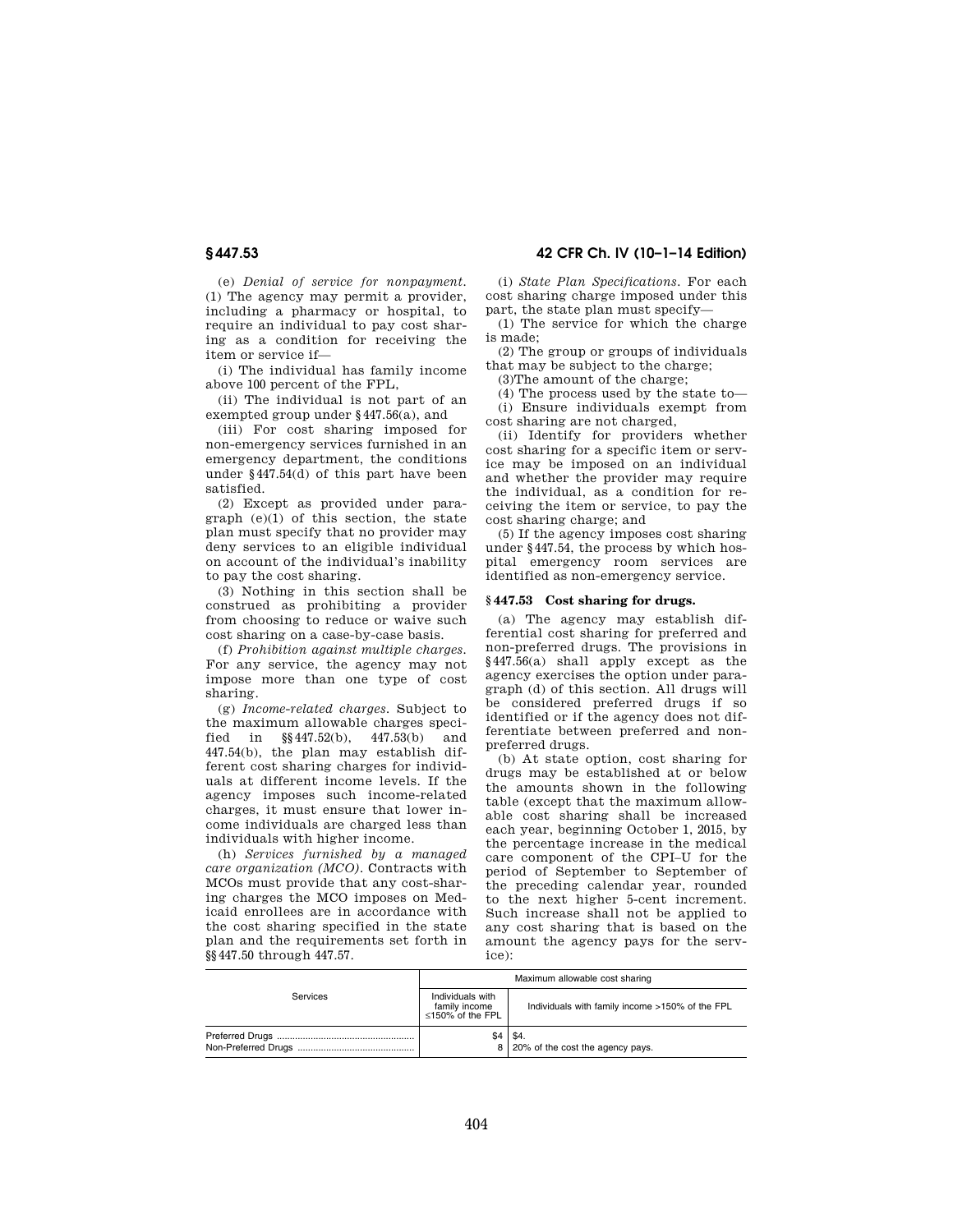(e) *Denial of service for nonpayment.* (1) The agency may permit a provider, including a pharmacy or hospital, to require an individual to pay cost sharing as a condition for receiving the item or service if—

(i) The individual has family income above 100 percent of the FPL,

(ii) The individual is not part of an exempted group under §447.56(a), and

(iii) For cost sharing imposed for non-emergency services furnished in an emergency department, the conditions under §447.54(d) of this part have been satisfied.

(2) Except as provided under paragraph (e)(1) of this section, the state plan must specify that no provider may deny services to an eligible individual on account of the individual's inability to pay the cost sharing.

(3) Nothing in this section shall be construed as prohibiting a provider from choosing to reduce or waive such cost sharing on a case-by-case basis.

(f) *Prohibition against multiple charges.* For any service, the agency may not impose more than one type of cost sharing.

(g) *Income-related charges.* Subject to the maximum allowable charges specified in §§447.52(b), 447.53(b) and 447.54(b), the plan may establish different cost sharing charges for individuals at different income levels. If the agency imposes such income-related charges, it must ensure that lower income individuals are charged less than individuals with higher income.

(h) *Services furnished by a managed care organization (MCO).* Contracts with MCOs must provide that any cost-sharing charges the MCO imposes on Medicaid enrollees are in accordance with the cost sharing specified in the state plan and the requirements set forth in §§447.50 through 447.57.

(i) *State Plan Specifications.* For each cost sharing charge imposed under this part, the state plan must specify—

(1) The service for which the charge is made;

(2) The group or groups of individuals that may be subject to the charge;

(3)The amount of the charge;

(4) The process used by the state to—

(i) Ensure individuals exempt from cost sharing are not charged,

(ii) Identify for providers whether cost sharing for a specific item or service may be imposed on an individual and whether the provider may require the individual, as a condition for receiving the item or service, to pay the cost sharing charge; and

(5) If the agency imposes cost sharing under §447.54, the process by which hospital emergency room services are identified as non-emergency service.

## §447.53 Cost sharing for drugs.

(a) The agency may establish differential cost sharing for preferred and non-preferred drugs. The provisions in §447.56(a) shall apply except as the agency exercises the option under paragraph (d) of this section. All drugs will be considered preferred drugs if so identified or if the agency does not differentiate between preferred and non-preferred drugs.

(b) At state option, cost sharing for drugs may be established at or below the amounts shown in the following table (except that the maximum allowable cost sharing shall be increased each year, beginning October 1, 2015, by the percentage increase in the medical care component of the CPI–U for the period of September to September of the preceding calendar year, rounded to the next higher 5-cent increment. Such increase shall not be applied to any cost sharing that is based on the amount the agency pays for the service):

| Services | Maximum allowable cost sharing | |
|---|---|---|
| | Individuals with family income ≤150% of the FPL | Individuals with family income >150% of the FPL |
| Preferred Drugs | $4 | $4. |
| Non-Preferred Drugs | 8 | 20% of the cost the agency pays. |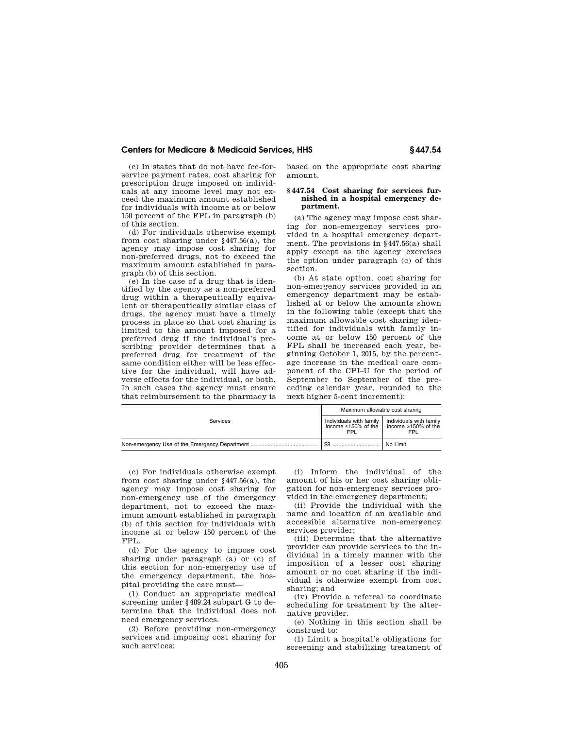(c) In states that do not have fee-for-service payment rates, cost sharing for prescription drugs imposed on individuals at any income level may not exceed the maximum amount established for individuals with income at or below 150 percent of the FPL in paragraph (b) of this section.

(d) For individuals otherwise exempt from cost sharing under §447.56(a), the agency may impose cost sharing for non-preferred drugs, not to exceed the maximum amount established in paragraph (b) of this section.

(e) In the case of a drug that is identified by the agency as a non-preferred drug within a therapeutically equivalent or therapeutically similar class of drugs, the agency must have a timely process in place so that cost sharing is limited to the amount imposed for a preferred drug if the individual's prescribing provider determines that a preferred drug for treatment of the same condition either will be less effective for the individual, will have adverse effects for the individual, or both. In such cases the agency must ensure that reimbursement to the pharmacy is based on the appropriate cost sharing amount.

### §447.54 Cost sharing for services furnished in a hospital emergency department.

(a) The agency may impose cost sharing for non-emergency services provided in a hospital emergency department. The provisions in §447.56(a) shall apply except as the agency exercises the option under paragraph (c) of this section.

(b) At state option, cost sharing for non-emergency services provided in an emergency department may be established at or below the amounts shown in the following table (except that the maximum allowable cost sharing identified for individuals with family income at or below 150 percent of the FPL shall be increased each year, beginning October 1, 2015, by the percentage increase in the medical care component of the CPI–U for the period of September to September of the preceding calendar year, rounded to the next higher 5-cent increment):

| Services | Maximum allowable cost sharing | |
|---|---|---|
| | Individuals with family income ≤150% of the FPL | Individuals with family income >150% of the FPL |
| Non-emergency Use of the Emergency Department | $8 | No Limit. |

(c) For individuals otherwise exempt from cost sharing under §447.56(a), the agency may impose cost sharing for non-emergency use of the emergency department, not to exceed the maximum amount established in paragraph (b) of this section for individuals with income at or below 150 percent of the FPL.

(d) For the agency to impose cost sharing under paragraph (a) or (c) of this section for non-emergency use of the emergency department, the hospital providing the care must—

(1) Conduct an appropriate medical screening under §489.24 subpart G to determine that the individual does not need emergency services.

(2) Before providing non-emergency services and imposing cost sharing for such services:

(i) Inform the individual of the amount of his or her cost sharing obligation for non-emergency services provided in the emergency department;

(ii) Provide the individual with the name and location of an available and accessible alternative non-emergency services provider;

(iii) Determine that the alternative provider can provide services to the individual in a timely manner with the imposition of a lesser cost sharing amount or no cost sharing if the individual is otherwise exempt from cost sharing; and

(iv) Provide a referral to coordinate scheduling for treatment by the alternative provider.

(e) Nothing in this section shall be construed to:

(1) Limit a hospital's obligations for screening and stabilizing treatment of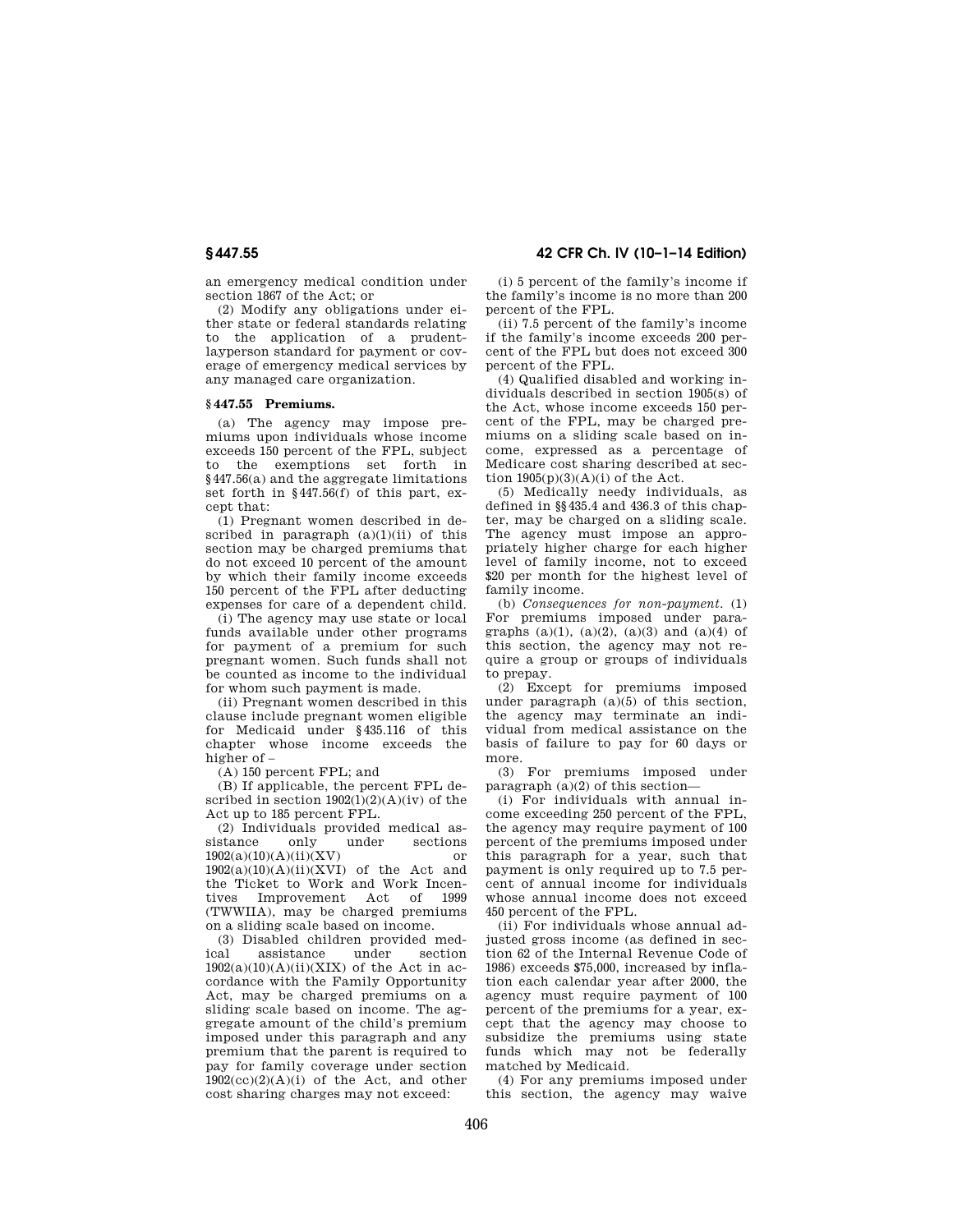an emergency medical condition under section 1867 of the Act; or

(2) Modify any obligations under either state or federal standards relating to the application of a prudent-layperson standard for payment or coverage of emergency medical services by any managed care organization.

### § 447.55 Premiums.

(a) The agency may impose premiums upon individuals whose income exceeds 150 percent of the FPL, subject to the exemptions set forth in §447.56(a) and the aggregate limitations set forth in §447.56(f) of this part, except that:

(1) Pregnant women described in described in paragraph (a)(1)(ii) of this section may be charged premiums that do not exceed 10 percent of the amount by which their family income exceeds 150 percent of the FPL after deducting expenses for care of a dependent child.

(i) The agency may use state or local funds available under other programs for payment of a premium for such pregnant women. Such funds shall not be counted as income to the individual for whom such payment is made.

(ii) Pregnant women described in this clause include pregnant women eligible for Medicaid under §435.116 of this chapter whose income exceeds the higher of –

(A) 150 percent FPL; and

(B) If applicable, the percent FPL described in section 1902(l)(2)(A)(iv) of the Act up to 185 percent FPL.

(2) Individuals provided medical assistance only under sections 1902(a)(10)(A)(ii)(XV) or 1902(a)(10)(A)(ii)(XVI) of the Act and the Ticket to Work and Work Incentives Improvement Act of 1999 (TWWIIA), may be charged premiums on a sliding scale based on income.

(3) Disabled children provided medical assistance under section 1902(a)(10)(A)(ii)(XIX) of the Act in accordance with the Family Opportunity Act, may be charged premiums on a sliding scale based on income. The aggregate amount of the child's premium imposed under this paragraph and any premium that the parent is required to pay for family coverage under section 1902(cc)(2)(A)(i) of the Act, and other cost sharing charges may not exceed:

(i) 5 percent of the family's income if the family's income is no more than 200 percent of the FPL.

(ii) 7.5 percent of the family's income if the family's income exceeds 200 percent of the FPL but does not exceed 300 percent of the FPL.

(4) Qualified disabled and working individuals described in section 1905(s) of the Act, whose income exceeds 150 percent of the FPL, may be charged premiums on a sliding scale based on income, expressed as a percentage of Medicare cost sharing described at section 1905(p)(3)(A)(i) of the Act.

(5) Medically needy individuals, as defined in §§435.4 and 436.3 of this chapter, may be charged on a sliding scale. The agency must impose an appropriately higher charge for each higher level of family income, not to exceed $20 per month for the highest level of family income.

(b) *Consequences for non-payment.* (1) For premiums imposed under paragraphs (a)(1), (a)(2), (a)(3) and (a)(4) of this section, the agency may not require a group or groups of individuals to prepay.

(2) Except for premiums imposed under paragraph (a)(5) of this section, the agency may terminate an individual from medical assistance on the basis of failure to pay for 60 days or more.

(3) For premiums imposed under paragraph (a)(2) of this section—

(i) For individuals with annual income exceeding 250 percent of the FPL, the agency may require payment of 100 percent of the premiums imposed under this paragraph for a year, such that payment is only required up to 7.5 percent of annual income for individuals whose annual income does not exceed 450 percent of the FPL.

(ii) For individuals whose annual adjusted gross income (as defined in section 62 of the Internal Revenue Code of 1986) exceeds $75,000, increased by inflation each calendar year after 2000, the agency must require payment of 100 percent of the premiums for a year, except that the agency may choose to subsidize the premiums using state funds which may not be federally matched by Medicaid.

(4) For any premiums imposed under this section, the agency may waive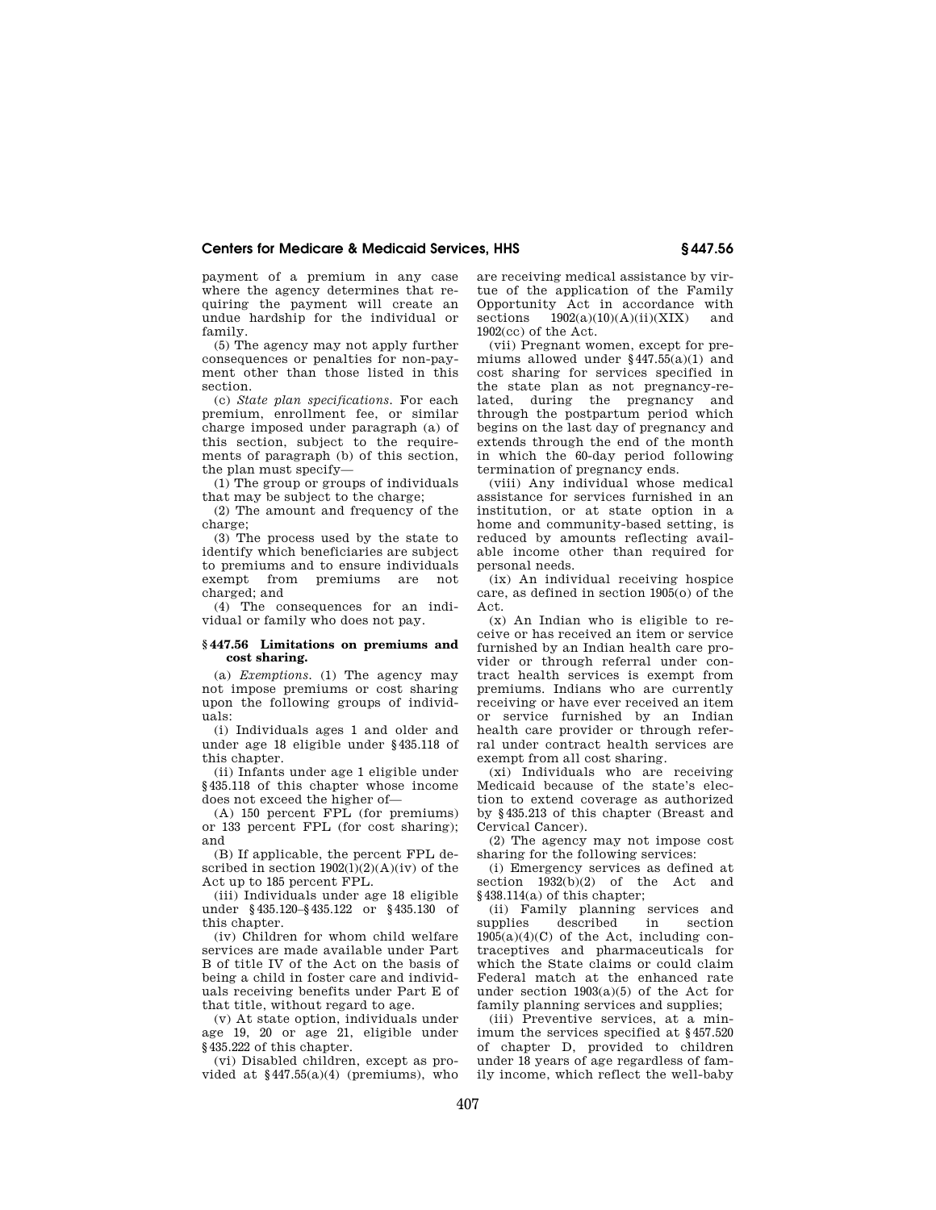payment of a premium in any case where the agency determines that requiring the payment will create an undue hardship for the individual or family.

(5) The agency may not apply further consequences or penalties for non-payment other than those listed in this section.

(c) *State plan specifications.* For each premium, enrollment fee, or similar charge imposed under paragraph (a) of this section, subject to the requirements of paragraph (b) of this section, the plan must specify—

(1) The group or groups of individuals that may be subject to the charge;

(2) The amount and frequency of the charge;

(3) The process used by the state to identify which beneficiaries are subject to premiums and to ensure individuals exempt from premiums are not charged; and

(4) The consequences for an individual or family who does not pay.

## § 447.56 Limitations on premiums and cost sharing.

(a) *Exemptions.* (1) The agency may not impose premiums or cost sharing upon the following groups of individuals:

(i) Individuals ages 1 and older and under age 18 eligible under § 435.118 of this chapter.

(ii) Infants under age 1 eligible under § 435.118 of this chapter whose income does not exceed the higher of—

(A) 150 percent FPL (for premiums) or 133 percent FPL (for cost sharing); and

(B) If applicable, the percent FPL described in section 1902(l)(2)(A)(iv) of the Act up to 185 percent FPL.

(iii) Individuals under age 18 eligible under § 435.120–§ 435.122 or § 435.130 of this chapter.

(iv) Children for whom child welfare services are made available under Part B of title IV of the Act on the basis of being a child in foster care and individuals receiving benefits under Part E of that title, without regard to age.

(v) At state option, individuals under age 19, 20 or age 21, eligible under § 435.222 of this chapter.

(vi) Disabled children, except as provided at § 447.55(a)(4) (premiums), who are receiving medical assistance by virtue of the application of the Family Opportunity Act in accordance with sections 1902(a)(10)(A)(ii)(XIX) and 1902(cc) of the Act.

(vii) Pregnant women, except for premiums allowed under § 447.55(a)(1) and cost sharing for services specified in the state plan as not pregnancy-related, during the pregnancy and through the postpartum period which begins on the last day of pregnancy and extends through the end of the month in which the 60-day period following termination of pregnancy ends.

(viii) Any individual whose medical assistance for services furnished in an institution, or at state option in a home and community-based setting, is reduced by amounts reflecting available income other than required for personal needs.

(ix) An individual receiving hospice care, as defined in section 1905(o) of the Act.

(x) An Indian who is eligible to receive or has received an item or service furnished by an Indian health care provider or through referral under contract health services is exempt from premiums. Indians who are currently receiving or have ever received an item or service furnished by an Indian health care provider or through referral under contract health services are exempt from all cost sharing.

(xi) Individuals who are receiving Medicaid because of the state's election to extend coverage as authorized by § 435.213 of this chapter (Breast and Cervical Cancer).

(2) The agency may not impose cost sharing for the following services:

(i) Emergency services as defined at section 1932(b)(2) of the Act and § 438.114(a) of this chapter;

(ii) Family planning services and supplies described in section 1905(a)(4)(C) of the Act, including contraceptives and pharmaceuticals for which the State claims or could claim Federal match at the enhanced rate under section 1903(a)(5) of the Act for family planning services and supplies;

(iii) Preventive services, at a minimum the services specified at § 457.520 of chapter D, provided to children under 18 years of age regardless of family income, which reflect the well-baby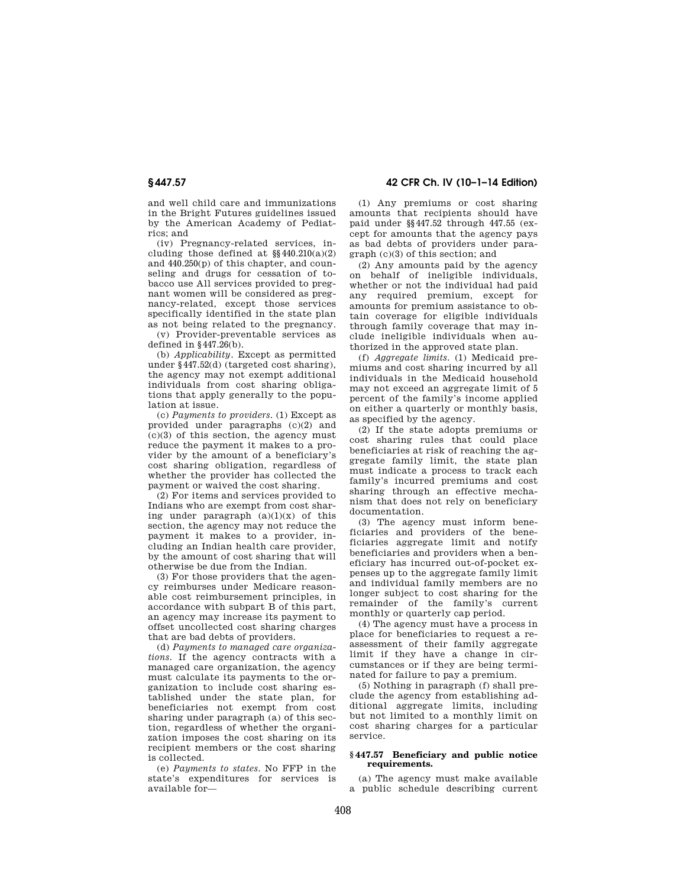and well child care and immunizations in the Bright Futures guidelines issued by the American Academy of Pediatrics; and

(iv) Pregnancy-related services, including those defined at §§440.210(a)(2) and 440.250(p) of this chapter, and counseling and drugs for cessation of tobacco use All services provided to pregnant women will be considered as pregnancy-related, except those services specifically identified in the state plan as not being related to the pregnancy.

(v) Provider-preventable services as defined in §447.26(b).

(b) *Applicability.* Except as permitted under §447.52(d) (targeted cost sharing), the agency may not exempt additional individuals from cost sharing obligations that apply generally to the population at issue.

(c) *Payments to providers.* (1) Except as provided under paragraphs (c)(2) and (c)(3) of this section, the agency must reduce the payment it makes to a provider by the amount of a beneficiary's cost sharing obligation, regardless of whether the provider has collected the payment or waived the cost sharing.

(2) For items and services provided to Indians who are exempt from cost sharing under paragraph (a)(1)(x) of this section, the agency may not reduce the payment it makes to a provider, including an Indian health care provider, by the amount of cost sharing that will otherwise be due from the Indian.

(3) For those providers that the agency reimburses under Medicare reasonable cost reimbursement principles, in accordance with subpart B of this part, an agency may increase its payment to offset uncollected cost sharing charges that are bad debts of providers.

(d) *Payments to managed care organizations.* If the agency contracts with a managed care organization, the agency must calculate its payments to the organization to include cost sharing established under the state plan, for beneficiaries not exempt from cost sharing under paragraph (a) of this section, regardless of whether the organization imposes the cost sharing on its recipient members or the cost sharing is collected.

(e) *Payments to states.* No FFP in the state's expenditures for services is available for—

(1) Any premiums or cost sharing amounts that recipients should have paid under §§447.52 through 447.55 (except for amounts that the agency pays as bad debts of providers under paragraph (c)(3) of this section; and

(2) Any amounts paid by the agency on behalf of ineligible individuals, whether or not the individual had paid any required premium, except for amounts for premium assistance to obtain coverage for eligible individuals through family coverage that may include ineligible individuals when authorized in the approved state plan.

(f) *Aggregate limits.* (1) Medicaid premiums and cost sharing incurred by all individuals in the Medicaid household may not exceed an aggregate limit of 5 percent of the family's income applied on either a quarterly or monthly basis, as specified by the agency.

(2) If the state adopts premiums or cost sharing rules that could place beneficiaries at risk of reaching the aggregate family limit, the state plan must indicate a process to track each family's incurred premiums and cost sharing through an effective mechanism that does not rely on beneficiary documentation.

(3) The agency must inform beneficiaries and providers of the beneficiaries aggregate limit and notify beneficiaries and providers when a beneficiary has incurred out-of-pocket expenses up to the aggregate family limit and individual family members are no longer subject to cost sharing for the remainder of the family's current monthly or quarterly cap period.

(4) The agency must have a process in place for beneficiaries to request a reassessment of their family aggregate limit if they have a change in circumstances or if they are being terminated for failure to pay a premium.

(5) Nothing in paragraph (f) shall preclude the agency from establishing additional aggregate limits, including but not limited to a monthly limit on cost sharing charges for a particular service.

**§447.57 Beneficiary and public notice requirements.**

(a) The agency must make available a public schedule describing current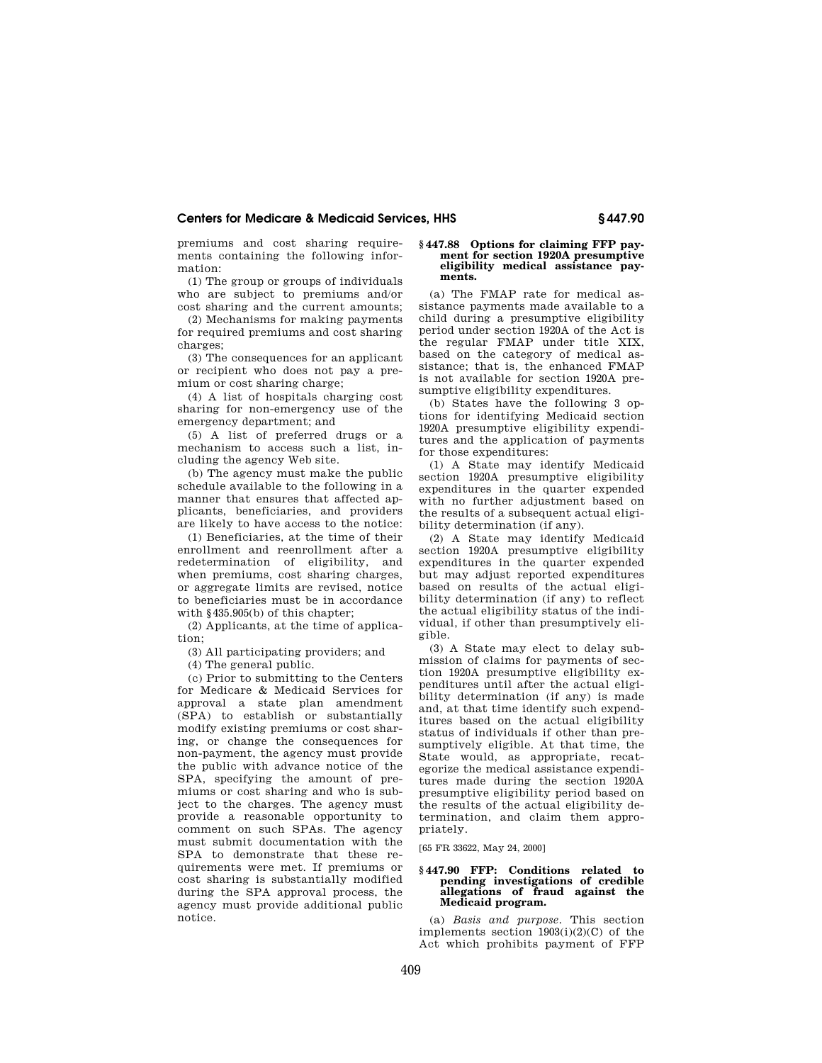premiums and cost sharing requirements containing the following information:

(1) The group or groups of individuals who are subject to premiums and/or cost sharing and the current amounts;

(2) Mechanisms for making payments for required premiums and cost sharing charges;

(3) The consequences for an applicant or recipient who does not pay a premium or cost sharing charge;

(4) A list of hospitals charging cost sharing for non-emergency use of the emergency department; and

(5) A list of preferred drugs or a mechanism to access such a list, including the agency Web site.

(b) The agency must make the public schedule available to the following in a manner that ensures that affected applicants, beneficiaries, and providers are likely to have access to the notice:

(1) Beneficiaries, at the time of their enrollment and reenrollment after a redetermination of eligibility, and when premiums, cost sharing charges, or aggregate limits are revised, notice to beneficiaries must be in accordance with §435.905(b) of this chapter;

(2) Applicants, at the time of application;

(3) All participating providers; and

(4) The general public.

(c) Prior to submitting to the Centers for Medicare & Medicaid Services for approval a state plan amendment (SPA) to establish or substantially modify existing premiums or cost sharing, or change the consequences for non-payment, the agency must provide the public with advance notice of the SPA, specifying the amount of premiums or cost sharing and who is subject to the charges. The agency must provide a reasonable opportunity to comment on such SPAs. The agency must submit documentation with the SPA to demonstrate that these requirements were met. If premiums or cost sharing is substantially modified during the SPA approval process, the agency must provide additional public notice.

### §447.88 Options for claiming FFP payment for section 1920A presumptive eligibility medical assistance payments.

(a) The FMAP rate for medical assistance payments made available to a child during a presumptive eligibility period under section 1920A of the Act is the regular FMAP under title XIX, based on the category of medical assistance; that is, the enhanced FMAP is not available for section 1920A presumptive eligibility expenditures.

(b) States have the following 3 options for identifying Medicaid section 1920A presumptive eligibility expenditures and the application of payments for those expenditures:

(1) A State may identify Medicaid section 1920A presumptive eligibility expenditures in the quarter expended with no further adjustment based on the results of a subsequent actual eligibility determination (if any).

(2) A State may identify Medicaid section 1920A presumptive eligibility expenditures in the quarter expended but may adjust reported expenditures based on results of the actual eligibility determination (if any) to reflect the actual eligibility status of the individual, if other than presumptively eligible.

(3) A State may elect to delay submission of claims for payments of section 1920A presumptive eligibility expenditures until after the actual eligibility determination (if any) is made and, at that time identify such expenditures based on the actual eligibility status of individuals if other than presumptively eligible. At that time, the State would, as appropriate, recategorize the medical assistance expenditures made during the section 1920A presumptive eligibility period based on the results of the actual eligibility determination, and claim them appropriately.

[65 FR 33622, May 24, 2000]

### §447.90 FFP: Conditions related to pending investigations of credible allegations of fraud against the Medicaid program.

(a) *Basis and purpose.* This section implements section 1903(i)(2)(C) of the Act which prohibits payment of FFP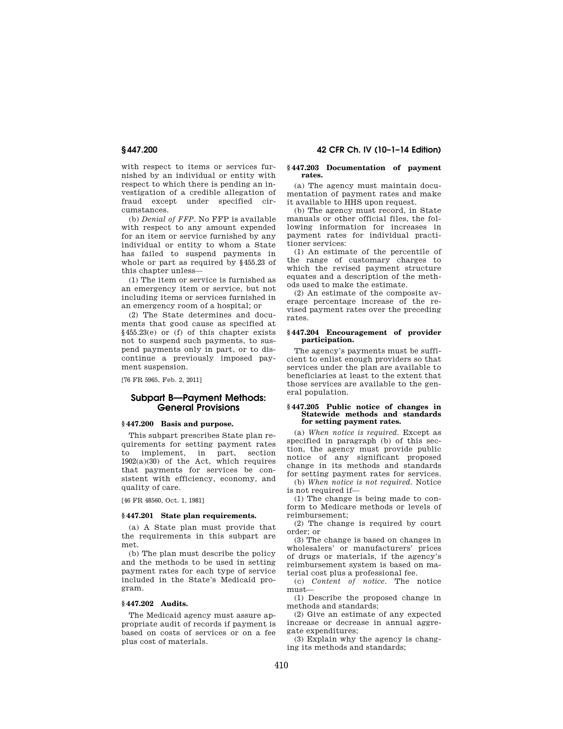with respect to items or services furnished by an individual or entity with respect to which there is pending an investigation of a credible allegation of fraud except under specified circumstances.

(b) *Denial of FFP.* No FFP is available with respect to any amount expended for an item or service furnished by any individual or entity to whom a State has failed to suspend payments in whole or part as required by §455.23 of this chapter unless—

(1) The item or service is furnished as an emergency item or service, but not including items or services furnished in an emergency room of a hospital; or

(2) The State determines and documents that good cause as specified at §455.23(e) or (f) of this chapter exists not to suspend such payments, to suspend payments only in part, or to discontinue a previously imposed payment suspension.

[76 FR 5965, Feb. 2, 2011]

## Subpart B—Payment Methods: General Provisions

### §447.200 Basis and purpose.

This subpart prescribes State plan requirements for setting payment rates to implement, in part, section 1902(a)(30) of the Act, which requires that payments for services be consistent with efficiency, economy, and quality of care.

[46 FR 48560, Oct. 1, 1981]

### §447.201 State plan requirements.

(a) A State plan must provide that the requirements in this subpart are met.

(b) The plan must describe the policy and the methods to be used in setting payment rates for each type of service included in the State's Medicaid program.

### §447.202 Audits.

The Medicaid agency must assure appropriate audit of records if payment is based on costs of services or on a fee plus cost of materials.

### §447.203 Documentation of payment rates.

(a) The agency must maintain documentation of payment rates and make it available to HHS upon request.

(b) The agency must record, in State manuals or other official files, the following information for increases in payment rates for individual practitioner services:

(1) An estimate of the percentile of the range of customary charges to which the revised payment structure equates and a description of the methods used to make the estimate.

(2) An estimate of the composite average percentage increase of the revised payment rates over the preceding rates.

### §447.204 Encouragement of provider participation.

The agency's payments must be sufficient to enlist enough providers so that services under the plan are available to beneficiaries at least to the extent that those services are available to the general population.

### §447.205 Public notice of changes in Statewide methods and standards for setting payment rates.

(a) *When notice is required.* Except as specified in paragraph (b) of this section, the agency must provide public notice of any significant proposed change in its methods and standards for setting payment rates for services.

(b) *When notice is not required.* Notice is not required if—

(1) The change is being made to conform to Medicare methods or levels of reimbursement;

(2) The change is required by court order; or

(3) The change is based on changes in wholesalers' or manufacturers' prices of drugs or materials, if the agency's reimbursement system is based on material cost plus a professional fee.

(c) *Content of notice.* The notice must—

(1) Describe the proposed change in methods and standards;

(2) Give an estimate of any expected increase or decrease in annual aggregate expenditures;

(3) Explain why the agency is changing its methods and standards;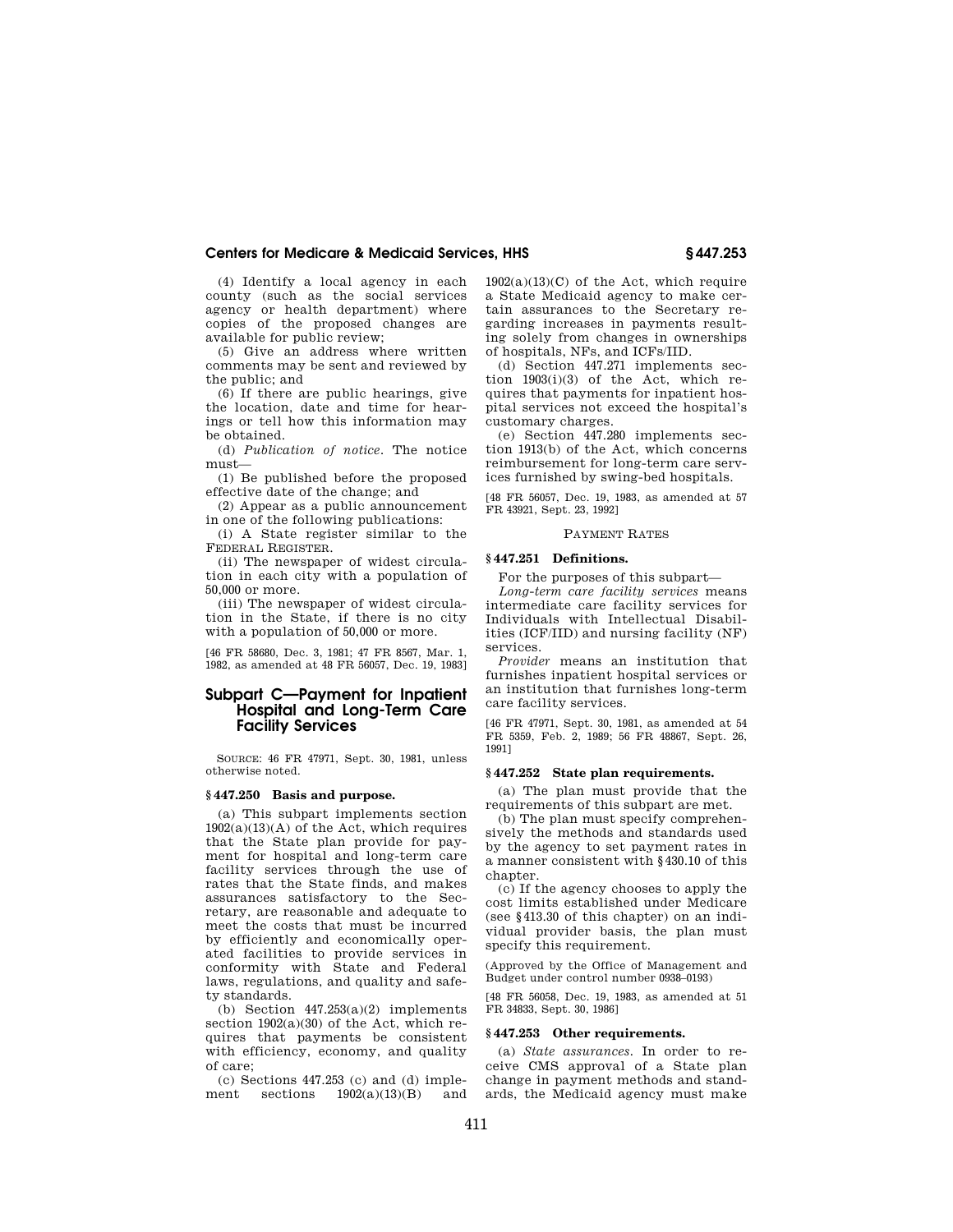(4) Identify a local agency in each county (such as the social services agency or health department) where copies of the proposed changes are available for public review;

(5) Give an address where written comments may be sent and reviewed by the public; and

(6) If there are public hearings, give the location, date and time for hearings or tell how this information may be obtained.

(d) *Publication of notice.* The notice must—

(1) Be published before the proposed effective date of the change; and

(2) Appear as a public announcement in one of the following publications:

(i) A State register similar to the FEDERAL REGISTER.

(ii) The newspaper of widest circulation in each city with a population of 50,000 or more.

(iii) The newspaper of widest circulation in the State, if there is no city with a population of 50,000 or more.

[46 FR 58680, Dec. 3, 1981; 47 FR 8567, Mar. 1, 1982, as amended at 48 FR 56057, Dec. 19, 1983]

## Subpart C—Payment for Inpatient Hospital and Long-Term Care Facility Services

SOURCE: 46 FR 47971, Sept. 30, 1981, unless otherwise noted.

### § 447.250 Basis and purpose.

(a) This subpart implements section 1902(a)(13)(A) of the Act, which requires that the State plan provide for payment for hospital and long-term care facility services through the use of rates that the State finds, and makes assurances satisfactory to the Secretary, are reasonable and adequate to meet the costs that must be incurred by efficiently and economically operated facilities to provide services in conformity with State and Federal laws, regulations, and quality and safety standards.

(b) Section 447.253(a)(2) implements section 1902(a)(30) of the Act, which requires that payments be consistent with efficiency, economy, and quality of care;

(c) Sections 447.253 (c) and (d) implement sections 1902(a)(13)(B) and 1902(a)(13)(C) of the Act, which require a State Medicaid agency to make certain assurances to the Secretary regarding increases in payments resulting solely from changes in ownerships of hospitals, NFs, and ICFs/IID.

(d) Section 447.271 implements section 1903(i)(3) of the Act, which requires that payments for inpatient hospital services not exceed the hospital's customary charges.

(e) Section 447.280 implements section 1913(b) of the Act, which concerns reimbursement for long-term care services furnished by swing-bed hospitals.

[48 FR 56057, Dec. 19, 1983, as amended at 57 FR 43921, Sept. 23, 1992]

PAYMENT RATES

### § 447.251 Definitions.

For the purposes of this subpart—

*Long-term care facility services* means intermediate care facility services for Individuals with Intellectual Disabilities (ICF/IID) and nursing facility (NF) services.

*Provider* means an institution that furnishes inpatient hospital services or an institution that furnishes long-term care facility services.

[46 FR 47971, Sept. 30, 1981, as amended at 54 FR 5359, Feb. 2, 1989; 56 FR 48867, Sept. 26, 1991]

### § 447.252 State plan requirements.

(a) The plan must provide that the requirements of this subpart are met.

(b) The plan must specify comprehensively the methods and standards used by the agency to set payment rates in a manner consistent with § 430.10 of this chapter.

(c) If the agency chooses to apply the cost limits established under Medicare (see § 413.30 of this chapter) on an individual provider basis, the plan must specify this requirement.

(Approved by the Office of Management and Budget under control number 0938–0193)

[48 FR 56058, Dec. 19, 1983, as amended at 51 FR 34833, Sept. 30, 1986]

### § 447.253 Other requirements.

(a) *State assurances.* In order to receive CMS approval of a State plan change in payment methods and standards, the Medicaid agency must make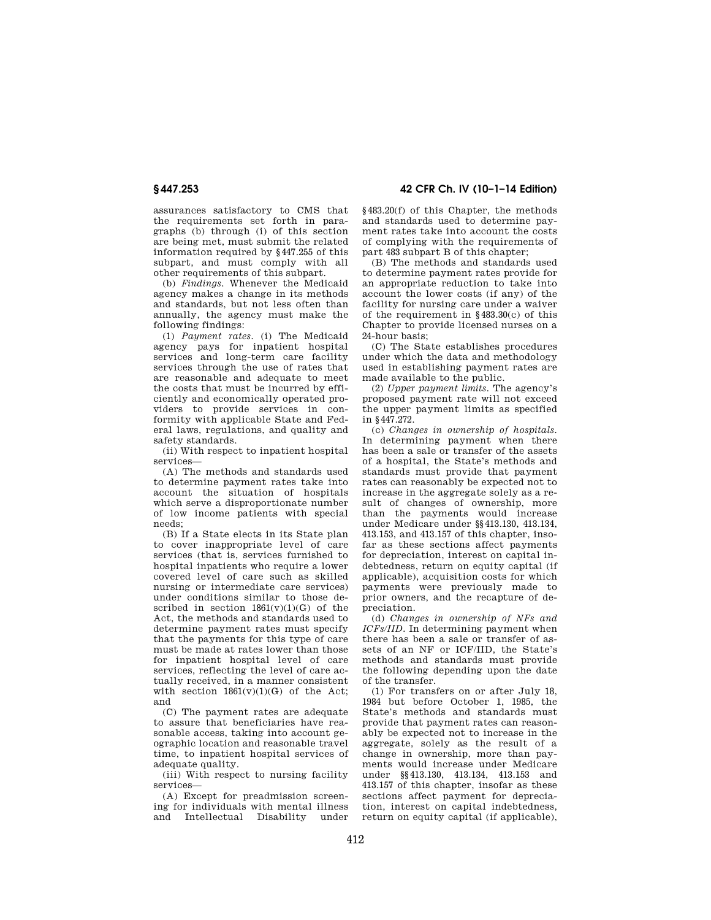assurances satisfactory to CMS that the requirements set forth in paragraphs (b) through (i) of this section are being met, must submit the related information required by §447.255 of this subpart, and must comply with all other requirements of this subpart.

(b) *Findings.* Whenever the Medicaid agency makes a change in its methods and standards, but not less often than annually, the agency must make the following findings:

(1) *Payment rates.* (i) The Medicaid agency pays for inpatient hospital services and long-term care facility services through the use of rates that are reasonable and adequate to meet the costs that must be incurred by efficiently and economically operated providers to provide services in conformity with applicable State and Federal laws, regulations, and quality and safety standards.

(ii) With respect to inpatient hospital services—

(A) The methods and standards used to determine payment rates take into account the situation of hospitals which serve a disproportionate number of low income patients with special needs;

(B) If a State elects in its State plan to cover inappropriate level of care services (that is, services furnished to hospital inpatients who require a lower covered level of care such as skilled nursing or intermediate care services) under conditions similar to those described in section 1861(v)(1)(G) of the Act, the methods and standards used to determine payment rates must specify that the payments for this type of care must be made at rates lower than those for inpatient hospital level of care services, reflecting the level of care actually received, in a manner consistent with section 1861(v)(1)(G) of the Act; and

(C) The payment rates are adequate to assure that beneficiaries have reasonable access, taking into account geographic location and reasonable travel time, to inpatient hospital services of adequate quality.

(iii) With respect to nursing facility services—

(A) Except for preadmission screening for individuals with mental illness and Intellectual Disability under §483.20(f) of this Chapter, the methods and standards used to determine payment rates take into account the costs of complying with the requirements of part 483 subpart B of this chapter;

(B) The methods and standards used to determine payment rates provide for an appropriate reduction to take into account the lower costs (if any) of the facility for nursing care under a waiver of the requirement in §483.30(c) of this Chapter to provide licensed nurses on a 24-hour basis;

(C) The State establishes procedures under which the data and methodology used in establishing payment rates are made available to the public.

(2) *Upper payment limits.* The agency's proposed payment rate will not exceed the upper payment limits as specified in §447.272.

(c) *Changes in ownership of hospitals.* In determining payment when there has been a sale or transfer of the assets of a hospital, the State's methods and standards must provide that payment rates can reasonably be expected not to increase in the aggregate solely as a result of changes of ownership, more than the payments would increase under Medicare under §§413.130, 413.134, 413.153, and 413.157 of this chapter, insofar as these sections affect payments for depreciation, interest on capital indebtedness, return on equity capital (if applicable), acquisition costs for which payments were previously made to prior owners, and the recapture of depreciation.

(d) *Changes in ownership of NFs and ICFs/IID.* In determining payment when there has been a sale or transfer of assets of an NF or ICF/IID, the State's methods and standards must provide the following depending upon the date of the transfer.

(1) For transfers on or after July 18, 1984 but before October 1, 1985, the State's methods and standards must provide that payment rates can reasonably be expected not to increase in the aggregate, solely as the result of a change in ownership, more than payments would increase under Medicare under §§413.130, 413.134, 413.153 and 413.157 of this chapter, insofar as these sections affect payment for depreciation, interest on capital indebtedness, return on equity capital (if applicable),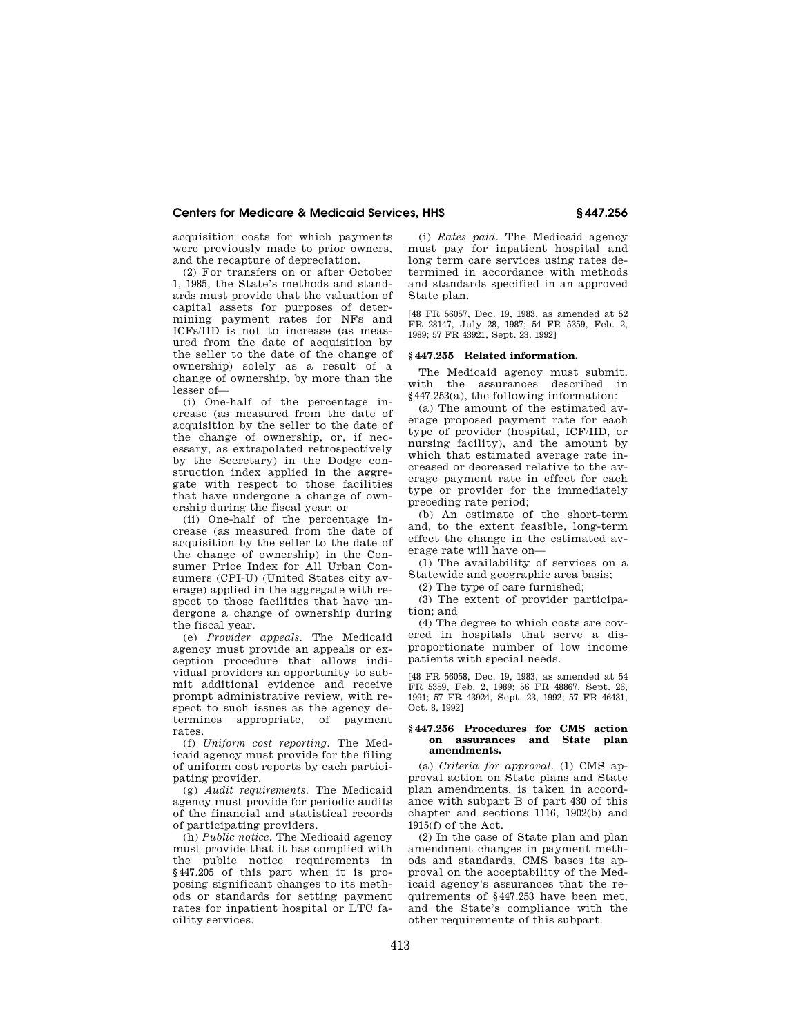acquisition costs for which payments were previously made to prior owners, and the recapture of depreciation.

(2) For transfers on or after October 1, 1985, the State's methods and standards must provide that the valuation of capital assets for purposes of determining payment rates for NFs and ICFs/IID is not to increase (as measured from the date of acquisition by the seller to the date of the change of ownership) solely as a result of a change of ownership, by more than the lesser of—

(i) One-half of the percentage increase (as measured from the date of acquisition by the seller to the date of the change of ownership, or, if necessary, as extrapolated retrospectively by the Secretary) in the Dodge construction index applied in the aggregate with respect to those facilities that have undergone a change of ownership during the fiscal year; or

(ii) One-half of the percentage increase (as measured from the date of acquisition by the seller to the date of the change of ownership) in the Consumer Price Index for All Urban Consumers (CPI-U) (United States city average) applied in the aggregate with respect to those facilities that have undergone a change of ownership during the fiscal year.

(e) *Provider appeals.* The Medicaid agency must provide an appeals or exception procedure that allows individual providers an opportunity to submit additional evidence and receive prompt administrative review, with respect to such issues as the agency determines appropriate, of payment rates.

(f) *Uniform cost reporting.* The Medicaid agency must provide for the filing of uniform cost reports by each participating provider.

(g) *Audit requirements.* The Medicaid agency must provide for periodic audits of the financial and statistical records of participating providers.

(h) *Public notice.* The Medicaid agency must provide that it has complied with the public notice requirements in §447.205 of this part when it is proposing significant changes to its methods or standards for setting payment rates for inpatient hospital or LTC facility services.

(i) *Rates paid.* The Medicaid agency must pay for inpatient hospital and long term care services using rates determined in accordance with methods and standards specified in an approved State plan.

[48 FR 56057, Dec. 19, 1983, as amended at 52 FR 28147, July 28, 1987; 54 FR 5359, Feb. 2, 1989; 57 FR 43921, Sept. 23, 1992]

## § 447.255 Related information.

The Medicaid agency must submit, with the assurances described in §447.253(a), the following information:

(a) The amount of the estimated average proposed payment rate for each type of provider (hospital, ICF/IID, or nursing facility), and the amount by which that estimated average rate increased or decreased relative to the average payment rate in effect for each type or provider for the immediately preceding rate period;

(b) An estimate of the short-term and, to the extent feasible, long-term effect the change in the estimated average rate will have on—

(1) The availability of services on a Statewide and geographic area basis;

(2) The type of care furnished;

(3) The extent of provider participation; and

(4) The degree to which costs are covered in hospitals that serve a disproportionate number of low income patients with special needs.

[48 FR 56058, Dec. 19, 1983, as amended at 54 FR 5359, Feb. 2, 1989; 56 FR 48867, Sept. 26, 1991; 57 FR 43924, Sept. 23, 1992; 57 FR 46431, Oct. 8, 1992]

## § 447.256 Procedures for CMS action on assurances and State plan amendments.

(a) *Criteria for approval.* (1) CMS approval action on State plans and State plan amendments, is taken in accordance with subpart B of part 430 of this chapter and sections 1116, 1902(b) and 1915(f) of the Act.

(2) In the case of State plan and plan amendment changes in payment methods and standards, CMS bases its approval on the acceptability of the Medicaid agency's assurances that the requirements of §447.253 have been met, and the State's compliance with the other requirements of this subpart.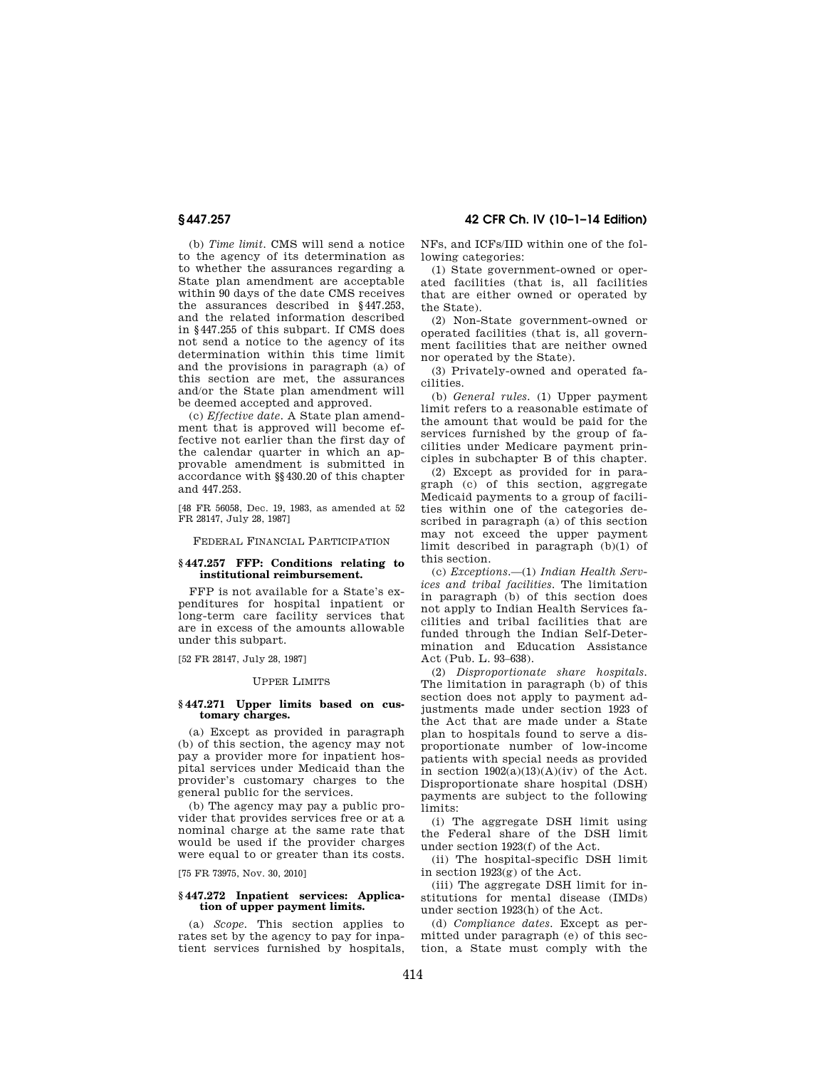(b) *Time limit.* CMS will send a notice to the agency of its determination as to whether the assurances regarding a State plan amendment are acceptable within 90 days of the date CMS receives the assurances described in §447.253, and the related information described in §447.255 of this subpart. If CMS does not send a notice to the agency of its determination within this time limit and the provisions in paragraph (a) of this section are met, the assurances and/or the State plan amendment will be deemed accepted and approved.

(c) *Effective date.* A State plan amendment that is approved will become effective not earlier than the first day of the calendar quarter in which an approvable amendment is submitted in accordance with §§430.20 of this chapter and 447.253.

[48 FR 56058, Dec. 19, 1983, as amended at 52 FR 28147, July 28, 1987]

FEDERAL FINANCIAL PARTICIPATION

### §447.257 FFP: Conditions relating to institutional reimbursement.

FFP is not available for a State's expenditures for hospital inpatient or long-term care facility services that are in excess of the amounts allowable under this subpart.

[52 FR 28147, July 28, 1987]

UPPER LIMITS

### §447.271 Upper limits based on customary charges.

(a) Except as provided in paragraph (b) of this section, the agency may not pay a provider more for inpatient hospital services under Medicaid than the provider's customary charges to the general public for the services.

(b) The agency may pay a public provider that provides services free or at a nominal charge at the same rate that would be used if the provider charges were equal to or greater than its costs.

[75 FR 73975, Nov. 30, 2010]

### §447.272 Inpatient services: Application of upper payment limits.

(a) *Scope.* This section applies to rates set by the agency to pay for inpatient services furnished by hospitals, NFs, and ICFs/IID within one of the following categories:

(1) State government-owned or operated facilities (that is, all facilities that are either owned or operated by the State).

(2) Non-State government-owned or operated facilities (that is, all government facilities that are neither owned nor operated by the State).

(3) Privately-owned and operated facilities.

(b) *General rules.* (1) Upper payment limit refers to a reasonable estimate of the amount that would be paid for the services furnished by the group of facilities under Medicare payment principles in subchapter B of this chapter.

(2) Except as provided for in paragraph (c) of this section, aggregate Medicaid payments to a group of facilities within one of the categories described in paragraph (a) of this section may not exceed the upper payment limit described in paragraph (b)(1) of this section.

(c) *Exceptions.*—(1) *Indian Health Services and tribal facilities.* The limitation in paragraph (b) of this section does not apply to Indian Health Services facilities and tribal facilities that are funded through the Indian Self-Determination and Education Assistance Act (Pub. L. 93–638).

(2) *Disproportionate share hospitals.* The limitation in paragraph (b) of this section does not apply to payment adjustments made under section 1923 of the Act that are made under a State plan to hospitals found to serve a disproportionate number of low-income patients with special needs as provided in section 1902(a)(13)(A)(iv) of the Act. Disproportionate share hospital (DSH) payments are subject to the following limits:

(i) The aggregate DSH limit using the Federal share of the DSH limit under section 1923(f) of the Act.

(ii) The hospital-specific DSH limit in section 1923(g) of the Act.

(iii) The aggregate DSH limit for institutions for mental disease (IMDs) under section 1923(h) of the Act.

(d) *Compliance dates.* Except as permitted under paragraph (e) of this section, a State must comply with the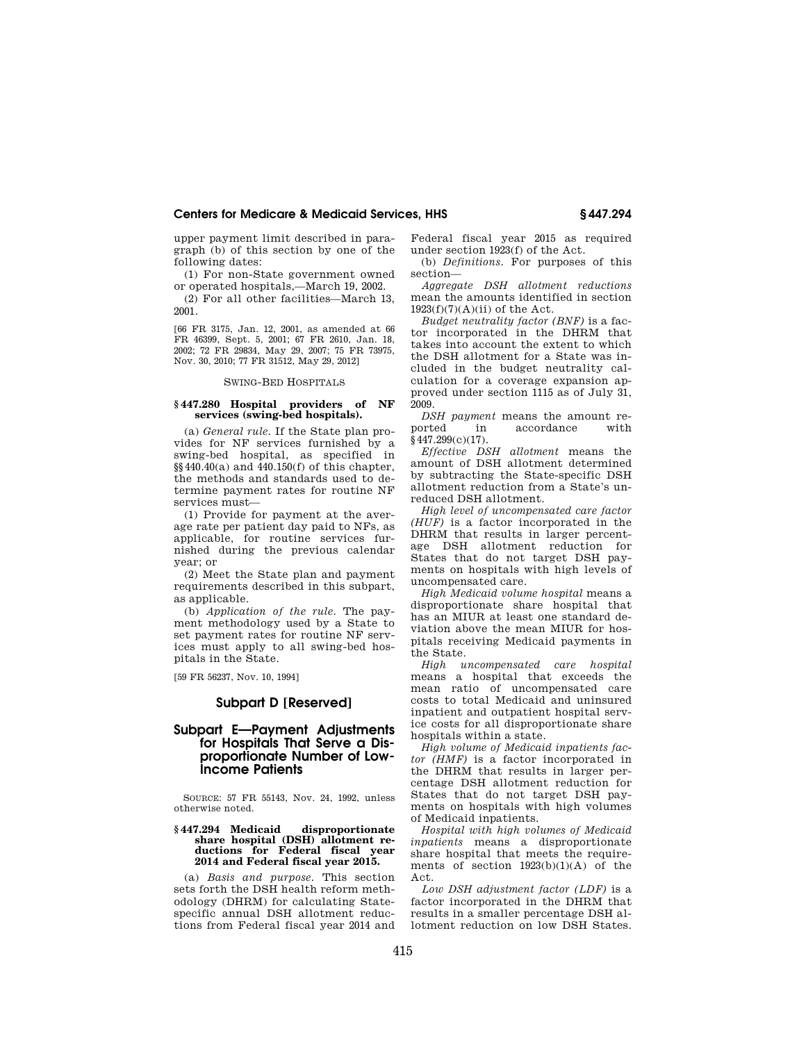upper payment limit described in paragraph (b) of this section by one of the following dates:

(1) For non-State government owned or operated hospitals,—March 19, 2002.

(2) For all other facilities—March 13, 2001.

[66 FR 3175, Jan. 12, 2001, as amended at 66 FR 46399, Sept. 5, 2001; 67 FR 2610, Jan. 18, 2002; 72 FR 29834, May 29, 2007; 75 FR 73975, Nov. 30, 2010; 77 FR 31512, May 29, 2012]

SWING-BED HOSPITALS

#### § 447.280 Hospital providers of NF services (swing-bed hospitals).

(a) *General rule.* If the State plan provides for NF services furnished by a swing-bed hospital, as specified in §§ 440.40(a) and 440.150(f) of this chapter, the methods and standards used to determine payment rates for routine NF services must—

(1) Provide for payment at the average rate per patient day paid to NFs, as applicable, for routine services furnished during the previous calendar year; or

(2) Meet the State plan and payment requirements described in this subpart, as applicable.

(b) *Application of the rule.* The payment methodology used by a State to set payment rates for routine NF services must apply to all swing-bed hospitals in the State.

[59 FR 56237, Nov. 10, 1994]

## Subpart D [Reserved]

## Subpart E—Payment Adjustments for Hospitals That Serve a Disproportionate Number of Low-Income Patients

SOURCE: 57 FR 55143, Nov. 24, 1992, unless otherwise noted.

#### § 447.294 Medicaid disproportionate share hospital (DSH) allotment reductions for Federal fiscal year 2014 and Federal fiscal year 2015.

(a) *Basis and purpose.* This section sets forth the DSH health reform methodology (DHRM) for calculating State-specific annual DSH allotment reductions from Federal fiscal year 2014 and Federal fiscal year 2015 as required under section 1923(f) of the Act.

(b) *Definitions.* For purposes of this section—

*Aggregate DSH allotment reductions* mean the amounts identified in section 1923(f)(7)(A)(ii) of the Act.

*Budget neutrality factor (BNF)* is a factor incorporated in the DHRM that takes into account the extent to which the DSH allotment for a State was included in the budget neutrality calculation for a coverage expansion approved under section 1115 as of July 31, 2009.

*DSH payment* means the amount reported in accordance with § 447.299(c)(17).

*Effective DSH allotment* means the amount of DSH allotment determined by subtracting the State-specific DSH allotment reduction from a State's unreduced DSH allotment.

*High level of uncompensated care factor (HUF)* is a factor incorporated in the DHRM that results in larger percentage DSH allotment reduction for States that do not target DSH payments on hospitals with high levels of uncompensated care.

*High Medicaid volume hospital* means a disproportionate share hospital that has an MIUR at least one standard deviation above the mean MIUR for hospitals receiving Medicaid payments in the State.

*High uncompensated care hospital* means a hospital that exceeds the mean ratio of uncompensated care costs to total Medicaid and uninsured inpatient and outpatient hospital service costs for all disproportionate share hospitals within a state.

*High volume of Medicaid inpatients factor (HMF)* is a factor incorporated in the DHRM that results in larger percentage DSH allotment reduction for States that do not target DSH payments on hospitals with high volumes of Medicaid inpatients.

*Hospital with high volumes of Medicaid inpatients* means a disproportionate share hospital that meets the requirements of section 1923(b)(1)(A) of the Act.

*Low DSH adjustment factor (LDF)* is a factor incorporated in the DHRM that results in a smaller percentage DSH allotment reduction on low DSH States.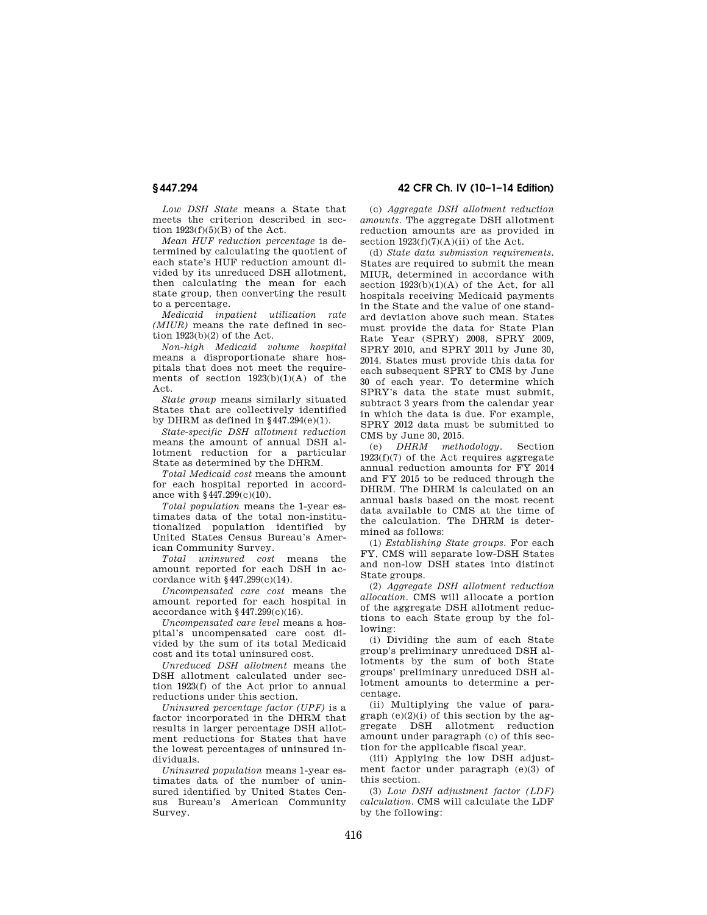*Low DSH State* means a State that meets the criterion described in section 1923(f)(5)(B) of the Act.

*Mean HUF reduction percentage* is determined by calculating the quotient of each state's HUF reduction amount divided by its unreduced DSH allotment, then calculating the mean for each state group, then converting the result to a percentage.

*Medicaid inpatient utilization rate (MIUR)* means the rate defined in section 1923(b)(2) of the Act.

*Non-high Medicaid volume hospital* means a disproportionate share hospitals that does not meet the requirements of section 1923(b)(1)(A) of the Act.

*State group* means similarly situated States that are collectively identified by DHRM as defined in §447.294(e)(1).

*State-specific DSH allotment reduction* means the amount of annual DSH allotment reduction for a particular State as determined by the DHRM.

*Total Medicaid cost* means the amount for each hospital reported in accordance with §447.299(c)(10).

*Total population* means the 1-year estimates data of the total non-institutionalized population identified by United States Census Bureau's American Community Survey.

*Total uninsured cost* means the amount reported for each DSH in accordance with §447.299(c)(14).

*Uncompensated care cost* means the amount reported for each hospital in accordance with §447.299(c)(16).

*Uncompensated care level* means a hospital's uncompensated care cost divided by the sum of its total Medicaid cost and its total uninsured cost.

*Unreduced DSH allotment* means the DSH allotment calculated under section 1923(f) of the Act prior to annual reductions under this section.

*Uninsured percentage factor (UPF)* is a factor incorporated in the DHRM that results in larger percentage DSH allotment reductions for States that have the lowest percentages of uninsured individuals.

*Uninsured population* means 1-year estimates data of the number of uninsured identified by United States Census Bureau's American Community Survey.

(c) *Aggregate DSH allotment reduction amounts.* The aggregate DSH allotment reduction amounts are as provided in section 1923(f)(7)(A)(ii) of the Act.

(d) *State data submission requirements.* States are required to submit the mean MIUR, determined in accordance with section 1923(b)(1)(A) of the Act, for all hospitals receiving Medicaid payments in the State and the value of one standard deviation above such mean. States must provide the data for State Plan Rate Year (SPRY) 2008, SPRY 2009, SPRY 2010, and SPRY 2011 by June 30, 2014. States must provide this data for each subsequent SPRY to CMS by June 30 of each year. To determine which SPRY's data the state must submit, subtract 3 years from the calendar year in which the data is due. For example, SPRY 2012 data must be submitted to CMS by June 30, 2015.

(e) *DHRM methodology.* Section 1923(f)(7) of the Act requires aggregate annual reduction amounts for FY 2014 and FY 2015 to be reduced through the DHRM. The DHRM is calculated on an annual basis based on the most recent data available to CMS at the time of the calculation. The DHRM is determined as follows:

(1) *Establishing State groups.* For each FY, CMS will separate low-DSH States and non-low DSH states into distinct State groups.

(2) *Aggregate DSH allotment reduction allocation.* CMS will allocate a portion of the aggregate DSH allotment reductions to each State group by the following:

(i) Dividing the sum of each State group's preliminary unreduced DSH allotments by the sum of both State groups' preliminary unreduced DSH allotment amounts to determine a percentage.

(ii) Multiplying the value of paragraph (e)(2)(i) of this section by the aggregate DSH allotment reduction amount under paragraph (c) of this section for the applicable fiscal year.

(iii) Applying the low DSH adjustment factor under paragraph (e)(3) of this section.

(3) *Low DSH adjustment factor (LDF) calculation.* CMS will calculate the LDF by the following: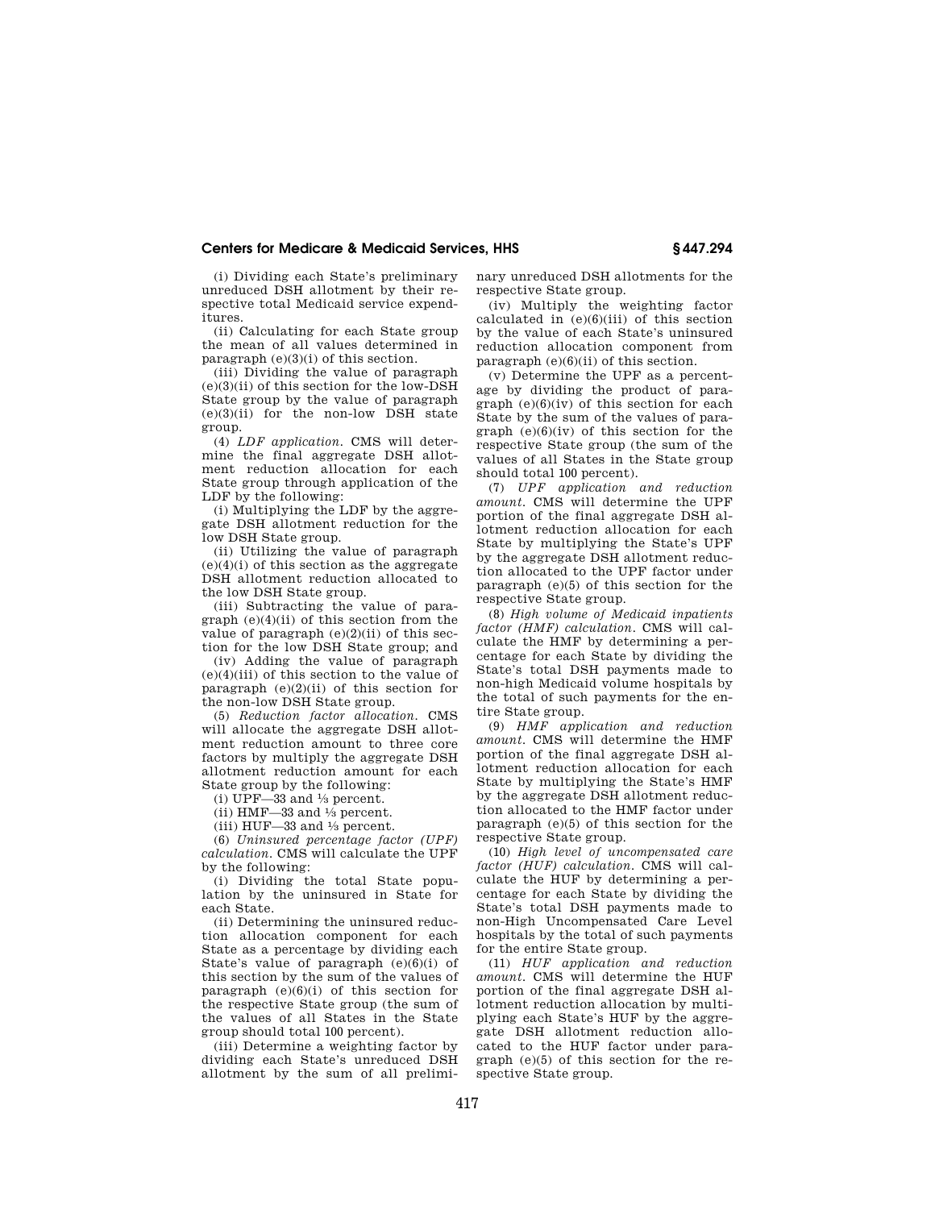(i) Dividing each State's preliminary unreduced DSH allotment by their respective total Medicaid service expenditures.

(ii) Calculating for each State group the mean of all values determined in paragraph (e)(3)(i) of this section.

(iii) Dividing the value of paragraph (e)(3)(ii) of this section for the low-DSH State group by the value of paragraph (e)(3)(ii) for the non-low DSH state group.

(4) *LDF application.* CMS will determine the final aggregate DSH allotment reduction allocation for each State group through application of the LDF by the following:

(i) Multiplying the LDF by the aggregate DSH allotment reduction for the low DSH State group.

(ii) Utilizing the value of paragraph (e)(4)(i) of this section as the aggregate DSH allotment reduction allocated to the low DSH State group.

(iii) Subtracting the value of paragraph (e)(4)(ii) of this section from the value of paragraph (e)(2)(ii) of this section for the low DSH State group; and

(iv) Adding the value of paragraph (e)(4)(iii) of this section to the value of paragraph (e)(2)(ii) of this section for the non-low DSH State group.

(5) *Reduction factor allocation.* CMS will allocate the aggregate DSH allotment reduction amount to three core factors by multiply the aggregate DSH allotment reduction amount for each State group by the following:

(i) UPF—33 and ⅓ percent.

(ii) HMF—33 and ⅓ percent.

(iii) HUF—33 and ⅓ percent.

(6) *Uninsured percentage factor (UPF) calculation.* CMS will calculate the UPF by the following:

(i) Dividing the total State population by the uninsured in State for each State.

(ii) Determining the uninsured reduction allocation component for each State as a percentage by dividing each State's value of paragraph (e)(6)(i) of this section by the sum of the values of paragraph (e)(6)(i) of this section for the respective State group (the sum of the values of all States in the State group should total 100 percent).

(iii) Determine a weighting factor by dividing each State's unreduced DSH allotment by the sum of all preliminary unreduced DSH allotments for the respective State group.

(iv) Multiply the weighting factor calculated in (e)(6)(iii) of this section by the value of each State's uninsured reduction allocation component from paragraph (e)(6)(ii) of this section.

(v) Determine the UPF as a percentage by dividing the product of paragraph (e)(6)(iv) of this section for each State by the sum of the values of paragraph (e)(6)(iv) of this section for the respective State group (the sum of the values of all States in the State group should total 100 percent).

(7) *UPF application and reduction amount.* CMS will determine the UPF portion of the final aggregate DSH allotment reduction allocation for each State by multiplying the State's UPF by the aggregate DSH allotment reduction allocated to the UPF factor under paragraph (e)(5) of this section for the respective State group.

(8) *High volume of Medicaid inpatients factor (HMF) calculation.* CMS will calculate the HMF by determining a percentage for each State by dividing the State's total DSH payments made to non-high Medicaid volume hospitals by the total of such payments for the entire State group.

(9) *HMF application and reduction amount.* CMS will determine the HMF portion of the final aggregate DSH allotment reduction allocation for each State by multiplying the State's HMF by the aggregate DSH allotment reduction allocated to the HMF factor under paragraph (e)(5) of this section for the respective State group.

(10) *High level of uncompensated care factor (HUF) calculation.* CMS will calculate the HUF by determining a percentage for each State by dividing the State's total DSH payments made to non-High Uncompensated Care Level hospitals by the total of such payments for the entire State group.

(11) *HUF application and reduction amount.* CMS will determine the HUF portion of the final aggregate DSH allotment reduction allocation by multiplying each State's HUF by the aggregate DSH allotment reduction allocated to the HUF factor under paragraph (e)(5) of this section for the respective State group.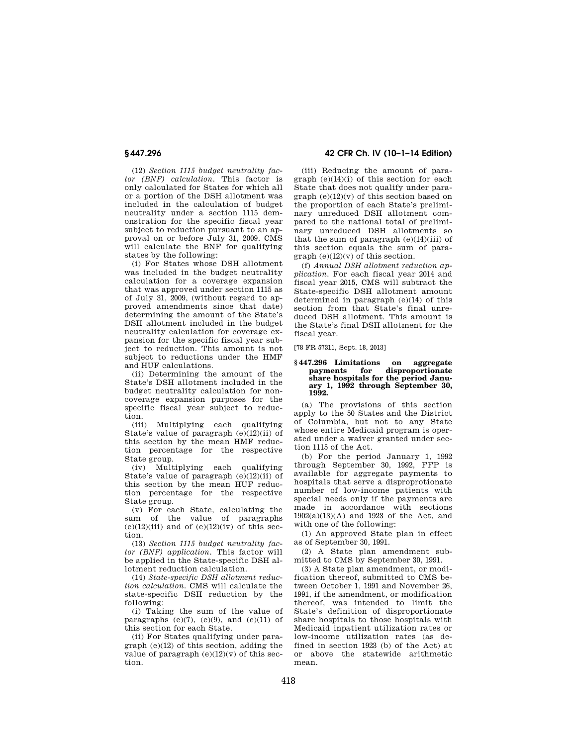(12) *Section 1115 budget neutrality factor (BNF) calculation.* This factor is only calculated for States for which all or a portion of the DSH allotment was included in the calculation of budget neutrality under a section 1115 demonstration for the specific fiscal year subject to reduction pursuant to an approval on or before July 31, 2009. CMS will calculate the BNF for qualifying states by the following:

(i) For States whose DSH allotment was included in the budget neutrality calculation for a coverage expansion that was approved under section 1115 as of July 31, 2009, (without regard to approved amendments since that date) determining the amount of the State's DSH allotment included in the budget neutrality calculation for coverage expansion for the specific fiscal year subject to reduction. This amount is not subject to reductions under the HMF and HUF calculations.

(ii) Determining the amount of the State's DSH allotment included in the budget neutrality calculation for non-coverage expansion purposes for the specific fiscal year subject to reduction.

(iii) Multiplying each qualifying State's value of paragraph (e)(12)(ii) of this section by the mean HMF reduction percentage for the respective State group.

(iv) Multiplying each qualifying State's value of paragraph (e)(12)(ii) of this section by the mean HUF reduction percentage for the respective State group.

(v) For each State, calculating the sum of the value of paragraphs (e)(12)(iii) and of (e)(12)(iv) of this section.

(13) *Section 1115 budget neutrality factor (BNF) application.* This factor will be applied in the State-specific DSH allotment reduction calculation.

(14) *State-specific DSH allotment reduction calculation.* CMS will calculate the state-specific DSH reduction by the following:

(i) Taking the sum of the value of paragraphs (e)(7), (e)(9), and (e)(11) of this section for each State.

(ii) For States qualifying under paragraph (e)(12) of this section, adding the value of paragraph (e)(12)(v) of this section.

(iii) Reducing the amount of paragraph (e)(14)(i) of this section for each State that does not qualify under paragraph (e)(12)(v) of this section based on the proportion of each State's preliminary unreduced DSH allotment compared to the national total of preliminary unreduced DSH allotments so that the sum of paragraph (e)(14)(iii) of this section equals the sum of paragraph (e)(12)(v) of this section.

(f) *Annual DSH allotment reduction application.* For each fiscal year 2014 and fiscal year 2015, CMS will subtract the State-specific DSH allotment amount determined in paragraph (e)(14) of this section from that State's final unreduced DSH allotment. This amount is the State's final DSH allotment for the fiscal year.

[78 FR 57311, Sept. 18, 2013]

## § 447.296 Limitations on aggregate payments for disproportionate share hospitals for the period January 1, 1992 through September 30, 1992.

(a) The provisions of this section apply to the 50 States and the District of Columbia, but not to any State whose entire Medicaid program is operated under a waiver granted under section 1115 of the Act.

(b) For the period January 1, 1992 through September 30, 1992, FFP is available for aggregate payments to hospitals that serve a disproprotionate number of low-income patients with special needs only if the payments are made in accordance with sections 1902(a)(13)(A) and 1923 of the Act, and with one of the following:

(1) An approved State plan in effect as of September 30, 1991.

(2) A State plan amendment submitted to CMS by September 30, 1991.

(3) A State plan amendment, or modification thereof, submitted to CMS between October 1, 1991 and November 26, 1991, if the amendment, or modification thereof, was intended to limit the State's definition of disproportionate share hospitals to those hospitals with Medicaid inpatient utilization rates or low-income utilization rates (as defined in section 1923 (b) of the Act) at or above the statewide arithmetic mean.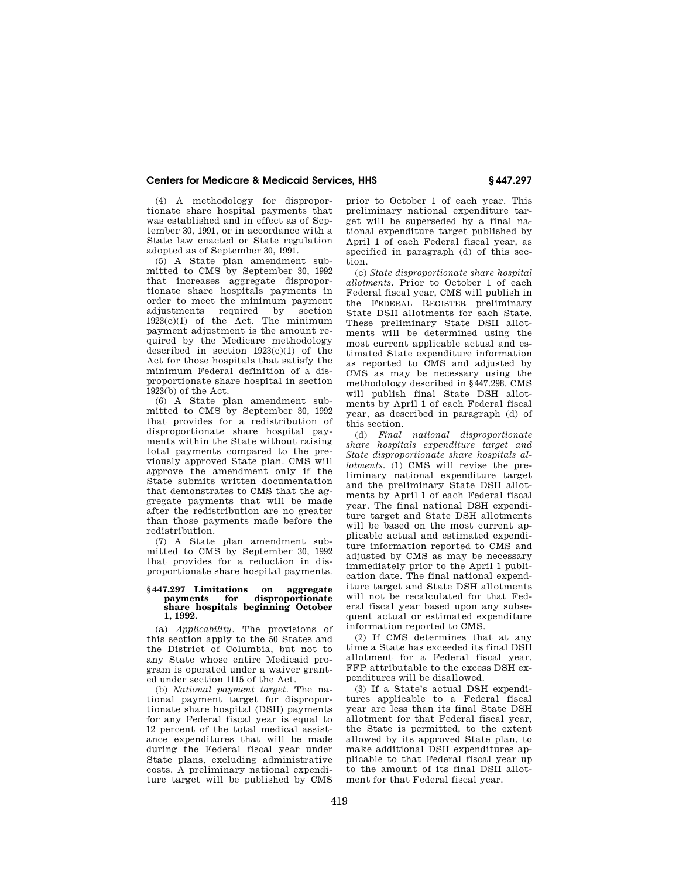(4) A methodology for disproportionate share hospital payments that was established and in effect as of September 30, 1991, or in accordance with a State law enacted or State regulation adopted as of September 30, 1991.

(5) A State plan amendment submitted to CMS by September 30, 1992 that increases aggregate disproportionate share hospitals payments in order to meet the minimum payment adjustments required by section 1923(c)(1) of the Act. The minimum payment adjustment is the amount required by the Medicare methodology described in section 1923(c)(1) of the Act for those hospitals that satisfy the minimum Federal definition of a disproportionate share hospital in section 1923(b) of the Act.

(6) A State plan amendment submitted to CMS by September 30, 1992 that provides for a redistribution of disproportionate share hospital payments within the State without raising total payments compared to the previously approved State plan. CMS will approve the amendment only if the State submits written documentation that demonstrates to CMS that the aggregate payments that will be made after the redistribution are no greater than those payments made before the redistribution.

(7) A State plan amendment submitted to CMS by September 30, 1992 that provides for a reduction in disproportionate share hospital payments.

**§ 447.297 Limitations on aggregate payments for disproportionate share hospitals beginning October 1, 1992.**

(a) *Applicability.* The provisions of this section apply to the 50 States and the District of Columbia, but not to any State whose entire Medicaid program is operated under a waiver granted under section 1115 of the Act.

(b) *National payment target.* The national payment target for disproportionate share hospital (DSH) payments for any Federal fiscal year is equal to 12 percent of the total medical assistance expenditures that will be made during the Federal fiscal year under State plans, excluding administrative costs. A preliminary national expenditure target will be published by CMS prior to October 1 of each year. This preliminary national expenditure target will be superseded by a final national expenditure target published by April 1 of each Federal fiscal year, as specified in paragraph (d) of this section.

(c) *State disproportionate share hospital allotments.* Prior to October 1 of each Federal fiscal year, CMS will publish in the FEDERAL REGISTER preliminary State DSH allotments for each State. These preliminary State DSH allotments will be determined using the most current applicable actual and estimated State expenditure information as reported to CMS and adjusted by CMS as may be necessary using the methodology described in § 447.298. CMS will publish final State DSH allotments by April 1 of each Federal fiscal year, as described in paragraph (d) of this section.

(d) *Final national disproportionate share hospitals expenditure target and State disproportionate share hospitals allotments.* (1) CMS will revise the preliminary national expenditure target and the preliminary State DSH allotments by April 1 of each Federal fiscal year. The final national DSH expenditure target and State DSH allotments will be based on the most current applicable actual and estimated expenditure information reported to CMS and adjusted by CMS as may be necessary immediately prior to the April 1 publication date. The final national expenditure target and State DSH allotments will not be recalculated for that Federal fiscal year based upon any subsequent actual or estimated expenditure information reported to CMS.

(2) If CMS determines that at any time a State has exceeded its final DSH allotment for a Federal fiscal year, FFP attributable to the excess DSH expenditures will be disallowed.

(3) If a State's actual DSH expenditures applicable to a Federal fiscal year are less than its final State DSH allotment for that Federal fiscal year, the State is permitted, to the extent allowed by its approved State plan, to make additional DSH expenditures applicable to that Federal fiscal year up to the amount of its final DSH allotment for that Federal fiscal year.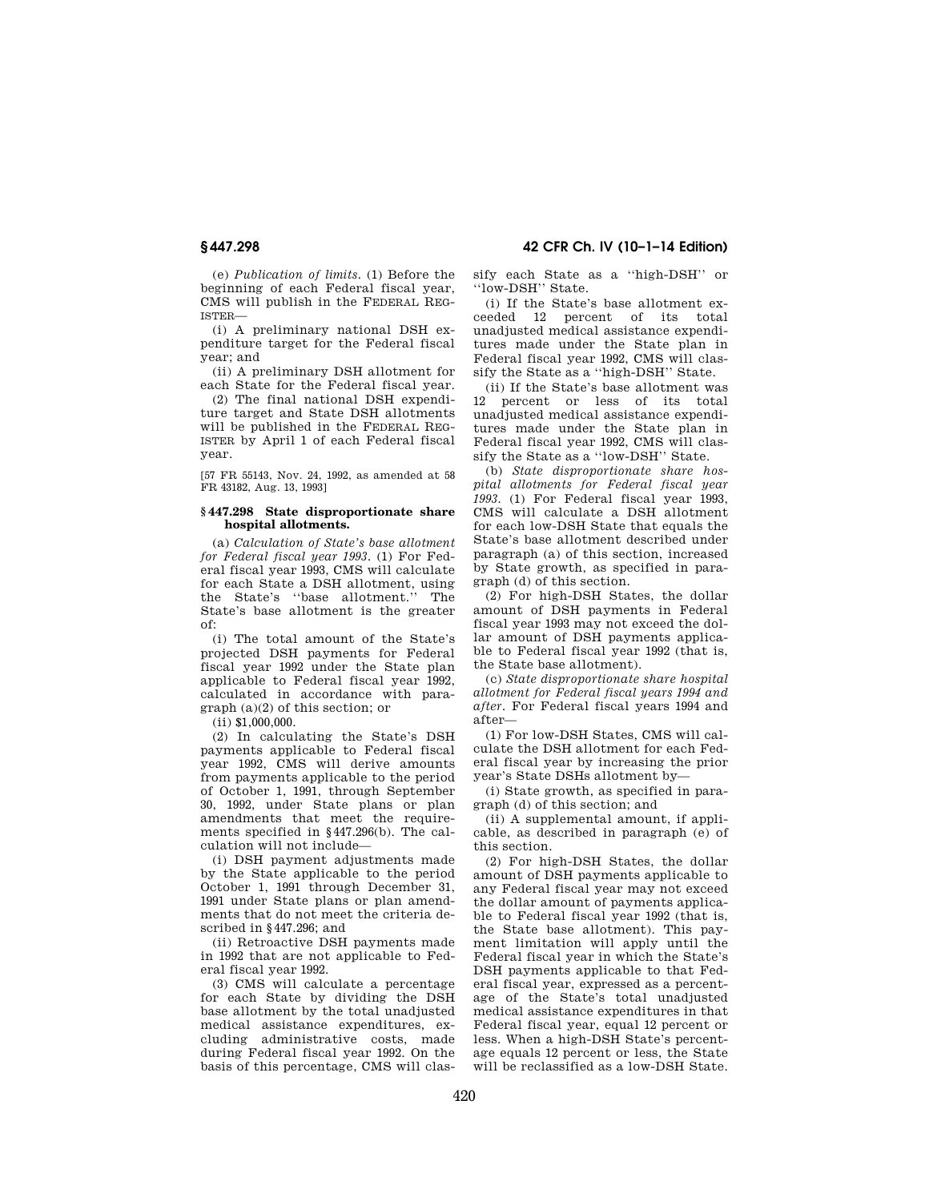(e) *Publication of limits.* (1) Before the beginning of each Federal fiscal year, CMS will publish in the FEDERAL REGISTER—

(i) A preliminary national DSH expenditure target for the Federal fiscal year; and

(ii) A preliminary DSH allotment for each State for the Federal fiscal year.

(2) The final national DSH expenditure target and State DSH allotments will be published in the FEDERAL REGISTER by April 1 of each Federal fiscal year.

[57 FR 55143, Nov. 24, 1992, as amended at 58 FR 43182, Aug. 13, 1993]

### § 447.298 State disproportionate share hospital allotments.

(a) *Calculation of State's base allotment for Federal fiscal year 1993.* (1) For Federal fiscal year 1993, CMS will calculate for each State a DSH allotment, using the State's "base allotment." The State's base allotment is the greater of:

(i) The total amount of the State's projected DSH payments for Federal fiscal year 1992 under the State plan applicable to Federal fiscal year 1992, calculated in accordance with paragraph (a)(2) of this section; or

(ii) $1,000,000.

(2) In calculating the State's DSH payments applicable to Federal fiscal year 1992, CMS will derive amounts from payments applicable to the period of October 1, 1991, through September 30, 1992, under State plans or plan amendments that meet the requirements specified in §447.296(b). The calculation will not include—

(i) DSH payment adjustments made by the State applicable to the period October 1, 1991 through December 31, 1991 under State plans or plan amendments that do not meet the criteria described in §447.296; and

(ii) Retroactive DSH payments made in 1992 that are not applicable to Federal fiscal year 1992.

(3) CMS will calculate a percentage for each State by dividing the DSH base allotment by the total unadjusted medical assistance expenditures, excluding administrative costs, made during Federal fiscal year 1992. On the basis of this percentage, CMS will classify each State as a "high-DSH" or "low-DSH" State.

(i) If the State's base allotment exceeded 12 percent of its total unadjusted medical assistance expenditures made under the State plan in Federal fiscal year 1992, CMS will classify the State as a "high-DSH" State.

(ii) If the State's base allotment was 12 percent or less of its total unadjusted medical assistance expenditures made under the State plan in Federal fiscal year 1992, CMS will classify the State as a "low-DSH" State.

(b) *State disproportionate share hospital allotments for Federal fiscal year 1993.* (1) For Federal fiscal year 1993, CMS will calculate a DSH allotment for each low-DSH State that equals the State's base allotment described under paragraph (a) of this section, increased by State growth, as specified in paragraph (d) of this section.

(2) For high-DSH States, the dollar amount of DSH payments in Federal fiscal year 1993 may not exceed the dollar amount of DSH payments applicable to Federal fiscal year 1992 (that is, the State base allotment).

(c) *State disproportionate share hospital allotment for Federal fiscal years 1994 and after.* For Federal fiscal years 1994 and after—

(1) For low-DSH States, CMS will calculate the DSH allotment for each Federal fiscal year by increasing the prior year's State DSHs allotment by—

(i) State growth, as specified in paragraph (d) of this section; and

(ii) A supplemental amount, if applicable, as described in paragraph (e) of this section.

(2) For high-DSH States, the dollar amount of DSH payments applicable to any Federal fiscal year may not exceed the dollar amount of payments applicable to Federal fiscal year 1992 (that is, the State base allotment). This payment limitation will apply until the Federal fiscal year in which the State's DSH payments applicable to that Federal fiscal year, expressed as a percentage of the State's total unadjusted medical assistance expenditures in that Federal fiscal year, equal 12 percent or less. When a high-DSH State's percentage equals 12 percent or less, the State will be reclassified as a low-DSH State.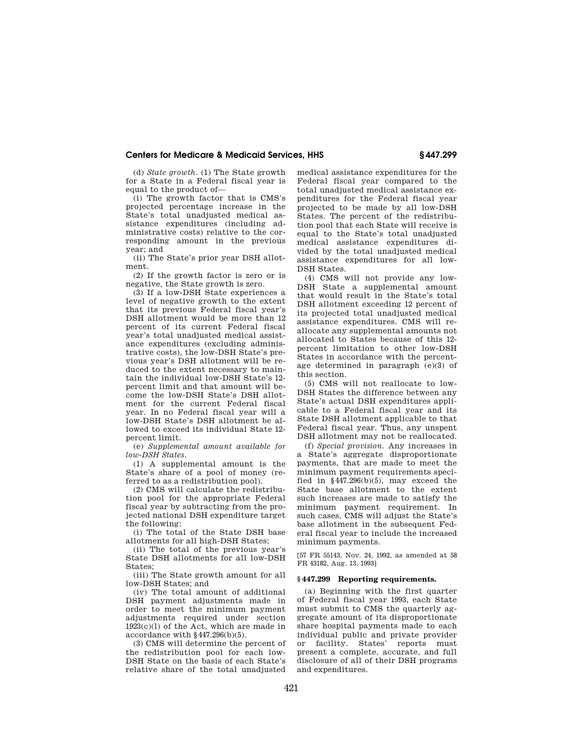(d) *State growth.* (1) The State growth for a State in a Federal fiscal year is equal to the product of—

(i) The growth factor that is CMS's projected percentage increase in the State's total unadjusted medical assistance expenditures (including administrative costs) relative to the corresponding amount in the previous year; and

(ii) The State's prior year DSH allotment.

(2) If the growth factor is zero or is negative, the State growth is zero.

(3) If a low-DSH State experiences a level of negative growth to the extent that its previous Federal fiscal year's DSH allotment would be more than 12 percent of its current Federal fiscal year's total unadjusted medical assistance expenditures (excluding administrative costs), the low-DSH State's previous year's DSH allotment will be reduced to the extent necessary to maintain the individual low-DSH State's 12-percent limit and that amount will become the low-DSH State's DSH allotment for the current Federal fiscal year. In no Federal fiscal year will a low-DSH State's DSH allotment be allowed to exceed its individual State 12-percent limit.

(e) *Supplemental amount available for low-DSH States.*

(1) A supplemental amount is the State's share of a pool of money (referred to as a redistribution pool).

(2) CMS will calculate the redistribution pool for the appropriate Federal fiscal year by subtracting from the projected national DSH expenditure target the following:

(i) The total of the State DSH base allotments for all high-DSH States;

(ii) The total of the previous year's State DSH allotments for all low-DSH States;

(iii) The State growth amount for all low-DSH States; and

(iv) The total amount of additional DSH payment adjustments made in order to meet the minimum payment adjustments required under section 1923(c)(1) of the Act, which are made in accordance with §447.296(b)(5).

(3) CMS will determine the percent of the redistribution pool for each low-DSH State on the basis of each State's relative share of the total unadjusted medical assistance expenditures for the Federal fiscal year compared to the total unadjusted medical assistance expenditures for the Federal fiscal year projected to be made by all low-DSH States. The percent of the redistribution pool that each State will receive is equal to the State's total unadjusted medical assistance expenditures divided by the total unadjusted medical assistance expenditures for all low-DSH States.

(4) CMS will not provide any low-DSH State a supplemental amount that would result in the State's total DSH allotment exceeding 12 percent of its projected total unadjusted medical assistance expenditures. CMS will reallocate any supplemental amounts not allocated to States because of this 12-percent limitation to other low-DSH States in accordance with the percentage determined in paragraph (e)(3) of this section.

(5) CMS will not reallocate to low-DSH States the difference between any State's actual DSH expenditures applicable to a Federal fiscal year and its State DSH allotment applicable to that Federal fiscal year. Thus, any unspent DSH allotment may not be reallocated.

(f) *Special provision.* Any increases in a State's aggregate disproportionate payments, that are made to meet the minimum payment requirements specified in §447.296(b)(5), may exceed the State base allotment to the extent such increases are made to satisfy the minimum payment requirement. In such cases, CMS will adjust the State's base allotment in the subsequent Federal fiscal year to include the increased minimum payments.

[57 FR 55143, Nov. 24, 1992, as amended at 58 FR 43182, Aug. 13, 1993]

## §447.299 Reporting requirements.

(a) Beginning with the first quarter of Federal fiscal year 1993, each State must submit to CMS the quarterly aggregate amount of its disproportionate share hospital payments made to each individual public and private provider or facility. States' reports must present a complete, accurate, and full disclosure of all of their DSH programs and expenditures.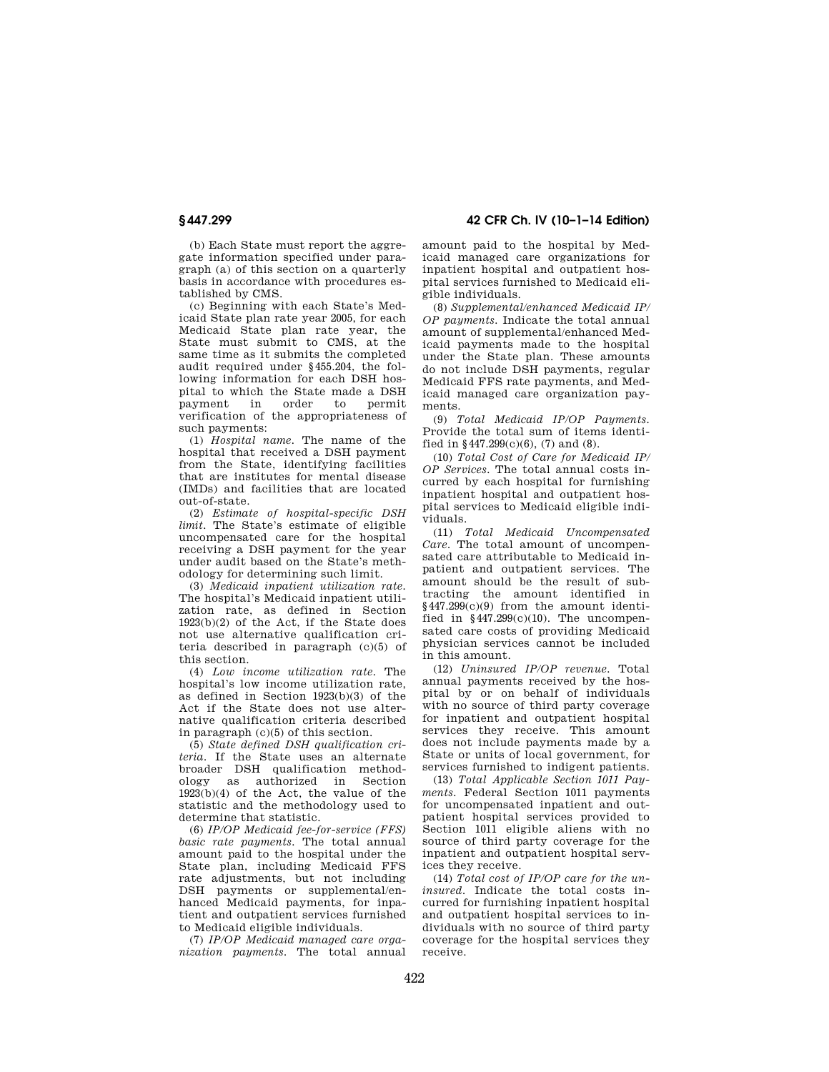(b) Each State must report the aggregate information specified under paragraph (a) of this section on a quarterly basis in accordance with procedures established by CMS.

(c) Beginning with each State's Medicaid State plan rate year 2005, for each Medicaid State plan rate year, the State must submit to CMS, at the same time as it submits the completed audit required under §455.204, the following information for each DSH hospital to which the State made a DSH payment in order to permit verification of the appropriateness of such payments:

(1) *Hospital name.* The name of the hospital that received a DSH payment from the State, identifying facilities that are institutes for mental disease (IMDs) and facilities that are located out-of-state.

(2) *Estimate of hospital-specific DSH limit.* The State's estimate of eligible uncompensated care for the hospital receiving a DSH payment for the year under audit based on the State's methodology for determining such limit.

(3) *Medicaid inpatient utilization rate.* The hospital's Medicaid inpatient utilization rate, as defined in Section 1923(b)(2) of the Act, if the State does not use alternative qualification criteria described in paragraph (c)(5) of this section.

(4) *Low income utilization rate.* The hospital's low income utilization rate, as defined in Section 1923(b)(3) of the Act if the State does not use alternative qualification criteria described in paragraph (c)(5) of this section.

(5) *State defined DSH qualification criteria.* If the State uses an alternate broader DSH qualification methodology as authorized in Section 1923(b)(4) of the Act, the value of the statistic and the methodology used to determine that statistic.

(6) *IP/OP Medicaid fee-for-service (FFS) basic rate payments.* The total annual amount paid to the hospital under the State plan, including Medicaid FFS rate adjustments, but not including DSH payments or supplemental/enhanced Medicaid payments, for inpatient and outpatient services furnished to Medicaid eligible individuals.

(7) *IP/OP Medicaid managed care organization payments.* The total annual amount paid to the hospital by Medicaid managed care organizations for inpatient hospital and outpatient hospital services furnished to Medicaid eligible individuals.

(8) *Supplemental/enhanced Medicaid IP/OP payments.* Indicate the total annual amount of supplemental/enhanced Medicaid payments made to the hospital under the State plan. These amounts do not include DSH payments, regular Medicaid FFS rate payments, and Medicaid managed care organization payments.

(9) *Total Medicaid IP/OP Payments.* Provide the total sum of items identified in §447.299(c)(6), (7) and (8).

(10) *Total Cost of Care for Medicaid IP/OP Services.* The total annual costs incurred by each hospital for furnishing inpatient hospital and outpatient hospital services to Medicaid eligible individuals.

(11) *Total Medicaid Uncompensated Care.* The total amount of uncompensated care attributable to Medicaid inpatient and outpatient services. The amount should be the result of subtracting the amount identified in §447.299(c)(9) from the amount identified in §447.299(c)(10). The uncompensated care costs of providing Medicaid physician services cannot be included in this amount.

(12) *Uninsured IP/OP revenue.* Total annual payments received by the hospital by or on behalf of individuals with no source of third party coverage for inpatient and outpatient hospital services they receive. This amount does not include payments made by a State or units of local government, for services furnished to indigent patients.

(13) *Total Applicable Section 1011 Payments.* Federal Section 1011 payments for uncompensated inpatient and outpatient hospital services provided to Section 1011 eligible aliens with no source of third party coverage for the inpatient and outpatient hospital services they receive.

(14) *Total cost of IP/OP care for the uninsured.* Indicate the total costs incurred for furnishing inpatient hospital and outpatient hospital services to individuals with no source of third party coverage for the hospital services they receive.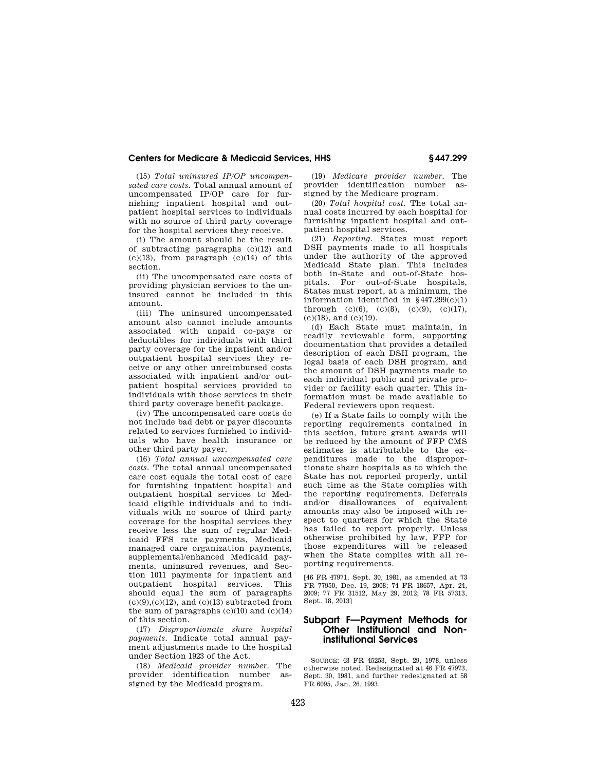(15) *Total uninsured IP/OP uncompensated care costs.* Total annual amount of uncompensated IP/OP care for furnishing inpatient hospital and outpatient hospital services to individuals with no source of third party coverage for the hospital services they receive.

(i) The amount should be the result of subtracting paragraphs (c)(12) and (c)(13), from paragraph (c)(14) of this section.

(ii) The uncompensated care costs of providing physician services to the uninsured cannot be included in this amount.

(iii) The uninsured uncompensated amount also cannot include amounts associated with unpaid co-pays or deductibles for individuals with third party coverage for the inpatient and/or outpatient hospital services they receive or any other unreimbursed costs associated with inpatient and/or outpatient hospital services provided to individuals with those services in their third party coverage benefit package.

(iv) The uncompensated care costs do not include bad debt or payer discounts related to services furnished to individuals who have health insurance or other third party payer.

(16) *Total annual uncompensated care costs.* The total annual uncompensated care cost equals the total cost of care for furnishing inpatient hospital and outpatient hospital services to Medicaid eligible individuals and to individuals with no source of third party coverage for the hospital services they receive less the sum of regular Medicaid FFS rate payments, Medicaid managed care organization payments, supplemental/enhanced Medicaid payments, uninsured revenues, and Section 1011 payments for inpatient and outpatient hospital services. This should equal the sum of paragraphs (c)(9),(c)(12), and (c)(13) subtracted from the sum of paragraphs (c)(10) and (c)(14) of this section.

(17) *Disproportionate share hospital payments.* Indicate total annual payment adjustments made to the hospital under Section 1923 of the Act.

(18) *Medicaid provider number.* The provider identification number assigned by the Medicaid program.

(19) *Medicare provider number.* The provider identification number assigned by the Medicare program.

(20) *Total hospital cost.* The total annual costs incurred by each hospital for furnishing inpatient hospital and outpatient hospital services.

(21) *Reporting.* States must report DSH payments made to all hospitals under the authority of the approved Medicaid State plan. This includes both in-State and out-of-State hospitals. For out-of-State hospitals, States must report, at a minimum, the information identified in §447.299(c)(1) through (c)(6), (c)(8), (c)(9), (c)(17), (c)(18), and (c)(19).

(d) Each State must maintain, in readily reviewable form, supporting documentation that provides a detailed description of each DSH program, the legal basis of each DSH program, and the amount of DSH payments made to each individual public and private provider or facility each quarter. This information must be made available to Federal reviewers upon request.

(e) If a State fails to comply with the reporting requirements contained in this section, future grant awards will be reduced by the amount of FFP CMS estimates is attributable to the expenditures made to the disproportionate share hospitals as to which the State has not reported properly, until such time as the State complies with the reporting requirements. Deferrals and/or disallowances of equivalent amounts may also be imposed with respect to quarters for which the State has failed to report properly. Unless otherwise prohibited by law, FFP for those expenditures will be released when the State complies with all reporting requirements.

[46 FR 47971, Sept. 30, 1981, as amended at 73 FR 77950, Dec. 19, 2008; 74 FR 18657, Apr. 24, 2009; 77 FR 31512, May 29, 2012; 78 FR 57313, Sept. 18, 2013]

## Subpart F—Payment Methods for Other Institutional and Noninstitutional Services

SOURCE: 43 FR 45253, Sept. 29, 1978, unless otherwise noted. Redesignated at 46 FR 47973, Sept. 30, 1981, and further redesignated at 58 FR 6095, Jan. 26, 1993.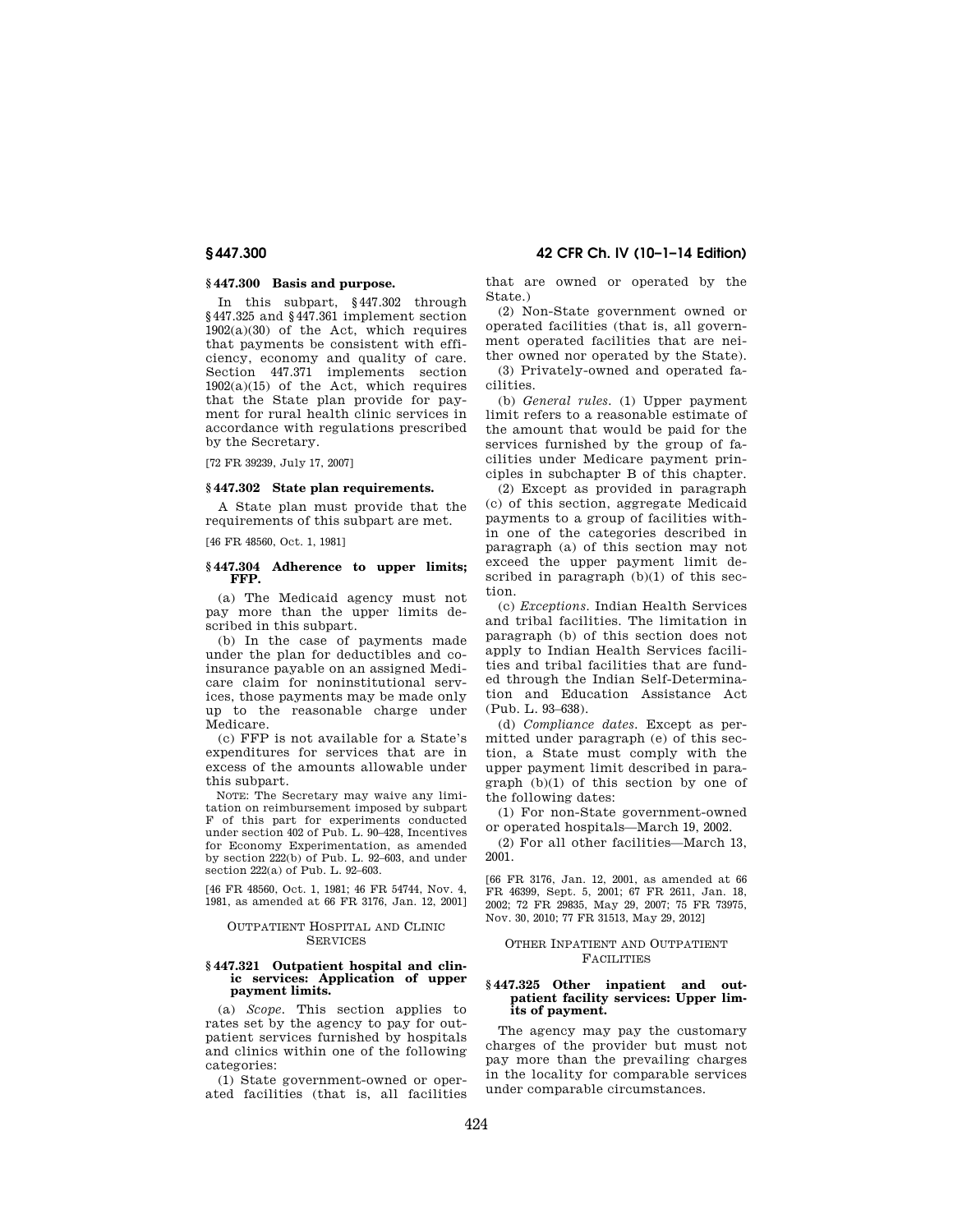### § 447.300 Basis and purpose.

In this subpart, § 447.302 through § 447.325 and § 447.361 implement section 1902(a)(30) of the Act, which requires that payments be consistent with efficiency, economy and quality of care. Section 447.371 implements section 1902(a)(15) of the Act, which requires that the State plan provide for payment for rural health clinic services in accordance with regulations prescribed by the Secretary.

[72 FR 39239, July 17, 2007]

### § 447.302 State plan requirements.

A State plan must provide that the requirements of this subpart are met.

[46 FR 48560, Oct. 1, 1981]

### § 447.304 Adherence to upper limits; FFP.

(a) The Medicaid agency must not pay more than the upper limits described in this subpart.

(b) In the case of payments made under the plan for deductibles and coinsurance payable on an assigned Medicare claim for noninstitutional services, those payments may be made only up to the reasonable charge under Medicare.

(c) FFP is not available for a State's expenditures for services that are in excess of the amounts allowable under this subpart.

NOTE: The Secretary may waive any limitation on reimbursement imposed by subpart F of this part for experiments conducted under section 402 of Pub. L. 90–428, Incentives for Economy Experimentation, as amended by section 222(b) of Pub. L. 92–603, and under section 222(a) of Pub. L. 92–603.

[46 FR 48560, Oct. 1, 1981; 46 FR 54744, Nov. 4, 1981, as amended at 66 FR 3176, Jan. 12, 2001]

## OUTPATIENT HOSPITAL AND CLINIC SERVICES

### § 447.321 Outpatient hospital and clinic services: Application of upper payment limits.

(a) *Scope.* This section applies to rates set by the agency to pay for outpatient services furnished by hospitals and clinics within one of the following categories:

(1) State government-owned or operated facilities (that is, all facilities that are owned or operated by the State.)

(2) Non-State government owned or operated facilities (that is, all government operated facilities that are neither owned nor operated by the State).

(3) Privately-owned and operated facilities.

(b) *General rules.* (1) Upper payment limit refers to a reasonable estimate of the amount that would be paid for the services furnished by the group of facilities under Medicare payment principles in subchapter B of this chapter.

(2) Except as provided in paragraph (c) of this section, aggregate Medicaid payments to a group of facilities within one of the categories described in paragraph (a) of this section may not exceed the upper payment limit described in paragraph (b)(1) of this section.

(c) *Exceptions.* Indian Health Services and tribal facilities. The limitation in paragraph (b) of this section does not apply to Indian Health Services facilities and tribal facilities that are funded through the Indian Self-Determination and Education Assistance Act (Pub. L. 93–638).

(d) *Compliance dates.* Except as permitted under paragraph (e) of this section, a State must comply with the upper payment limit described in paragraph (b)(1) of this section by one of the following dates:

(1) For non-State government-owned or operated hospitals—March 19, 2002.

(2) For all other facilities—March 13, 2001.

[66 FR 3176, Jan. 12, 2001, as amended at 66 FR 46399, Sept. 5, 2001; 67 FR 2611, Jan. 18, 2002; 72 FR 29835, May 29, 2007; 75 FR 73975, Nov. 30, 2010; 77 FR 31513, May 29, 2012]

## OTHER INPATIENT AND OUTPATIENT FACILITIES

### § 447.325 Other inpatient and outpatient facility services: Upper limits of payment.

The agency may pay the customary charges of the provider but must not pay more than the prevailing charges in the locality for comparable services under comparable circumstances.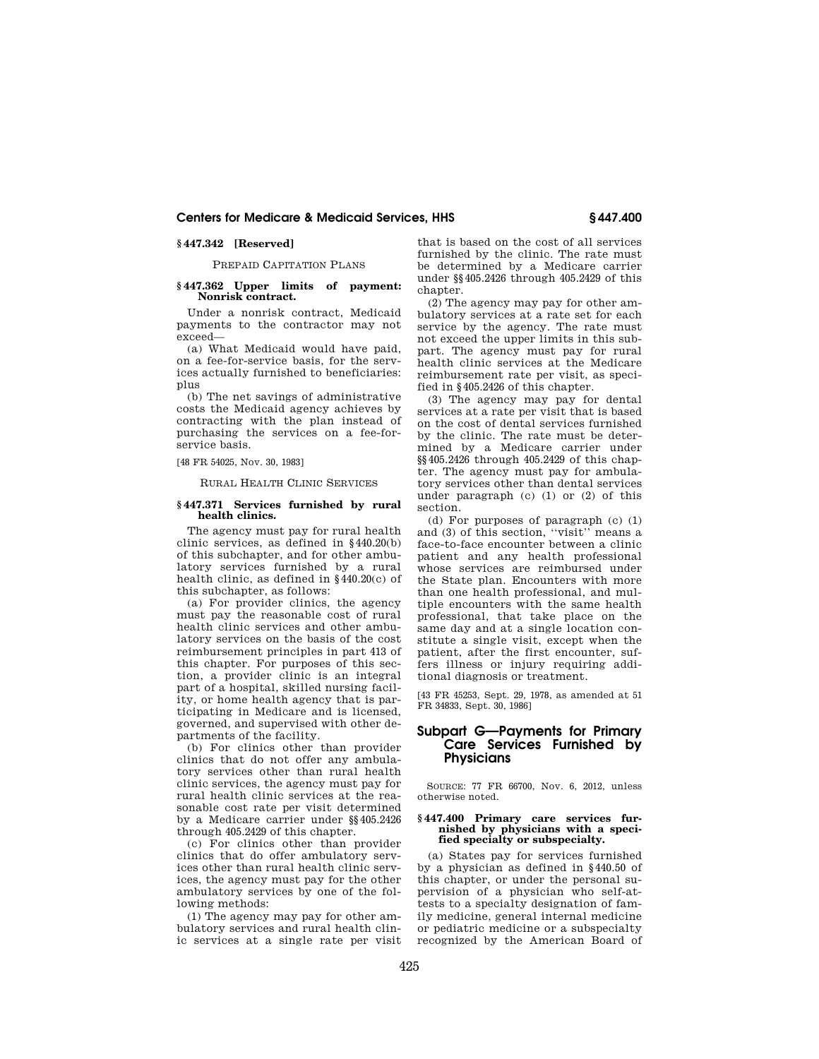### § 447.342 [Reserved]

PREPAID CAPITATION PLANS

### § 447.362 Upper limits of payment: Nonrisk contract.

Under a nonrisk contract, Medicaid payments to the contractor may not exceed—

(a) What Medicaid would have paid, on a fee-for-service basis, for the services actually furnished to beneficiaries: plus

(b) The net savings of administrative costs the Medicaid agency achieves by contracting with the plan instead of purchasing the services on a fee-for-service basis.

[48 FR 54025, Nov. 30, 1983]

RURAL HEALTH CLINIC SERVICES

### § 447.371 Services furnished by rural health clinics.

The agency must pay for rural health clinic services, as defined in § 440.20(b) of this subchapter, and for other ambulatory services furnished by a rural health clinic, as defined in § 440.20(c) of this subchapter, as follows:

(a) For provider clinics, the agency must pay the reasonable cost of rural health clinic services and other ambulatory services on the basis of the cost reimbursement principles in part 413 of this chapter. For purposes of this section, a provider clinic is an integral part of a hospital, skilled nursing facility, or home health agency that is participating in Medicare and is licensed, governed, and supervised with other departments of the facility.

(b) For clinics other than provider clinics that do not offer any ambulatory services other than rural health clinic services, the agency must pay for rural health clinic services at the reasonable cost rate per visit determined by a Medicare carrier under §§ 405.2426 through 405.2429 of this chapter.

(c) For clinics other than provider clinics that do offer ambulatory services other than rural health clinic services, the agency must pay for the other ambulatory services by one of the following methods:

(1) The agency may pay for other ambulatory services and rural health clinic services at a single rate per visit that is based on the cost of all services furnished by the clinic. The rate must be determined by a Medicare carrier under §§ 405.2426 through 405.2429 of this chapter.

(2) The agency may pay for other ambulatory services at a rate set for each service by the agency. The rate must not exceed the upper limits in this subpart. The agency must pay for rural health clinic services at the Medicare reimbursement rate per visit, as specified in § 405.2426 of this chapter.

(3) The agency may pay for dental services at a rate per visit that is based on the cost of dental services furnished by the clinic. The rate must be determined by a Medicare carrier under §§ 405.2426 through 405.2429 of this chapter. The agency must pay for ambulatory services other than dental services under paragraph (c) (1) or (2) of this section.

(d) For purposes of paragraph (c) (1) and (3) of this section, ''visit'' means a face-to-face encounter between a clinic patient and any health professional whose services are reimbursed under the State plan. Encounters with more than one health professional, and multiple encounters with the same health professional, that take place on the same day and at a single location constitute a single visit, except when the patient, after the first encounter, suffers illness or injury requiring additional diagnosis or treatment.

[43 FR 45253, Sept. 29, 1978, as amended at 51 FR 34833, Sept. 30, 1986]

## Subpart G—Payments for Primary Care Services Furnished by Physicians

SOURCE: 77 FR 66700, Nov. 6, 2012, unless otherwise noted.

### § 447.400 Primary care services furnished by physicians with a specified specialty or subspecialty.

(a) States pay for services furnished by a physician as defined in § 440.50 of this chapter, or under the personal supervision of a physician who self-attests to a specialty designation of family medicine, general internal medicine or pediatric medicine or a subspecialty recognized by the American Board of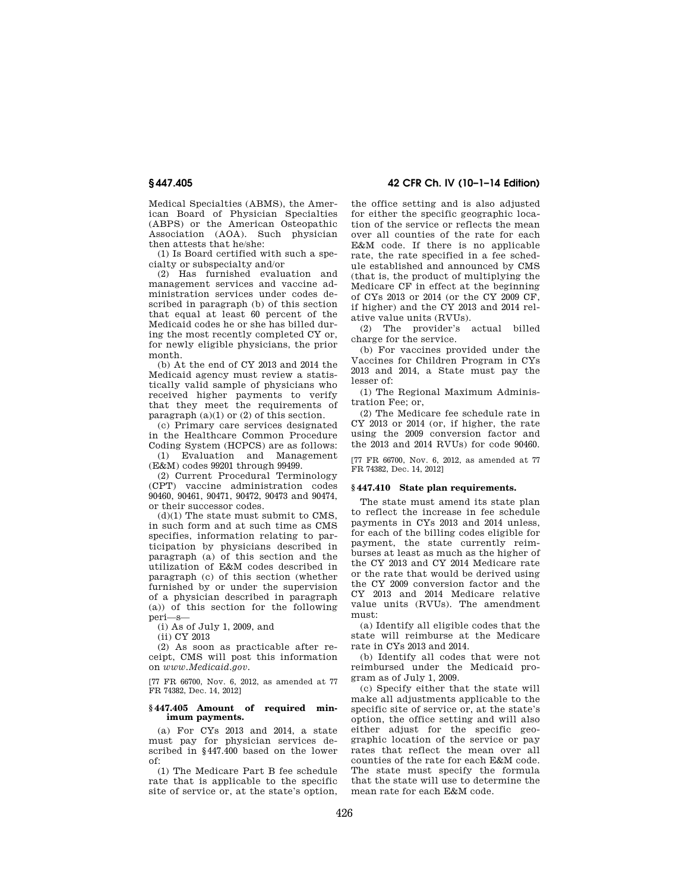Medical Specialties (ABMS), the American Board of Physician Specialties (ABPS) or the American Osteopathic Association (AOA). Such physician then attests that he/she:

(1) Is Board certified with such a specialty or subspecialty and/or

(2) Has furnished evaluation and management services and vaccine administration services under codes described in paragraph (b) of this section that equal at least 60 percent of the Medicaid codes he or she has billed during the most recently completed CY or, for newly eligible physicians, the prior month.

(b) At the end of CY 2013 and 2014 the Medicaid agency must review a statistically valid sample of physicians who received higher payments to verify that they meet the requirements of paragraph (a)(1) or (2) of this section.

(c) Primary care services designated in the Healthcare Common Procedure Coding System (HCPCS) are as follows:

(1) Evaluation and Management (E&M) codes 99201 through 99499.

(2) Current Procedural Terminology (CPT) vaccine administration codes 90460, 90461, 90471, 90472, 90473 and 90474, or their successor codes.

(d)(1) The state must submit to CMS, in such form and at such time as CMS specifies, information relating to participation by physicians described in paragraph (a) of this section and the utilization of E&M codes described in paragraph (c) of this section (whether furnished by or under the supervision of a physician described in paragraph (a)) of this section for the following peri—s—

(i) As of July 1, 2009, and

(ii) CY 2013

(2) As soon as practicable after receipt, CMS will post this information on *www.Medicaid.gov*.

[77 FR 66700, Nov. 6, 2012, as amended at 77 FR 74382, Dec. 14, 2012]

### § 447.405 Amount of required minimum payments.

(a) For CYs 2013 and 2014, a state must pay for physician services described in § 447.400 based on the lower of:

(1) The Medicare Part B fee schedule rate that is applicable to the specific site of service or, at the state's option, the office setting and is also adjusted for either the specific geographic location of the service or reflects the mean over all counties of the rate for each E&M code. If there is no applicable rate, the rate specified in a fee schedule established and announced by CMS (that is, the product of multiplying the Medicare CF in effect at the beginning of CYs 2013 or 2014 (or the CY 2009 CF, if higher) and the CY 2013 and 2014 relative value units (RVUs).

(2) The provider's actual billed charge for the service.

(b) For vaccines provided under the Vaccines for Children Program in CYs 2013 and 2014, a State must pay the lesser of:

(1) The Regional Maximum Administration Fee; or,

(2) The Medicare fee schedule rate in CY 2013 or 2014 (or, if higher, the rate using the 2009 conversion factor and the 2013 and 2014 RVUs) for code 90460.

[77 FR 66700, Nov. 6, 2012, as amended at 77 FR 74382, Dec. 14, 2012]

### § 447.410 State plan requirements.

The state must amend its state plan to reflect the increase in fee schedule payments in CYs 2013 and 2014 unless, for each of the billing codes eligible for payment, the state currently reimburses at least as much as the higher of the CY 2013 and CY 2014 Medicare rate or the rate that would be derived using the CY 2009 conversion factor and the CY 2013 and 2014 Medicare relative value units (RVUs). The amendment must:

(a) Identify all eligible codes that the state will reimburse at the Medicare rate in CYs 2013 and 2014.

(b) Identify all codes that were not reimbursed under the Medicaid program as of July 1, 2009.

(c) Specify either that the state will make all adjustments applicable to the specific site of service or, at the state's option, the office setting and will also either adjust for the specific geographic location of the service or pay rates that reflect the mean over all counties of the rate for each E&M code. The state must specify the formula that the state will use to determine the mean rate for each E&M code.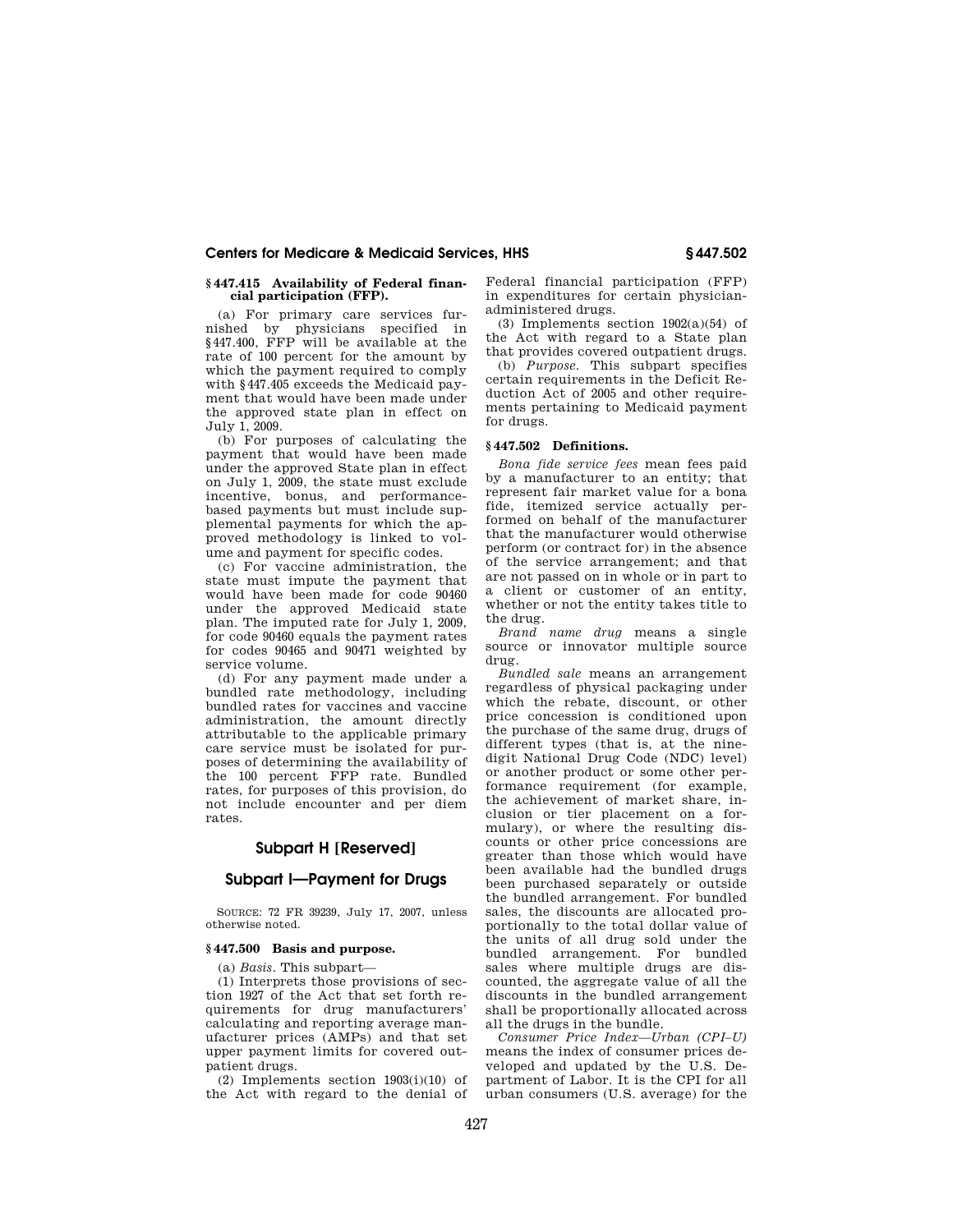### § 447.415 Availability of Federal financial participation (FFP).

(a) For primary care services furnished by physicians specified in §447.400, FFP will be available at the rate of 100 percent for the amount by which the payment required to comply with §447.405 exceeds the Medicaid payment that would have been made under the approved state plan in effect on July 1, 2009.

(b) For purposes of calculating the payment that would have been made under the approved State plan in effect on July 1, 2009, the state must exclude incentive, bonus, and performance-based payments but must include supplemental payments for which the approved methodology is linked to volume and payment for specific codes.

(c) For vaccine administration, the state must impute the payment that would have been made for code 90460 under the approved Medicaid state plan. The imputed rate for July 1, 2009, for code 90460 equals the payment rates for codes 90465 and 90471 weighted by service volume.

(d) For any payment made under a bundled rate methodology, including bundled rates for vaccines and vaccine administration, the amount directly attributable to the applicable primary care service must be isolated for purposes of determining the availability of the 100 percent FFP rate. Bundled rates, for purposes of this provision, do not include encounter and per diem rates.

## Subpart H [Reserved]

## Subpart I—Payment for Drugs

SOURCE: 72 FR 39239, July 17, 2007, unless otherwise noted.

### § 447.500 Basis and purpose.

(a) *Basis*. This subpart—

(1) Interprets those provisions of section 1927 of the Act that set forth requirements for drug manufacturers' calculating and reporting average manufacturer prices (AMPs) and that set upper payment limits for covered outpatient drugs.

(2) Implements section 1903(i)(10) of the Act with regard to the denial of Federal financial participation (FFP) in expenditures for certain physician-administered drugs.

(3) Implements section 1902(a)(54) of the Act with regard to a State plan that provides covered outpatient drugs.

(b) *Purpose*. This subpart specifies certain requirements in the Deficit Reduction Act of 2005 and other requirements pertaining to Medicaid payment for drugs.

### § 447.502 Definitions.

*Bona fide service fees* mean fees paid by a manufacturer to an entity; that represent fair market value for a bona fide, itemized service actually performed on behalf of the manufacturer that the manufacturer would otherwise perform (or contract for) in the absence of the service arrangement; and that are not passed on in whole or in part to a client or customer of an entity, whether or not the entity takes title to the drug.

*Brand name drug* means a single source or innovator multiple source drug.

*Bundled sale* means an arrangement regardless of physical packaging under which the rebate, discount, or other price concession is conditioned upon the purchase of the same drug, drugs of different types (that is, at the nine-digit National Drug Code (NDC) level) or another product or some other performance requirement (for example, the achievement of market share, inclusion or tier placement on a formulary), or where the resulting discounts or other price concessions are greater than those which would have been available had the bundled drugs been purchased separately or outside the bundled arrangement. For bundled sales, the discounts are allocated proportionally to the total dollar value of the units of all drug sold under the bundled arrangement. For bundled sales where multiple drugs are discounted, the aggregate value of all the discounts in the bundled arrangement shall be proportionally allocated across all the drugs in the bundle.

*Consumer Price Index—Urban (CPI–U)* means the index of consumer prices developed and updated by the U.S. Department of Labor. It is the CPI for all urban consumers (U.S. average) for the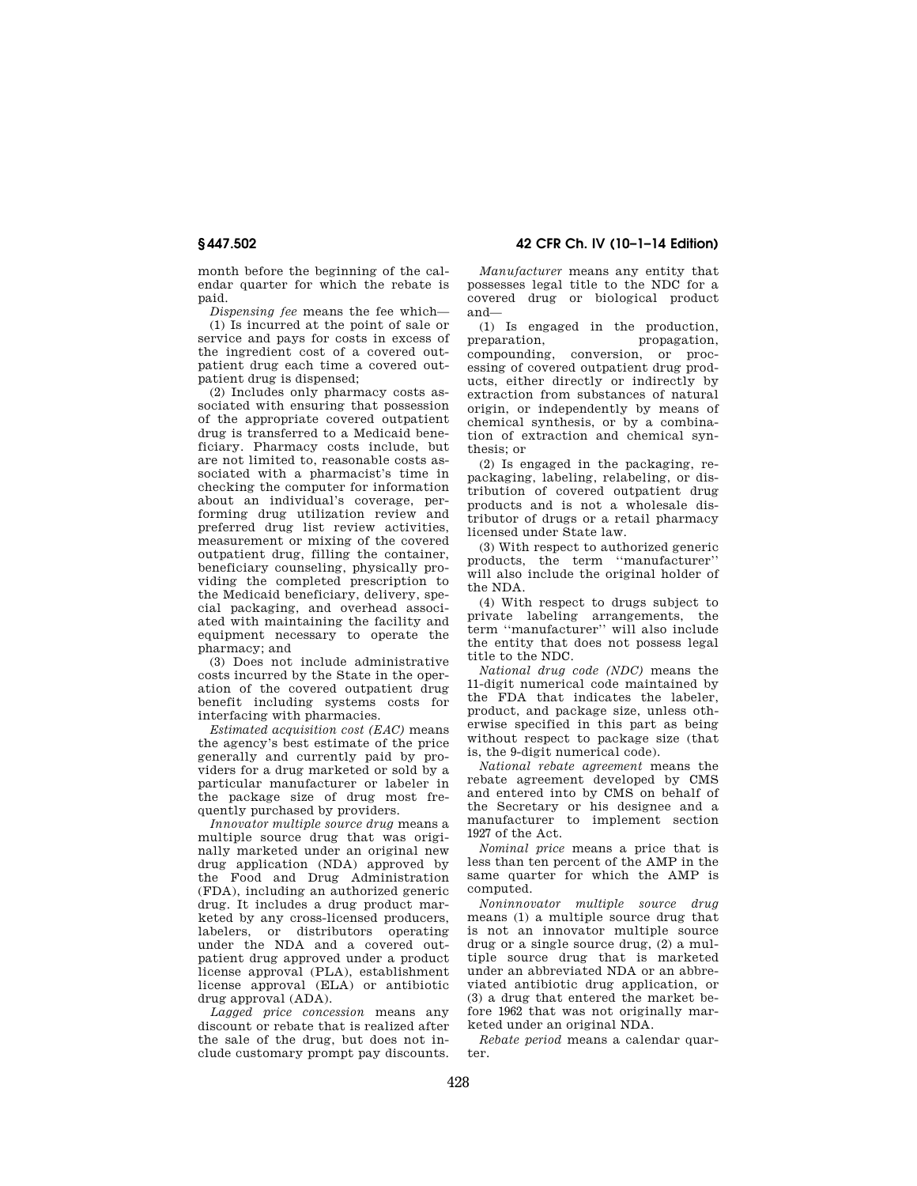month before the beginning of the calendar quarter for which the rebate is paid.

*Dispensing fee* means the fee which—

(1) Is incurred at the point of sale or service and pays for costs in excess of the ingredient cost of a covered outpatient drug each time a covered outpatient drug is dispensed;

(2) Includes only pharmacy costs associated with ensuring that possession of the appropriate covered outpatient drug is transferred to a Medicaid beneficiary. Pharmacy costs include, but are not limited to, reasonable costs associated with a pharmacist's time in checking the computer for information about an individual's coverage, performing drug utilization review and preferred drug list review activities, measurement or mixing of the covered outpatient drug, filling the container, beneficiary counseling, physically providing the completed prescription to the Medicaid beneficiary, delivery, special packaging, and overhead associated with maintaining the facility and equipment necessary to operate the pharmacy; and

(3) Does not include administrative costs incurred by the State in the operation of the covered outpatient drug benefit including systems costs for interfacing with pharmacies.

*Estimated acquisition cost (EAC)* means the agency's best estimate of the price generally and currently paid by providers for a drug marketed or sold by a particular manufacturer or labeler in the package size of drug most frequently purchased by providers.

*Innovator multiple source drug* means a multiple source drug that was originally marketed under an original new drug application (NDA) approved by the Food and Drug Administration (FDA), including an authorized generic drug. It includes a drug product marketed by any cross-licensed producers, labelers, or distributors operating under the NDA and a covered outpatient drug approved under a product license approval (PLA), establishment license approval (ELA) or antibiotic drug approval (ADA).

*Lagged price concession* means any discount or rebate that is realized after the sale of the drug, but does not include customary prompt pay discounts.

*Manufacturer* means any entity that possesses legal title to the NDC for a covered drug or biological product and—

(1) Is engaged in the production, preparation, propagation, compounding, conversion, or processing of covered outpatient drug products, either directly or indirectly by extraction from substances of natural origin, or independently by means of chemical synthesis, or by a combination of extraction and chemical synthesis; or

(2) Is engaged in the packaging, repackaging, labeling, relabeling, or distribution of covered outpatient drug products and is not a wholesale distributor of drugs or a retail pharmacy licensed under State law.

(3) With respect to authorized generic products, the term ''manufacturer'' will also include the original holder of the NDA.

(4) With respect to drugs subject to private labeling arrangements, the term ''manufacturer'' will also include the entity that does not possess legal title to the NDC.

*National drug code (NDC)* means the 11-digit numerical code maintained by the FDA that indicates the labeler, product, and package size, unless otherwise specified in this part as being without respect to package size (that is, the 9-digit numerical code).

*National rebate agreement* means the rebate agreement developed by CMS and entered into by CMS on behalf of the Secretary or his designee and a manufacturer to implement section 1927 of the Act.

*Nominal price* means a price that is less than ten percent of the AMP in the same quarter for which the AMP is computed.

*Noninnovator multiple source drug* means (1) a multiple source drug that is not an innovator multiple source drug or a single source drug, (2) a multiple source drug that is marketed under an abbreviated NDA or an abbreviated antibiotic drug application, or (3) a drug that entered the market before 1962 that was not originally marketed under an original NDA.

*Rebate period* means a calendar quarter.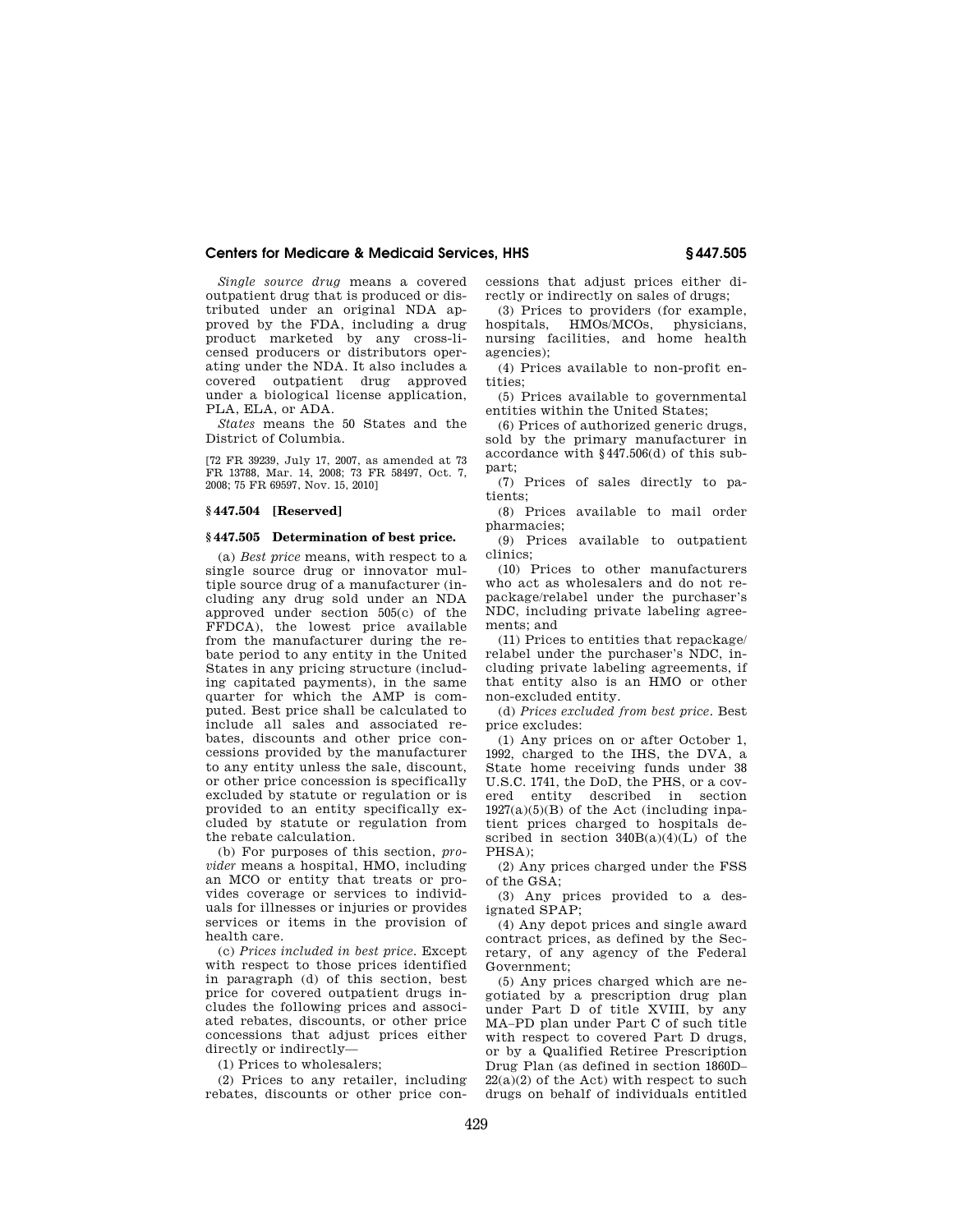*Single source drug* means a covered outpatient drug that is produced or distributed under an original NDA approved by the FDA, including a drug product marketed by any cross-licensed producers or distributors operating under the NDA. It also includes a covered outpatient drug approved under a biological license application, PLA, ELA, or ADA.

*States* means the 50 States and the District of Columbia.

[72 FR 39239, July 17, 2007, as amended at 73 FR 13788, Mar. 14, 2008; 73 FR 58497, Oct. 7, 2008; 75 FR 69597, Nov. 15, 2010]

### § 447.504 [Reserved]

### § 447.505 Determination of best price.

(a) *Best price* means, with respect to a single source drug or innovator multiple source drug of a manufacturer (including any drug sold under an NDA approved under section 505(c) of the FFDCA), the lowest price available from the manufacturer during the rebate period to any entity in the United States in any pricing structure (including capitated payments), in the same quarter for which the AMP is computed. Best price shall be calculated to include all sales and associated rebates, discounts and other price concessions provided by the manufacturer to any entity unless the sale, discount, or other price concession is specifically excluded by statute or regulation or is provided to an entity specifically excluded by statute or regulation from the rebate calculation.

(b) For purposes of this section, *provider* means a hospital, HMO, including an MCO or entity that treats or provides coverage or services to individuals for illnesses or injuries or provides services or items in the provision of health care.

(c) *Prices included in best price.* Except with respect to those prices identified in paragraph (d) of this section, best price for covered outpatient drugs includes the following prices and associated rebates, discounts, or other price concessions that adjust prices either directly or indirectly—

(1) Prices to wholesalers;

(2) Prices to any retailer, including rebates, discounts or other price concessions that adjust prices either directly or indirectly on sales of drugs;

(3) Prices to providers (for example, hospitals, HMOs/MCOs, physicians, nursing facilities, and home health agencies);

(4) Prices available to non-profit entities;

(5) Prices available to governmental entities within the United States;

(6) Prices of authorized generic drugs, sold by the primary manufacturer in accordance with § 447.506(d) of this subpart;

(7) Prices of sales directly to patients;

(8) Prices available to mail order pharmacies;

(9) Prices available to outpatient clinics;

(10) Prices to other manufacturers who act as wholesalers and do not repackage/relabel under the purchaser's NDC, including private labeling agreements; and

(11) Prices to entities that repackage/relabel under the purchaser's NDC, including private labeling agreements, if that entity also is an HMO or other non-excluded entity.

(d) *Prices excluded from best price.* Best price excludes:

(1) Any prices on or after October 1, 1992, charged to the IHS, the DVA, a State home receiving funds under 38 U.S.C. 1741, the DoD, the PHS, or a covered entity described in section 1927(a)(5)(B) of the Act (including inpatient prices charged to hospitals described in section 340B(a)(4)(L) of the PHSA);

(2) Any prices charged under the FSS of the GSA;

(3) Any prices provided to a designated SPAP;

(4) Any depot prices and single award contract prices, as defined by the Secretary, of any agency of the Federal Government;

(5) Any prices charged which are negotiated by a prescription drug plan under Part D of title XVIII, by any MA–PD plan under Part C of such title with respect to covered Part D drugs, or by a Qualified Retiree Prescription Drug Plan (as defined in section 1860D–22(a)(2) of the Act) with respect to such drugs on behalf of individuals entitled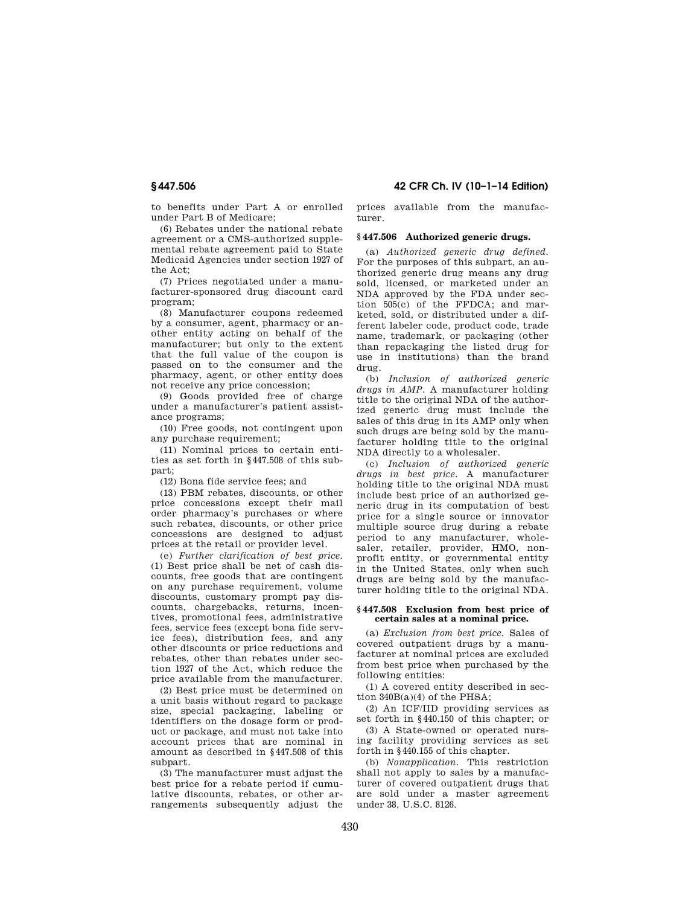to benefits under Part A or enrolled under Part B of Medicare;

(6) Rebates under the national rebate agreement or a CMS-authorized supplemental rebate agreement paid to State Medicaid Agencies under section 1927 of the Act;

(7) Prices negotiated under a manufacturer-sponsored drug discount card program;

(8) Manufacturer coupons redeemed by a consumer, agent, pharmacy or another entity acting on behalf of the manufacturer; but only to the extent that the full value of the coupon is passed on to the consumer and the pharmacy, agent, or other entity does not receive any price concession;

(9) Goods provided free of charge under a manufacturer's patient assistance programs;

(10) Free goods, not contingent upon any purchase requirement;

(11) Nominal prices to certain entities as set forth in §447.508 of this subpart;

(12) Bona fide service fees; and

(13) PBM rebates, discounts, or other price concessions except their mail order pharmacy's purchases or where such rebates, discounts, or other price concessions are designed to adjust prices at the retail or provider level.

(e) *Further clarification of best price.* (1) Best price shall be net of cash discounts, free goods that are contingent on any purchase requirement, volume discounts, customary prompt pay discounts, chargebacks, returns, incentives, promotional fees, administrative fees, service fees (except bona fide service fees), distribution fees, and any other discounts or price reductions and rebates, other than rebates under section 1927 of the Act, which reduce the price available from the manufacturer.

(2) Best price must be determined on a unit basis without regard to package size, special packaging, labeling or identifiers on the dosage form or product or package, and must not take into account prices that are nominal in amount as described in §447.508 of this subpart.

(3) The manufacturer must adjust the best price for a rebate period if cumulative discounts, rebates, or other arrangements subsequently adjust the prices available from the manufacturer.

### §447.506 Authorized generic drugs.

(a) *Authorized generic drug defined.* For the purposes of this subpart, an authorized generic drug means any drug sold, licensed, or marketed under an NDA approved by the FDA under section 505(c) of the FFDCA; and marketed, sold, or distributed under a different labeler code, product code, trade name, trademark, or packaging (other than repackaging the listed drug for use in institutions) than the brand drug.

(b) *Inclusion of authorized generic drugs in AMP.* A manufacturer holding title to the original NDA of the authorized generic drug must include the sales of this drug in its AMP only when such drugs are being sold by the manufacturer holding title to the original NDA directly to a wholesaler.

(c) *Inclusion of authorized generic drugs in best price.* A manufacturer holding title to the original NDA must include best price of an authorized generic drug in its computation of best price for a single source or innovator multiple source drug during a rebate period to any manufacturer, wholesaler, retailer, provider, HMO, nonprofit entity, or governmental entity in the United States, only when such drugs are being sold by the manufacturer holding title to the original NDA.

### §447.508 Exclusion from best price of certain sales at a nominal price.

(a) *Exclusion from best price.* Sales of covered outpatient drugs by a manufacturer at nominal prices are excluded from best price when purchased by the following entities:

(1) A covered entity described in section 340B(a)(4) of the PHSA;

(2) An ICF/IID providing services as set forth in §440.150 of this chapter; or

(3) A State-owned or operated nursing facility providing services as set forth in §440.155 of this chapter.

(b) *Nonapplication.* This restriction shall not apply to sales by a manufacturer of covered outpatient drugs that are sold under a master agreement under 38, U.S.C. 8126.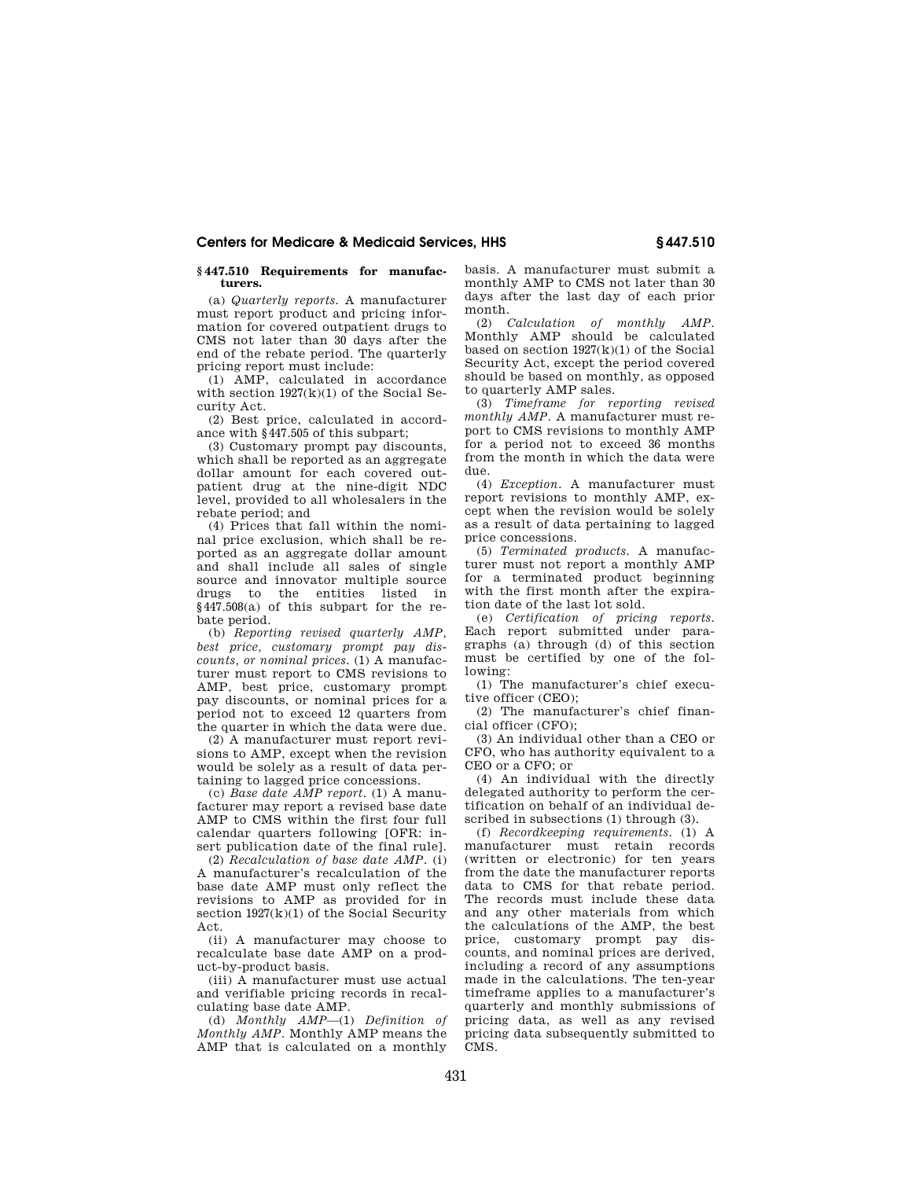### § 447.510 Requirements for manufacturers.

(a) *Quarterly reports.* A manufacturer must report product and pricing information for covered outpatient drugs to CMS not later than 30 days after the end of the rebate period. The quarterly pricing report must include:

(1) AMP, calculated in accordance with section 1927(k)(1) of the Social Security Act.

(2) Best price, calculated in accordance with § 447.505 of this subpart;

(3) Customary prompt pay discounts, which shall be reported as an aggregate dollar amount for each covered outpatient drug at the nine-digit NDC level, provided to all wholesalers in the rebate period; and

(4) Prices that fall within the nominal price exclusion, which shall be reported as an aggregate dollar amount and shall include all sales of single source and innovator multiple source drugs to the entities listed in § 447.508(a) of this subpart for the rebate period.

(b) *Reporting revised quarterly AMP, best price, customary prompt pay discounts, or nominal prices.* (1) A manufacturer must report to CMS revisions to AMP, best price, customary prompt pay discounts, or nominal prices for a period not to exceed 12 quarters from the quarter in which the data were due.

(2) A manufacturer must report revisions to AMP, except when the revision would be solely as a result of data pertaining to lagged price concessions.

(c) *Base date AMP report.* (1) A manufacturer may report a revised base date AMP to CMS within the first four full calendar quarters following [OFR: insert publication date of the final rule].

(2) *Recalculation of base date AMP.* (i) A manufacturer's recalculation of the base date AMP must only reflect the revisions to AMP as provided for in section 1927(k)(1) of the Social Security Act.

(ii) A manufacturer may choose to recalculate base date AMP on a product-by-product basis.

(iii) A manufacturer must use actual and verifiable pricing records in recalculating base date AMP.

(d) *Monthly AMP*—(1) *Definition of Monthly AMP.* Monthly AMP means the AMP that is calculated on a monthly basis. A manufacturer must submit a monthly AMP to CMS not later than 30 days after the last day of each prior month.

(2) *Calculation of monthly AMP.* Monthly AMP should be calculated based on section 1927(k)(1) of the Social Security Act, except the period covered should be based on monthly, as opposed to quarterly AMP sales.

(3) *Timeframe for reporting revised monthly AMP.* A manufacturer must report to CMS revisions to monthly AMP for a period not to exceed 36 months from the month in which the data were due.

(4) *Exception.* A manufacturer must report revisions to monthly AMP, except when the revision would be solely as a result of data pertaining to lagged price concessions.

(5) *Terminated products.* A manufacturer must not report a monthly AMP for a terminated product beginning with the first month after the expiration date of the last lot sold.

(e) *Certification of pricing reports.* Each report submitted under paragraphs (a) through (d) of this section must be certified by one of the following:

(1) The manufacturer's chief executive officer (CEO);

(2) The manufacturer's chief financial officer (CFO);

(3) An individual other than a CEO or CFO, who has authority equivalent to a CEO or a CFO; or

(4) An individual with the directly delegated authority to perform the certification on behalf of an individual described in subsections (1) through (3).

(f) *Recordkeeping requirements.* (1) A manufacturer must retain records (written or electronic) for ten years from the date the manufacturer reports data to CMS for that rebate period. The records must include these data and any other materials from which the calculations of the AMP, the best price, customary prompt pay discounts, and nominal prices are derived, including a record of any assumptions made in the calculations. The ten-year timeframe applies to a manufacturer's quarterly and monthly submissions of pricing data, as well as any revised pricing data subsequently submitted to CMS.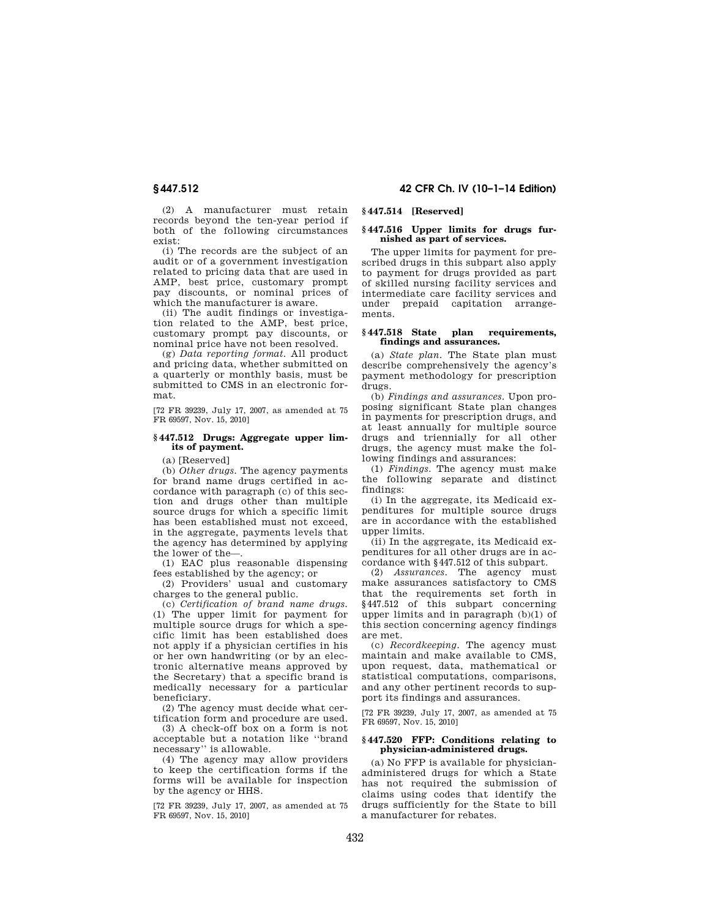(2) A manufacturer must retain records beyond the ten-year period if both of the following circumstances exist:

(i) The records are the subject of an audit or of a government investigation related to pricing data that are used in AMP, best price, customary prompt pay discounts, or nominal prices of which the manufacturer is aware.

(ii) The audit findings or investigation related to the AMP, best price, customary prompt pay discounts, or nominal price have not been resolved.

(g) *Data reporting format.* All product and pricing data, whether submitted on a quarterly or monthly basis, must be submitted to CMS in an electronic format.

[72 FR 39239, July 17, 2007, as amended at 75 FR 69597, Nov. 15, 2010]

### § 447.512 Drugs: Aggregate upper limits of payment.

(a) [Reserved]

(b) *Other drugs.* The agency payments for brand name drugs certified in accordance with paragraph (c) of this section and drugs other than multiple source drugs for which a specific limit has been established must not exceed, in the aggregate, payments levels that the agency has determined by applying the lower of the—.

(1) EAC plus reasonable dispensing fees established by the agency; or

(2) Providers' usual and customary charges to the general public.

(c) *Certification of brand name drugs.* (1) The upper limit for payment for multiple source drugs for which a specific limit has been established does not apply if a physician certifies in his or her own handwriting (or by an electronic alternative means approved by the Secretary) that a specific brand is medically necessary for a particular beneficiary.

(2) The agency must decide what certification form and procedure are used.

(3) A check-off box on a form is not acceptable but a notation like "brand necessary" is allowable.

(4) The agency may allow providers to keep the certification forms if the forms will be available for inspection by the agency or HHS.

[72 FR 39239, July 17, 2007, as amended at 75 FR 69597, Nov. 15, 2010]

### § 447.514 [Reserved]

### § 447.516 Upper limits for drugs furnished as part of services.

The upper limits for payment for prescribed drugs in this subpart also apply to payment for drugs provided as part of skilled nursing facility services and intermediate care facility services and under prepaid capitation arrangements.

### § 447.518 State plan requirements, findings and assurances.

(a) *State plan.* The State plan must describe comprehensively the agency's payment methodology for prescription drugs.

(b) *Findings and assurances.* Upon proposing significant State plan changes in payments for prescription drugs, and at least annually for multiple source drugs and triennially for all other drugs, the agency must make the following findings and assurances:

(1) *Findings.* The agency must make the following separate and distinct findings:

(i) In the aggregate, its Medicaid expenditures for multiple source drugs are in accordance with the established upper limits.

(ii) In the aggregate, its Medicaid expenditures for all other drugs are in accordance with §447.512 of this subpart.

(2) *Assurances.* The agency must make assurances satisfactory to CMS that the requirements set forth in §447.512 of this subpart concerning upper limits and in paragraph (b)(1) of this section concerning agency findings are met.

(c) *Recordkeeping.* The agency must maintain and make available to CMS, upon request, data, mathematical or statistical computations, comparisons, and any other pertinent records to support its findings and assurances.

[72 FR 39239, July 17, 2007, as amended at 75 FR 69597, Nov. 15, 2010]

### § 447.520 FFP: Conditions relating to physician-administered drugs.

(a) No FFP is available for physician-administered drugs for which a State has not required the submission of claims using codes that identify the drugs sufficiently for the State to bill a manufacturer for rebates.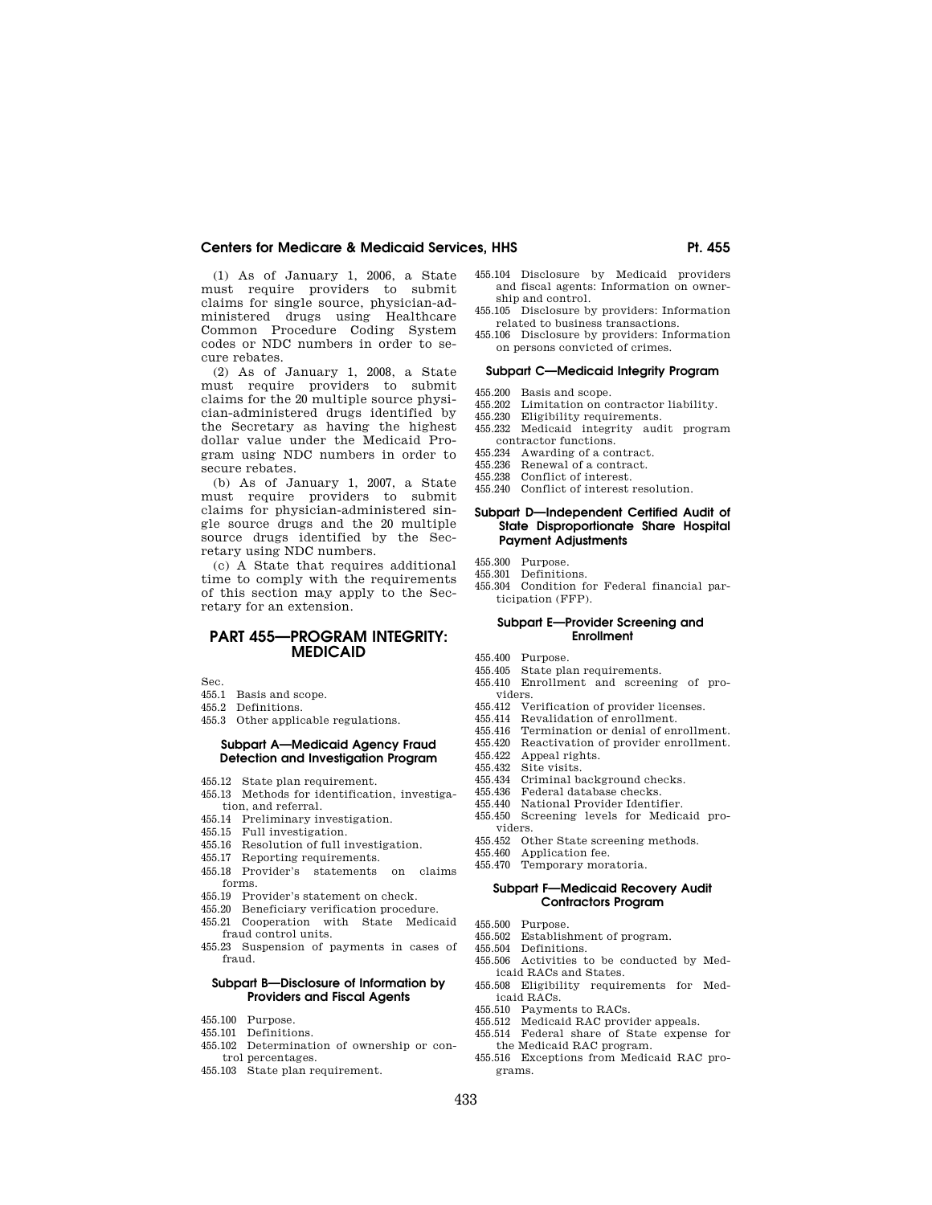(1) As of January 1, 2006, a State must require providers to submit claims for single source, physician-administered drugs using Healthcare Common Procedure Coding System codes or NDC numbers in order to secure rebates.

(2) As of January 1, 2008, a State must require providers to submit claims for the 20 multiple source physician-administered drugs identified by the Secretary as having the highest dollar value under the Medicaid Program using NDC numbers in order to secure rebates.

(b) As of January 1, 2007, a State must require providers to submit claims for physician-administered single source drugs and the 20 multiple source drugs identified by the Secretary using NDC numbers.

(c) A State that requires additional time to comply with the requirements of this section may apply to the Secretary for an extension.

# PART 455—PROGRAM INTEGRITY: MEDICAID

Sec.

455.1 Basis and scope.
455.2 Definitions.
455.3 Other applicable regulations.

### Subpart A—Medicaid Agency Fraud Detection and Investigation Program

455.12 State plan requirement.
455.13 Methods for identification, investigation, and referral.
455.14 Preliminary investigation.
455.15 Full investigation.
455.16 Resolution of full investigation.
455.17 Reporting requirements.
455.18 Provider's statements on claims forms.
455.19 Provider's statement on check.
455.20 Beneficiary verification procedure.
455.21 Cooperation with State Medicaid fraud control units.
455.23 Suspension of payments in cases of fraud.

### Subpart B—Disclosure of Information by Providers and Fiscal Agents

455.100 Purpose.
455.101 Definitions.
455.102 Determination of ownership or control percentages.
455.103 State plan requirement.
455.104 Disclosure by Medicaid providers and fiscal agents: Information on ownership and control.
455.105 Disclosure by providers: Information related to business transactions.
455.106 Disclosure by providers: Information on persons convicted of crimes.

### Subpart C—Medicaid Integrity Program

455.200 Basis and scope.
455.202 Limitation on contractor liability.
455.230 Eligibility requirements.
455.232 Medicaid integrity audit program contractor functions.
455.234 Awarding of a contract.
455.236 Renewal of a contract.
455.238 Conflict of interest.
455.240 Conflict of interest resolution.

### Subpart D—Independent Certified Audit of State Disproportionate Share Hospital Payment Adjustments

455.300 Purpose.
455.301 Definitions.
455.304 Condition for Federal financial participation (FFP).

### Subpart E—Provider Screening and Enrollment

455.400 Purpose.
455.405 State plan requirements.
455.410 Enrollment and screening of providers.
455.412 Verification of provider licenses.
455.414 Revalidation of enrollment.
455.416 Termination or denial of enrollment.
455.420 Reactivation of provider enrollment.
455.422 Appeal rights.
455.432 Site visits.
455.434 Criminal background checks.
455.436 Federal database checks.
455.440 National Provider Identifier.
455.450 Screening levels for Medicaid providers.
455.452 Other State screening methods.
455.460 Application fee.
455.470 Temporary moratoria.

### Subpart F—Medicaid Recovery Audit Contractors Program

455.500 Purpose.
455.502 Establishment of program.
455.504 Definitions.
455.506 Activities to be conducted by Medicaid RACs and States.
455.508 Eligibility requirements for Medicaid RACs.
455.510 Payments to RACs.
455.512 Medicaid RAC provider appeals.
455.514 Federal share of State expense for the Medicaid RAC program.
455.516 Exceptions from Medicaid RAC programs.